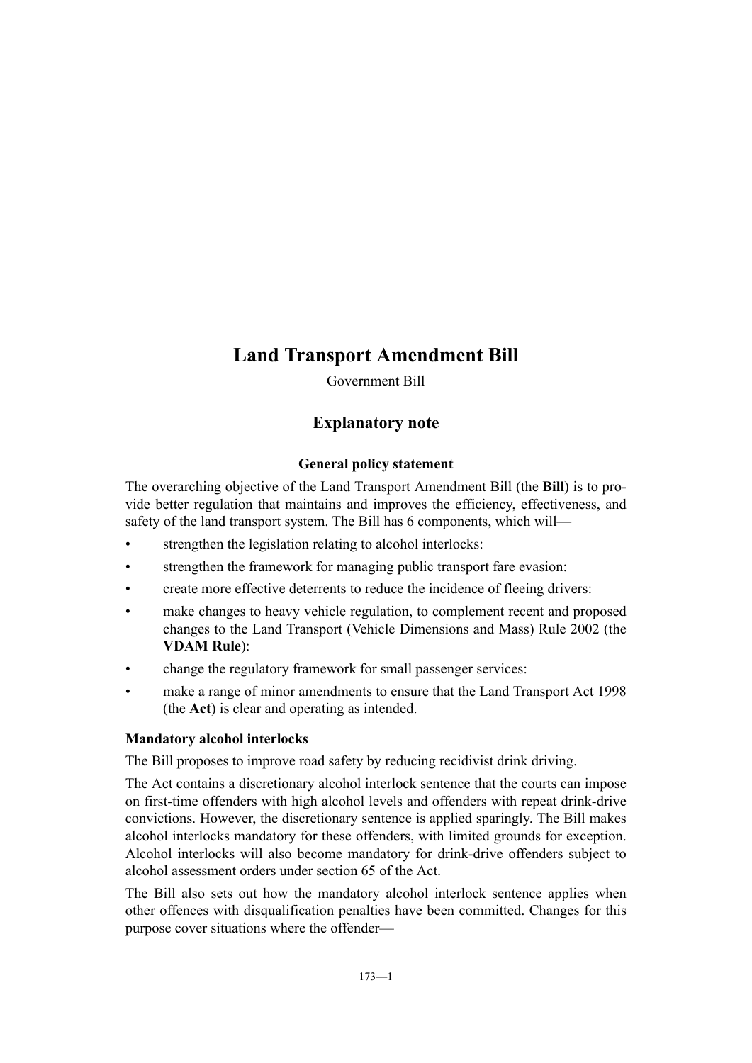# Land Transport Amendment Bill

Government Bill

## Explanatory note

### General policy statement

The overarching objective of the Land Transport Amendment Bill (the **Bill**) is to provide better regulation that maintains and improves the efficiency, effectiveness, and safety of the land transport system. The Bill has 6 components, which will—

- strengthen the legislation relating to alcohol interlocks:
- strengthen the framework for managing public transport fare evasion:
- create more effective deterrents to reduce the incidence of fleeing drivers:
- make changes to heavy vehicle regulation, to complement recent and proposed changes to the Land Transport (Vehicle Dimensions and Mass) Rule 2002 (the **VDAM Rule**):
- change the regulatory framework for small passenger services:
- make a range of minor amendments to ensure that the Land Transport Act 1998 (the **Act**) is clear and operating as intended.

#### Mandatory alcohol interlocks

The Bill proposes to improve road safety by reducing recidivist drink driving.

The Act contains a discretionary alcohol interlock sentence that the courts can impose on first-time offenders with high alcohol levels and offenders with repeat drink-drive convictions. However, the discretionary sentence is applied sparingly. The Bill makes alcohol interlocks mandatory for these offenders, with limited grounds for exception. Alcohol interlocks will also become mandatory for drink-drive offenders subject to alcohol assessment orders under section 65 of the Act.

The Bill also sets out how the mandatory alcohol interlock sentence applies when other offences with disqualification penalties have been committed. Changes for this purpose cover situations where the offender—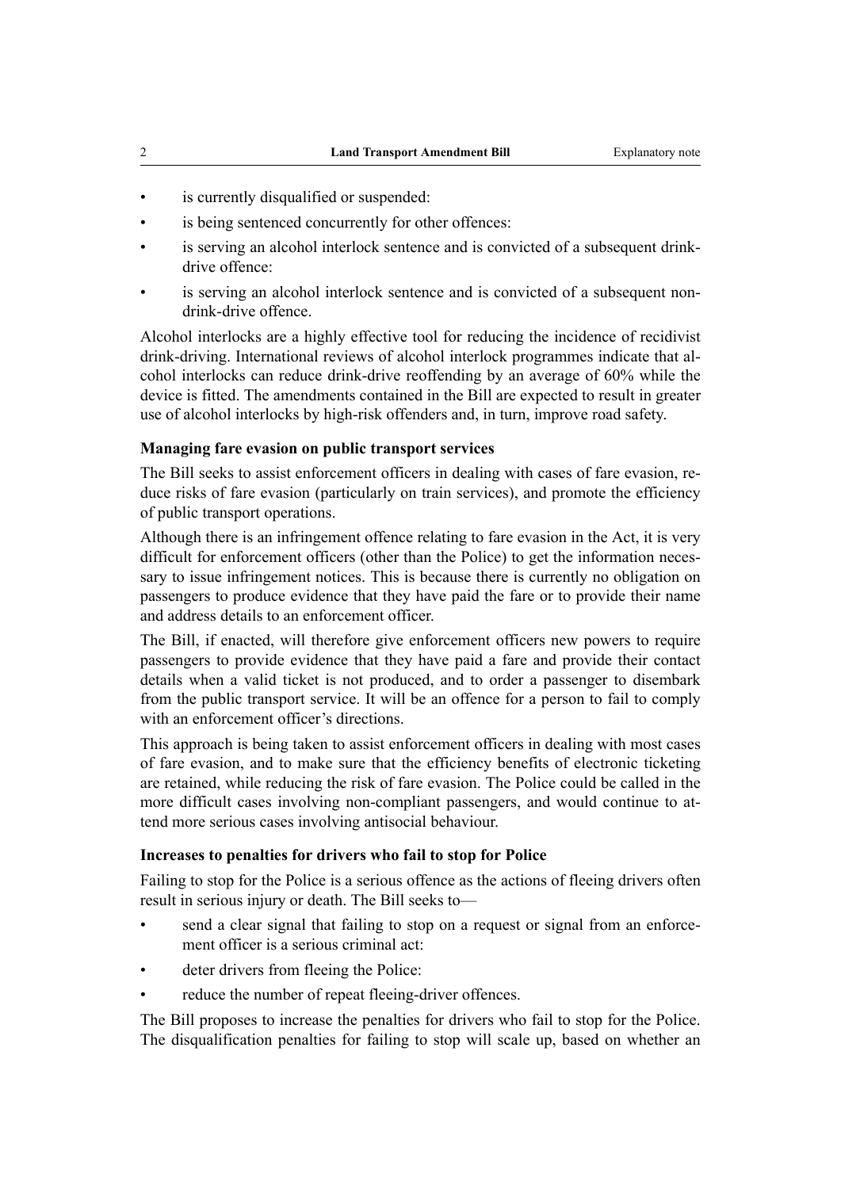- is currently disqualified or suspended:
- is being sentenced concurrently for other offences:
- is serving an alcohol interlock sentence and is convicted of a subsequent drink-drive offence:
- is serving an alcohol interlock sentence and is convicted of a subsequent non-drink-drive offence.

Alcohol interlocks are a highly effective tool for reducing the incidence of recidivist drink-driving. International reviews of alcohol interlock programmes indicate that alcohol interlocks can reduce drink-drive reoffending by an average of 60% while the device is fitted. The amendments contained in the Bill are expected to result in greater use of alcohol interlocks by high-risk offenders and, in turn, improve road safety.

### Managing fare evasion on public transport services

The Bill seeks to assist enforcement officers in dealing with cases of fare evasion, reduce risks of fare evasion (particularly on train services), and promote the efficiency of public transport operations.

Although there is an infringement offence relating to fare evasion in the Act, it is very difficult for enforcement officers (other than the Police) to get the information necessary to issue infringement notices. This is because there is currently no obligation on passengers to produce evidence that they have paid the fare or to provide their name and address details to an enforcement officer.

The Bill, if enacted, will therefore give enforcement officers new powers to require passengers to provide evidence that they have paid a fare and provide their contact details when a valid ticket is not produced, and to order a passenger to disembark from the public transport service. It will be an offence for a person to fail to comply with an enforcement officer's directions.

This approach is being taken to assist enforcement officers in dealing with most cases of fare evasion, and to make sure that the efficiency benefits of electronic ticketing are retained, while reducing the risk of fare evasion. The Police could be called in the more difficult cases involving non-compliant passengers, and would continue to attend more serious cases involving antisocial behaviour.

### Increases to penalties for drivers who fail to stop for Police

Failing to stop for the Police is a serious offence as the actions of fleeing drivers often result in serious injury or death. The Bill seeks to—

- send a clear signal that failing to stop on a request or signal from an enforcement officer is a serious criminal act:
- deter drivers from fleeing the Police:
- reduce the number of repeat fleeing-driver offences.

The Bill proposes to increase the penalties for drivers who fail to stop for the Police. The disqualification penalties for failing to stop will scale up, based on whether an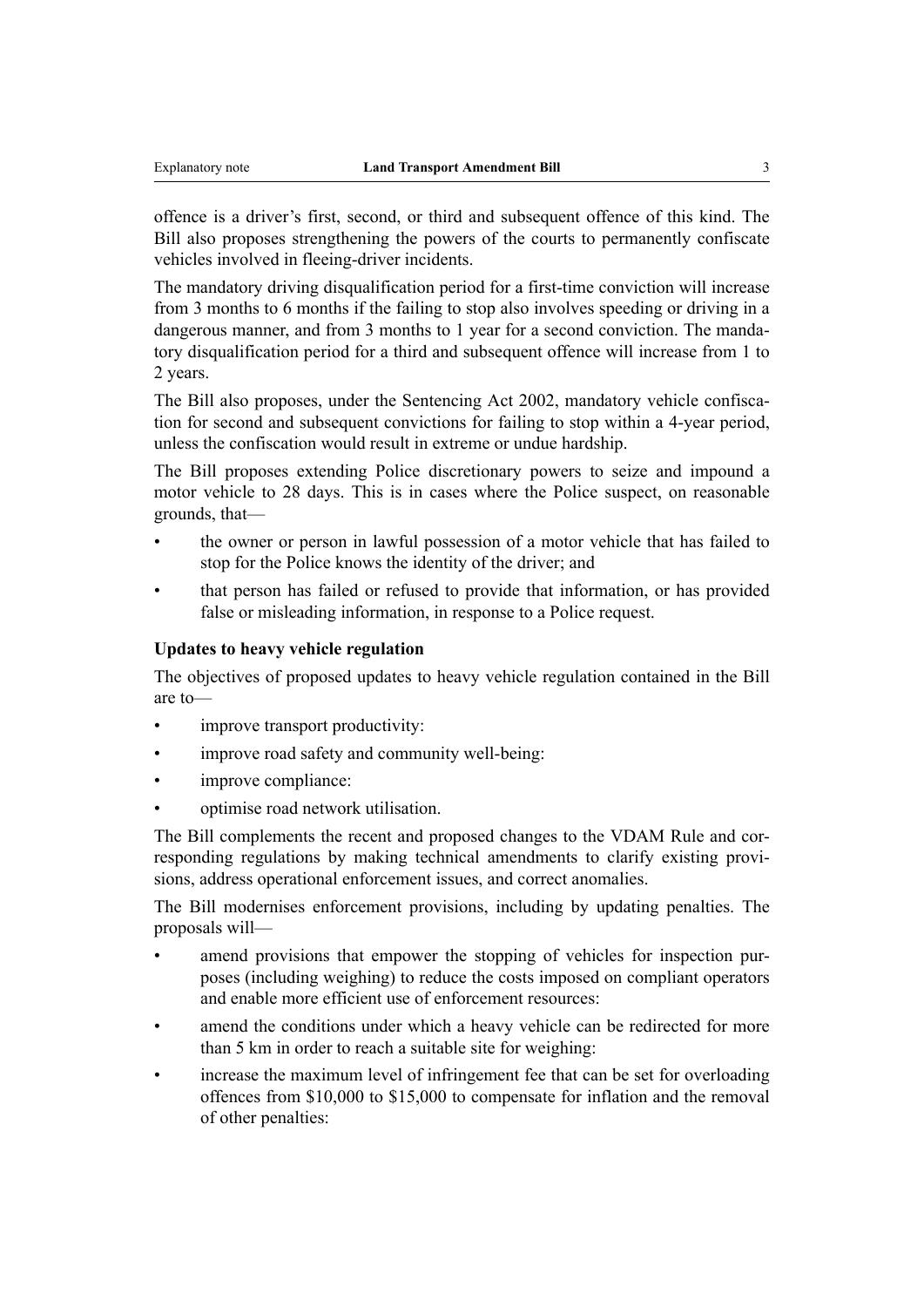offence is a driver's first, second, or third and subsequent offence of this kind. The Bill also proposes strengthening the powers of the courts to permanently confiscate vehicles involved in fleeing-driver incidents.

The mandatory driving disqualification period for a first-time conviction will increase from 3 months to 6 months if the failing to stop also involves speeding or driving in a dangerous manner, and from 3 months to 1 year for a second conviction. The mandatory disqualification period for a third and subsequent offence will increase from 1 to 2 years.

The Bill also proposes, under the Sentencing Act 2002, mandatory vehicle confiscation for second and subsequent convictions for failing to stop within a 4-year period, unless the confiscation would result in extreme or undue hardship.

The Bill proposes extending Police discretionary powers to seize and impound a motor vehicle to 28 days. This is in cases where the Police suspect, on reasonable grounds, that—

- the owner or person in lawful possession of a motor vehicle that has failed to stop for the Police knows the identity of the driver; and
- that person has failed or refused to provide that information, or has provided false or misleading information, in response to a Police request.

**Updates to heavy vehicle regulation**

The objectives of proposed updates to heavy vehicle regulation contained in the Bill are to—

- improve transport productivity:
- improve road safety and community well-being:
- improve compliance:
- optimise road network utilisation.

The Bill complements the recent and proposed changes to the VDAM Rule and corresponding regulations by making technical amendments to clarify existing provisions, address operational enforcement issues, and correct anomalies.

The Bill modernises enforcement provisions, including by updating penalties. The proposals will—

- amend provisions that empower the stopping of vehicles for inspection purposes (including weighing) to reduce the costs imposed on compliant operators and enable more efficient use of enforcement resources:
- amend the conditions under which a heavy vehicle can be redirected for more than 5 km in order to reach a suitable site for weighing:
- increase the maximum level of infringement fee that can be set for overloading offences from $10,000 to $15,000 to compensate for inflation and the removal of other penalties: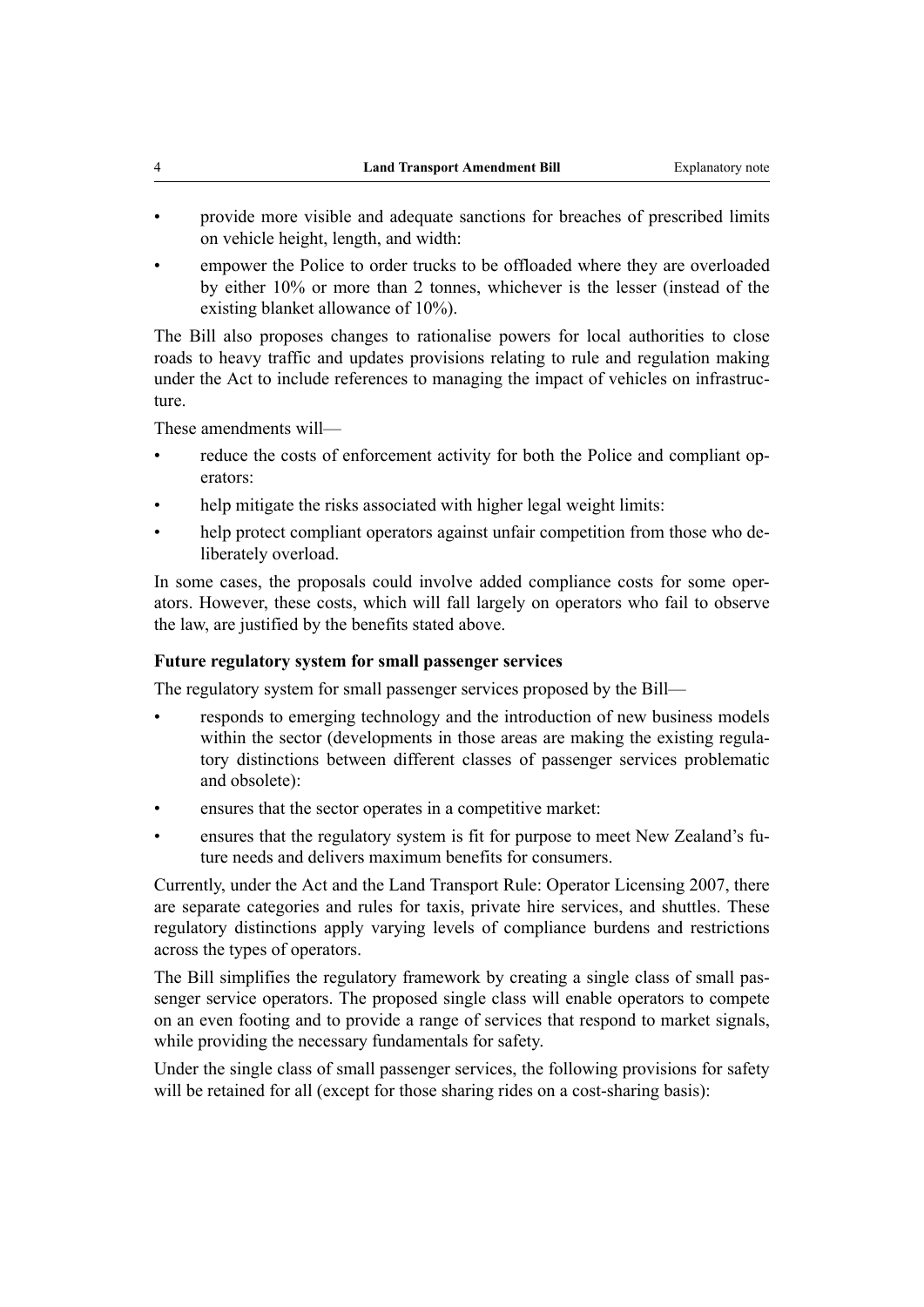- provide more visible and adequate sanctions for breaches of prescribed limits on vehicle height, length, and width:
- empower the Police to order trucks to be offloaded where they are overloaded by either 10% or more than 2 tonnes, whichever is the lesser (instead of the existing blanket allowance of 10%).

The Bill also proposes changes to rationalise powers for local authorities to close roads to heavy traffic and updates provisions relating to rule and regulation making under the Act to include references to managing the impact of vehicles on infrastructure.

These amendments will—

- reduce the costs of enforcement activity for both the Police and compliant operators:
- help mitigate the risks associated with higher legal weight limits:
- help protect compliant operators against unfair competition from those who deliberately overload.

In some cases, the proposals could involve added compliance costs for some operators. However, these costs, which will fall largely on operators who fail to observe the law, are justified by the benefits stated above.

### Future regulatory system for small passenger services

The regulatory system for small passenger services proposed by the Bill—

- responds to emerging technology and the introduction of new business models within the sector (developments in those areas are making the existing regulatory distinctions between different classes of passenger services problematic and obsolete):
- ensures that the sector operates in a competitive market:
- ensures that the regulatory system is fit for purpose to meet New Zealand's future needs and delivers maximum benefits for consumers.

Currently, under the Act and the Land Transport Rule: Operator Licensing 2007, there are separate categories and rules for taxis, private hire services, and shuttles. These regulatory distinctions apply varying levels of compliance burdens and restrictions across the types of operators.

The Bill simplifies the regulatory framework by creating a single class of small passenger service operators. The proposed single class will enable operators to compete on an even footing and to provide a range of services that respond to market signals, while providing the necessary fundamentals for safety.

Under the single class of small passenger services, the following provisions for safety will be retained for all (except for those sharing rides on a cost-sharing basis):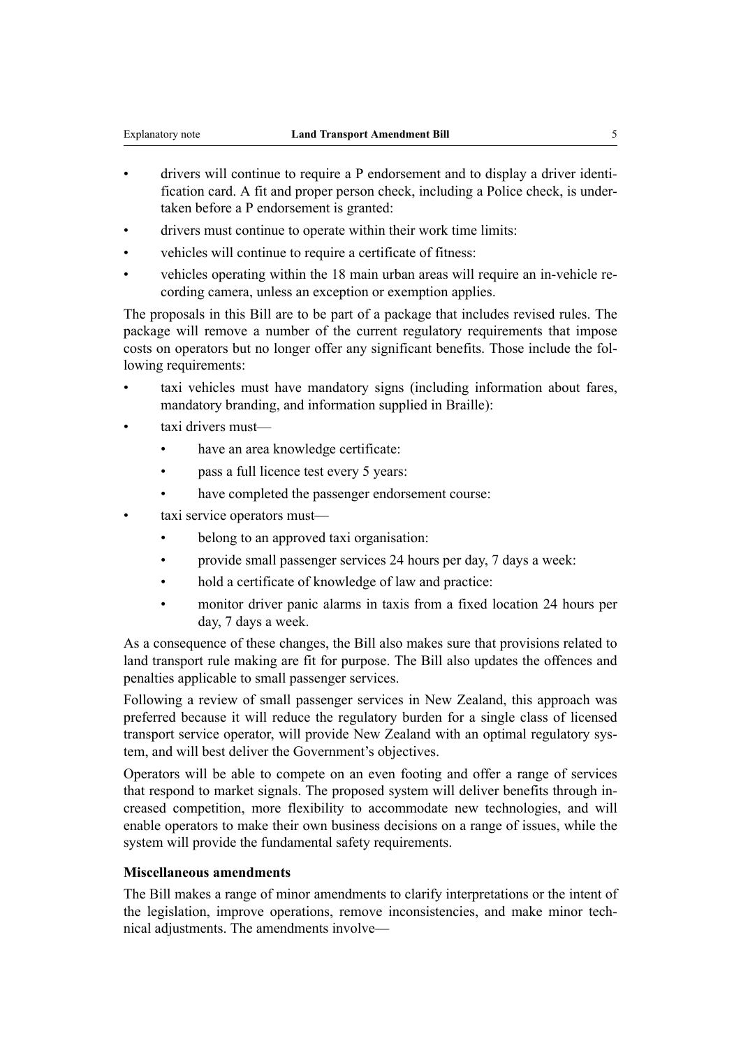- drivers will continue to require a P endorsement and to display a driver identification card. A fit and proper person check, including a Police check, is undertaken before a P endorsement is granted:
- drivers must continue to operate within their work time limits:
- vehicles will continue to require a certificate of fitness:
- vehicles operating within the 18 main urban areas will require an in-vehicle recording camera, unless an exception or exemption applies.

The proposals in this Bill are to be part of a package that includes revised rules. The package will remove a number of the current regulatory requirements that impose costs on operators but no longer offer any significant benefits. Those include the following requirements:

- taxi vehicles must have mandatory signs (including information about fares, mandatory branding, and information supplied in Braille):
- taxi drivers must—
  - have an area knowledge certificate:
  - pass a full licence test every 5 years:
  - have completed the passenger endorsement course:
- taxi service operators must—
  - belong to an approved taxi organisation:
  - provide small passenger services 24 hours per day, 7 days a week:
  - hold a certificate of knowledge of law and practice:
  - monitor driver panic alarms in taxis from a fixed location 24 hours per day, 7 days a week.

As a consequence of these changes, the Bill also makes sure that provisions related to land transport rule making are fit for purpose. The Bill also updates the offences and penalties applicable to small passenger services.

Following a review of small passenger services in New Zealand, this approach was preferred because it will reduce the regulatory burden for a single class of licensed transport service operator, will provide New Zealand with an optimal regulatory system, and will best deliver the Government's objectives.

Operators will be able to compete on an even footing and offer a range of services that respond to market signals. The proposed system will deliver benefits through increased competition, more flexibility to accommodate new technologies, and will enable operators to make their own business decisions on a range of issues, while the system will provide the fundamental safety requirements.

**Miscellaneous amendments**

The Bill makes a range of minor amendments to clarify interpretations or the intent of the legislation, improve operations, remove inconsistencies, and make minor technical adjustments. The amendments involve—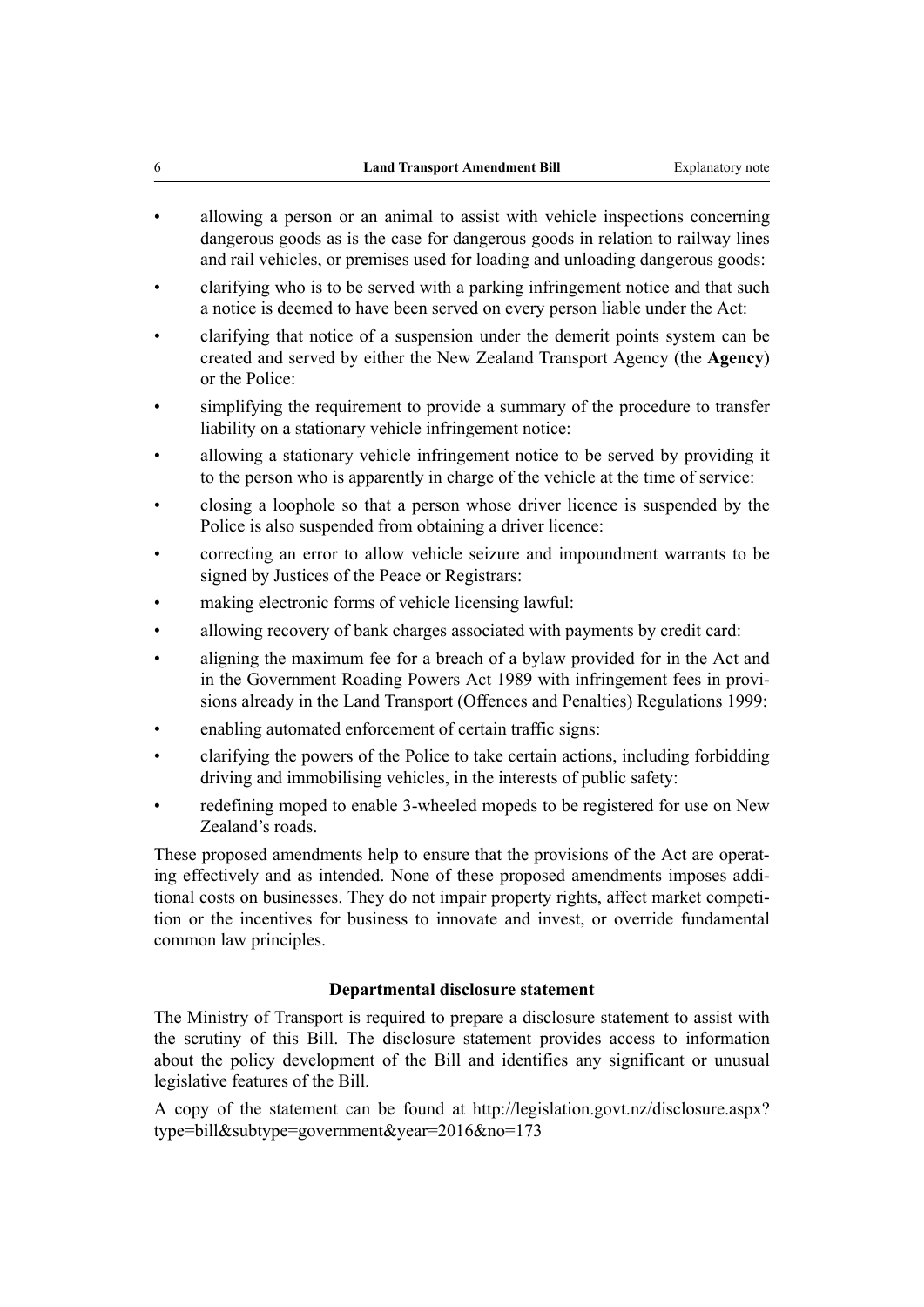- allowing a person or an animal to assist with vehicle inspections concerning dangerous goods as is the case for dangerous goods in relation to railway lines and rail vehicles, or premises used for loading and unloading dangerous goods:
- clarifying who is to be served with a parking infringement notice and that such a notice is deemed to have been served on every person liable under the Act:
- clarifying that notice of a suspension under the demerit points system can be created and served by either the New Zealand Transport Agency (the **Agency**) or the Police:
- simplifying the requirement to provide a summary of the procedure to transfer liability on a stationary vehicle infringement notice:
- allowing a stationary vehicle infringement notice to be served by providing it to the person who is apparently in charge of the vehicle at the time of service:
- closing a loophole so that a person whose driver licence is suspended by the Police is also suspended from obtaining a driver licence:
- correcting an error to allow vehicle seizure and impoundment warrants to be signed by Justices of the Peace or Registrars:
- making electronic forms of vehicle licensing lawful:
- allowing recovery of bank charges associated with payments by credit card:
- aligning the maximum fee for a breach of a bylaw provided for in the Act and in the Government Roading Powers Act 1989 with infringement fees in provisions already in the Land Transport (Offences and Penalties) Regulations 1999:
- enabling automated enforcement of certain traffic signs:
- clarifying the powers of the Police to take certain actions, including forbidding driving and immobilising vehicles, in the interests of public safety:
- redefining moped to enable 3-wheeled mopeds to be registered for use on New Zealand's roads.

These proposed amendments help to ensure that the provisions of the Act are operating effectively and as intended. None of these proposed amendments imposes additional costs on businesses. They do not impair property rights, affect market competition or the incentives for business to innovate and invest, or override fundamental common law principles.

## Departmental disclosure statement

The Ministry of Transport is required to prepare a disclosure statement to assist with the scrutiny of this Bill. The disclosure statement provides access to information about the policy development of the Bill and identifies any significant or unusual legislative features of the Bill.

A copy of the statement can be found at http://legislation.govt.nz/disclosure.aspx?type=bill&subtype=government&year=2016&no=173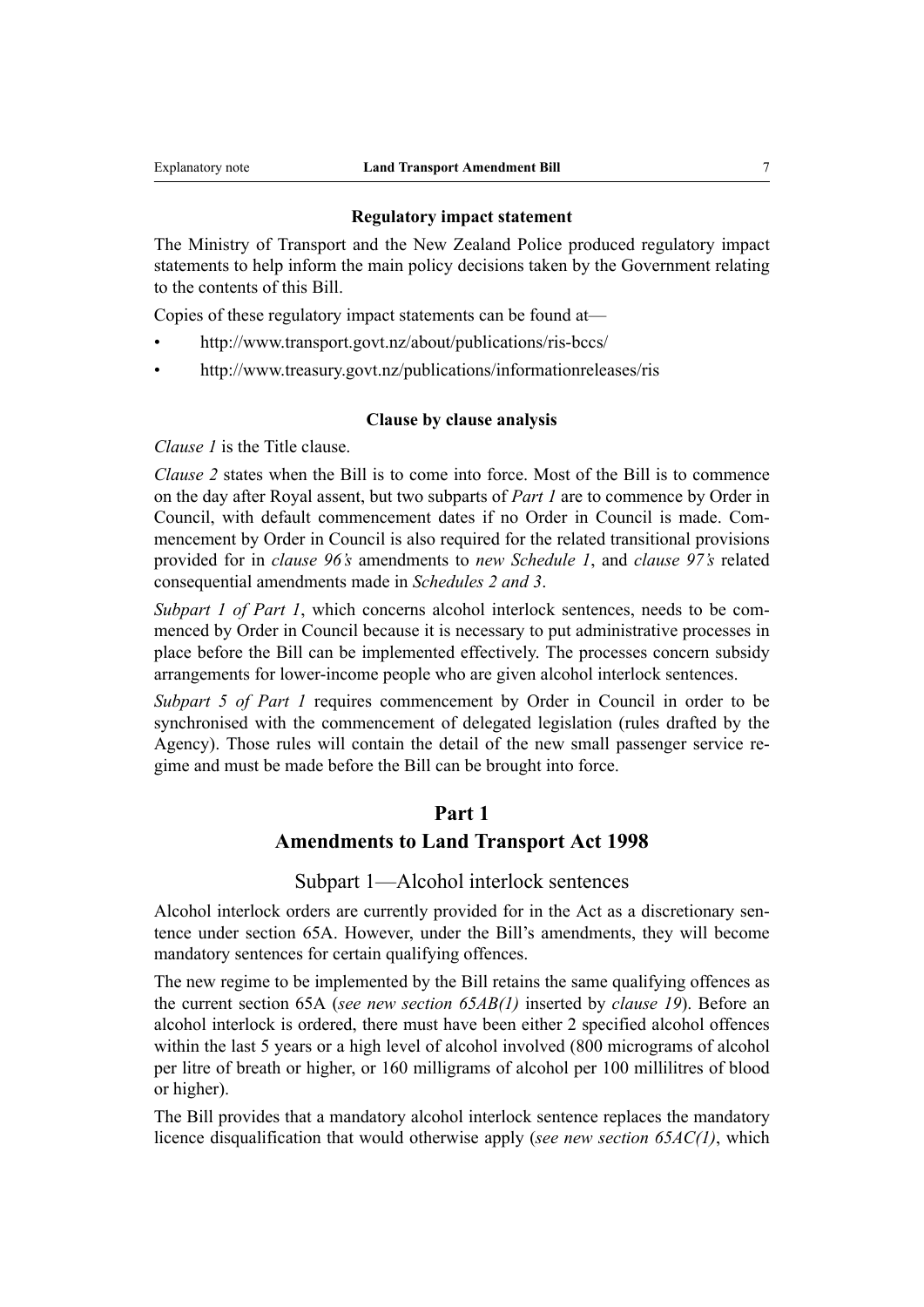### Regulatory impact statement

The Ministry of Transport and the New Zealand Police produced regulatory impact statements to help inform the main policy decisions taken by the Government relating to the contents of this Bill.

Copies of these regulatory impact statements can be found at—

- http://www.transport.govt.nz/about/publications/ris-bccs/
- http://www.treasury.govt.nz/publications/informationreleases/ris

### Clause by clause analysis

*Clause 1* is the Title clause.

*Clause 2* states when the Bill is to come into force. Most of the Bill is to commence on the day after Royal assent, but two subparts of *Part 1* are to commence by Order in Council, with default commencement dates if no Order in Council is made. Commencement by Order in Council is also required for the related transitional provisions provided for in *clause 96's* amendments to *new Schedule 1*, and *clause 97's* related consequential amendments made in *Schedules 2 and 3*.

*Subpart 1 of Part 1*, which concerns alcohol interlock sentences, needs to be commenced by Order in Council because it is necessary to put administrative processes in place before the Bill can be implemented effectively. The processes concern subsidy arrangements for lower-income people who are given alcohol interlock sentences.

*Subpart 5 of Part 1* requires commencement by Order in Council in order to be synchronised with the commencement of delegated legislation (rules drafted by the Agency). Those rules will contain the detail of the new small passenger service regime and must be made before the Bill can be brought into force.

## Part 1
## Amendments to Land Transport Act 1998

### Subpart 1—Alcohol interlock sentences

Alcohol interlock orders are currently provided for in the Act as a discretionary sentence under section 65A. However, under the Bill's amendments, they will become mandatory sentences for certain qualifying offences.

The new regime to be implemented by the Bill retains the same qualifying offences as the current section 65A (*see new section 65AB(1)* inserted by *clause 19*). Before an alcohol interlock is ordered, there must have been either 2 specified alcohol offences within the last 5 years or a high level of alcohol involved (800 micrograms of alcohol per litre of breath or higher, or 160 milligrams of alcohol per 100 millilitres of blood or higher).

The Bill provides that a mandatory alcohol interlock sentence replaces the mandatory licence disqualification that would otherwise apply (*see new section 65AC(1)*, which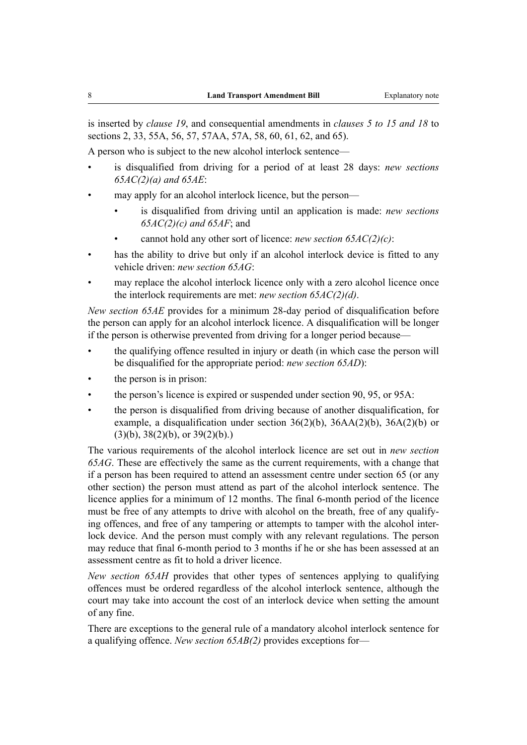is inserted by *clause 19*, and consequential amendments in *clauses 5 to 15 and 18* to sections 2, 33, 55A, 56, 57, 57AA, 57A, 58, 60, 61, 62, and 65).

A person who is subject to the new alcohol interlock sentence—

- is disqualified from driving for a period of at least 28 days: *new sections 65AC(2)(a) and 65AE*:
- may apply for an alcohol interlock licence, but the person—
  - is disqualified from driving until an application is made: *new sections 65AC(2)(c) and 65AF*; and
  - cannot hold any other sort of licence: *new section 65AC(2)(c)*:
- has the ability to drive but only if an alcohol interlock device is fitted to any vehicle driven: *new section 65AG*:
- may replace the alcohol interlock licence only with a zero alcohol licence once the interlock requirements are met: *new section 65AC(2)(d)*.

*New section 65AE* provides for a minimum 28-day period of disqualification before the person can apply for an alcohol interlock licence. A disqualification will be longer if the person is otherwise prevented from driving for a longer period because—

- the qualifying offence resulted in injury or death (in which case the person will be disqualified for the appropriate period: *new section 65AD*):
- the person is in prison:
- the person's licence is expired or suspended under section 90, 95, or 95A:
- the person is disqualified from driving because of another disqualification, for example, a disqualification under section 36(2)(b), 36AA(2)(b), 36A(2)(b) or (3)(b), 38(2)(b), or 39(2)(b).)

The various requirements of the alcohol interlock licence are set out in *new section 65AG*. These are effectively the same as the current requirements, with a change that if a person has been required to attend an assessment centre under section 65 (or any other section) the person must attend as part of the alcohol interlock sentence. The licence applies for a minimum of 12 months. The final 6-month period of the licence must be free of any attempts to drive with alcohol on the breath, free of any qualifying offences, and free of any tampering or attempts to tamper with the alcohol interlock device. And the person must comply with any relevant regulations. The person may reduce that final 6-month period to 3 months if he or she has been assessed at an assessment centre as fit to hold a driver licence.

*New section 65AH* provides that other types of sentences applying to qualifying offences must be ordered regardless of the alcohol interlock sentence, although the court may take into account the cost of an interlock device when setting the amount of any fine.

There are exceptions to the general rule of a mandatory alcohol interlock sentence for a qualifying offence. *New section 65AB(2)* provides exceptions for—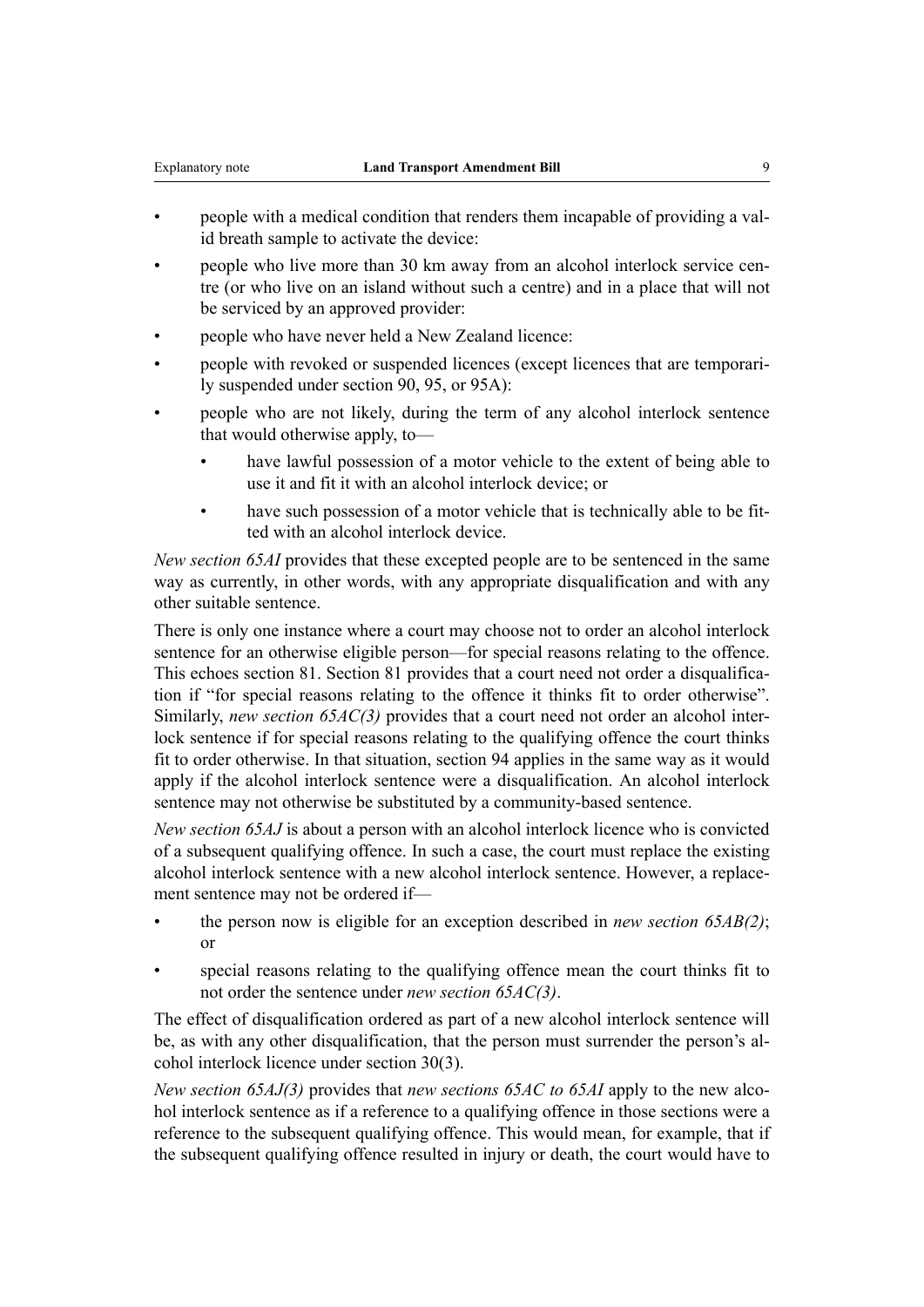- people with a medical condition that renders them incapable of providing a valid breath sample to activate the device:
- people who live more than 30 km away from an alcohol interlock service centre (or who live on an island without such a centre) and in a place that will not be serviced by an approved provider:
- people who have never held a New Zealand licence:
- people with revoked or suspended licences (except licences that are temporarily suspended under section 90, 95, or 95A):
- people who are not likely, during the term of any alcohol interlock sentence that would otherwise apply, to—
  - have lawful possession of a motor vehicle to the extent of being able to use it and fit it with an alcohol interlock device; or
  - have such possession of a motor vehicle that is technically able to be fitted with an alcohol interlock device.

*New section 65AI* provides that these excepted people are to be sentenced in the same way as currently, in other words, with any appropriate disqualification and with any other suitable sentence.

There is only one instance where a court may choose not to order an alcohol interlock sentence for an otherwise eligible person—for special reasons relating to the offence. This echoes section 81. Section 81 provides that a court need not order a disqualification if "for special reasons relating to the offence it thinks fit to order otherwise". Similarly, *new section 65AC(3)* provides that a court need not order an alcohol interlock sentence if for special reasons relating to the qualifying offence the court thinks fit to order otherwise. In that situation, section 94 applies in the same way as it would apply if the alcohol interlock sentence were a disqualification. An alcohol interlock sentence may not otherwise be substituted by a community-based sentence.

*New section 65AJ* is about a person with an alcohol interlock licence who is convicted of a subsequent qualifying offence. In such a case, the court must replace the existing alcohol interlock sentence with a new alcohol interlock sentence. However, a replacement sentence may not be ordered if—

- the person now is eligible for an exception described in *new section 65AB(2)*; or
- special reasons relating to the qualifying offence mean the court thinks fit to not order the sentence under *new section 65AC(3)*.

The effect of disqualification ordered as part of a new alcohol interlock sentence will be, as with any other disqualification, that the person must surrender the person's alcohol interlock licence under section 30(3).

*New section 65AJ(3)* provides that *new sections 65AC to 65AI* apply to the new alcohol interlock sentence as if a reference to a qualifying offence in those sections were a reference to the subsequent qualifying offence. This would mean, for example, that if the subsequent qualifying offence resulted in injury or death, the court would have to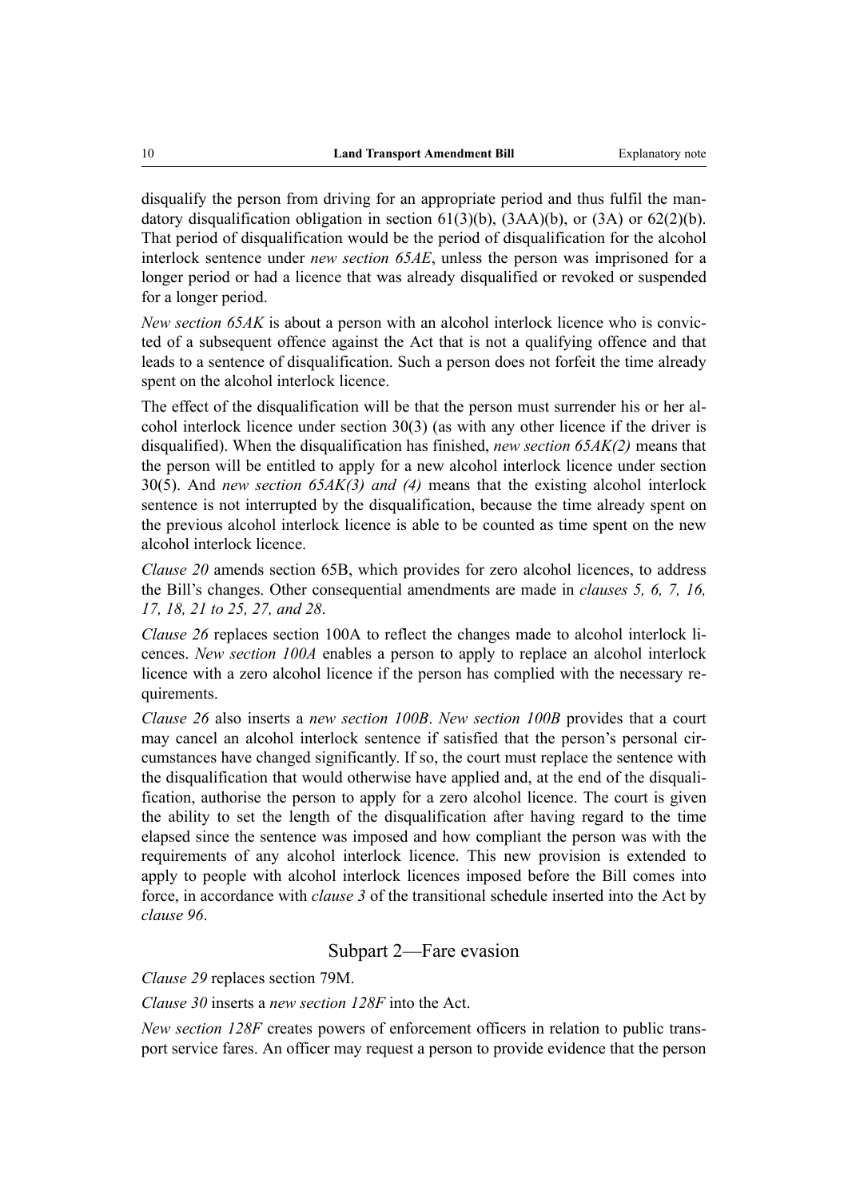disqualify the person from driving for an appropriate period and thus fulfil the mandatory disqualification obligation in section 61(3)(b), (3AA)(b), or (3A) or 62(2)(b). That period of disqualification would be the period of disqualification for the alcohol interlock sentence under *new section 65AE*, unless the person was imprisoned for a longer period or had a licence that was already disqualified or revoked or suspended for a longer period.

*New section 65AK* is about a person with an alcohol interlock licence who is convicted of a subsequent offence against the Act that is not a qualifying offence and that leads to a sentence of disqualification. Such a person does not forfeit the time already spent on the alcohol interlock licence.

The effect of the disqualification will be that the person must surrender his or her alcohol interlock licence under section 30(3) (as with any other licence if the driver is disqualified). When the disqualification has finished, *new section 65AK(2)* means that the person will be entitled to apply for a new alcohol interlock licence under section 30(5). And *new section 65AK(3) and (4)* means that the existing alcohol interlock sentence is not interrupted by the disqualification, because the time already spent on the previous alcohol interlock licence is able to be counted as time spent on the new alcohol interlock licence.

*Clause 20* amends section 65B, which provides for zero alcohol licences, to address the Bill's changes. Other consequential amendments are made in *clauses 5, 6, 7, 16, 17, 18, 21 to 25, 27, and 28*.

*Clause 26* replaces section 100A to reflect the changes made to alcohol interlock licences. *New section 100A* enables a person to apply to replace an alcohol interlock licence with a zero alcohol licence if the person has complied with the necessary requirements.

*Clause 26* also inserts a *new section 100B*. *New section 100B* provides that a court may cancel an alcohol interlock sentence if satisfied that the person's personal circumstances have changed significantly. If so, the court must replace the sentence with the disqualification that would otherwise have applied and, at the end of the disqualification, authorise the person to apply for a zero alcohol licence. The court is given the ability to set the length of the disqualification after having regard to the time elapsed since the sentence was imposed and how compliant the person was with the requirements of any alcohol interlock licence. This new provision is extended to apply to people with alcohol interlock licences imposed before the Bill comes into force, in accordance with *clause 3* of the transitional schedule inserted into the Act by *clause 96*.

## Subpart 2—Fare evasion

*Clause 29* replaces section 79M.

*Clause 30* inserts a *new section 128F* into the Act.

*New section 128F* creates powers of enforcement officers in relation to public transport service fares. An officer may request a person to provide evidence that the person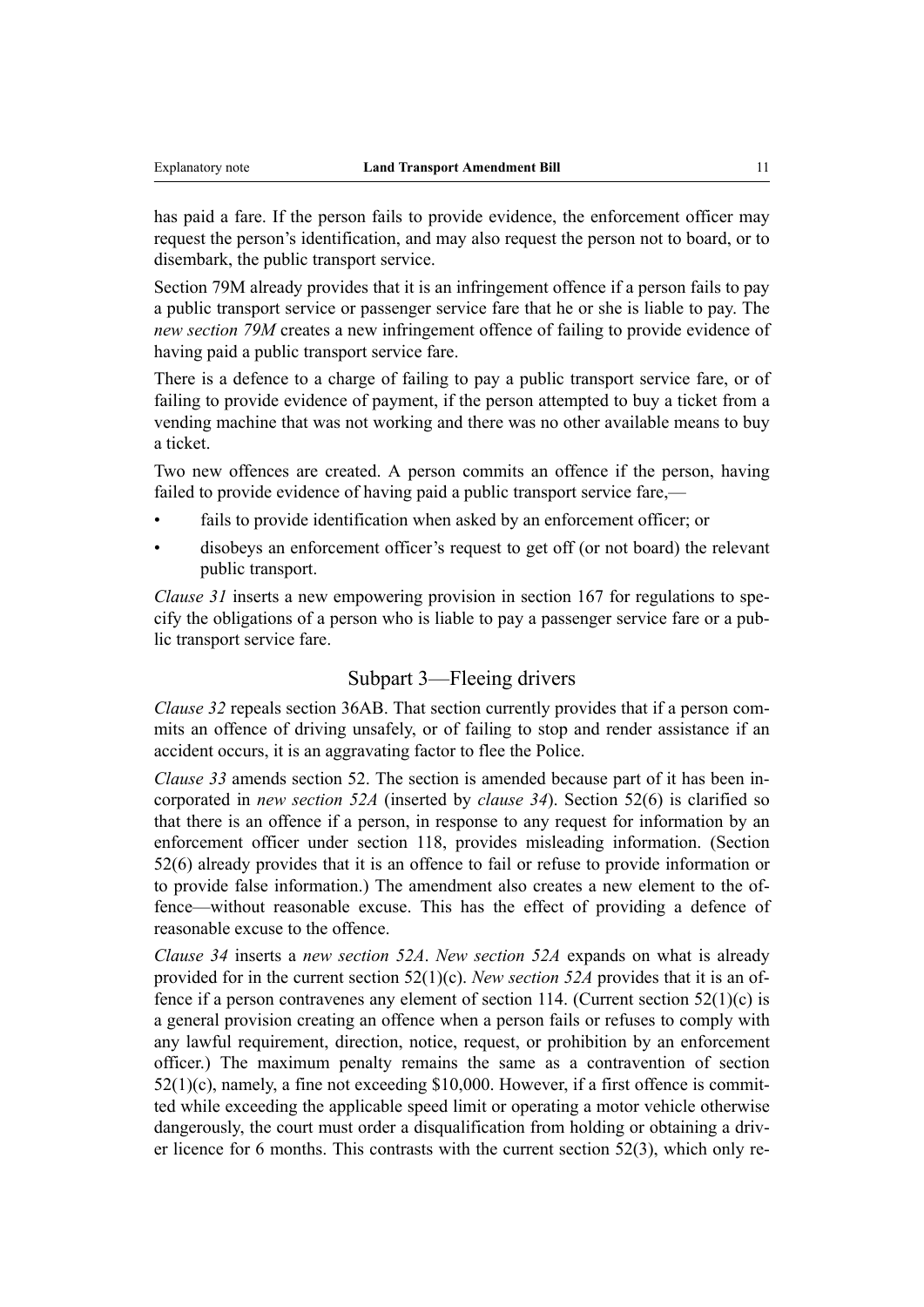has paid a fare. If the person fails to provide evidence, the enforcement officer may request the person's identification, and may also request the person not to board, or to disembark, the public transport service.

Section 79M already provides that it is an infringement offence if a person fails to pay a public transport service or passenger service fare that he or she is liable to pay. The *new section 79M* creates a new infringement offence of failing to provide evidence of having paid a public transport service fare.

There is a defence to a charge of failing to pay a public transport service fare, or of failing to provide evidence of payment, if the person attempted to buy a ticket from a vending machine that was not working and there was no other available means to buy a ticket.

Two new offences are created. A person commits an offence if the person, having failed to provide evidence of having paid a public transport service fare,—

- fails to provide identification when asked by an enforcement officer; or
- disobeys an enforcement officer's request to get off (or not board) the relevant public transport.

*Clause 31* inserts a new empowering provision in section 167 for regulations to specify the obligations of a person who is liable to pay a passenger service fare or a public transport service fare.

## Subpart 3—Fleeing drivers

*Clause 32* repeals section 36AB. That section currently provides that if a person commits an offence of driving unsafely, or of failing to stop and render assistance if an accident occurs, it is an aggravating factor to flee the Police.

*Clause 33* amends section 52. The section is amended because part of it has been incorporated in *new section 52A* (inserted by *clause 34*). Section 52(6) is clarified so that there is an offence if a person, in response to any request for information by an enforcement officer under section 118, provides misleading information. (Section 52(6) already provides that it is an offence to fail or refuse to provide information or to provide false information.) The amendment also creates a new element to the offence—without reasonable excuse. This has the effect of providing a defence of reasonable excuse to the offence.

*Clause 34* inserts a *new section 52A*. *New section 52A* expands on what is already provided for in the current section 52(1)(c). *New section 52A* provides that it is an offence if a person contravenes any element of section 114. (Current section 52(1)(c) is a general provision creating an offence when a person fails or refuses to comply with any lawful requirement, direction, notice, request, or prohibition by an enforcement officer.) The maximum penalty remains the same as a contravention of section 52(1)(c), namely, a fine not exceeding $10,000. However, if a first offence is committed while exceeding the applicable speed limit or operating a motor vehicle otherwise dangerously, the court must order a disqualification from holding or obtaining a driver licence for 6 months. This contrasts with the current section 52(3), which only re-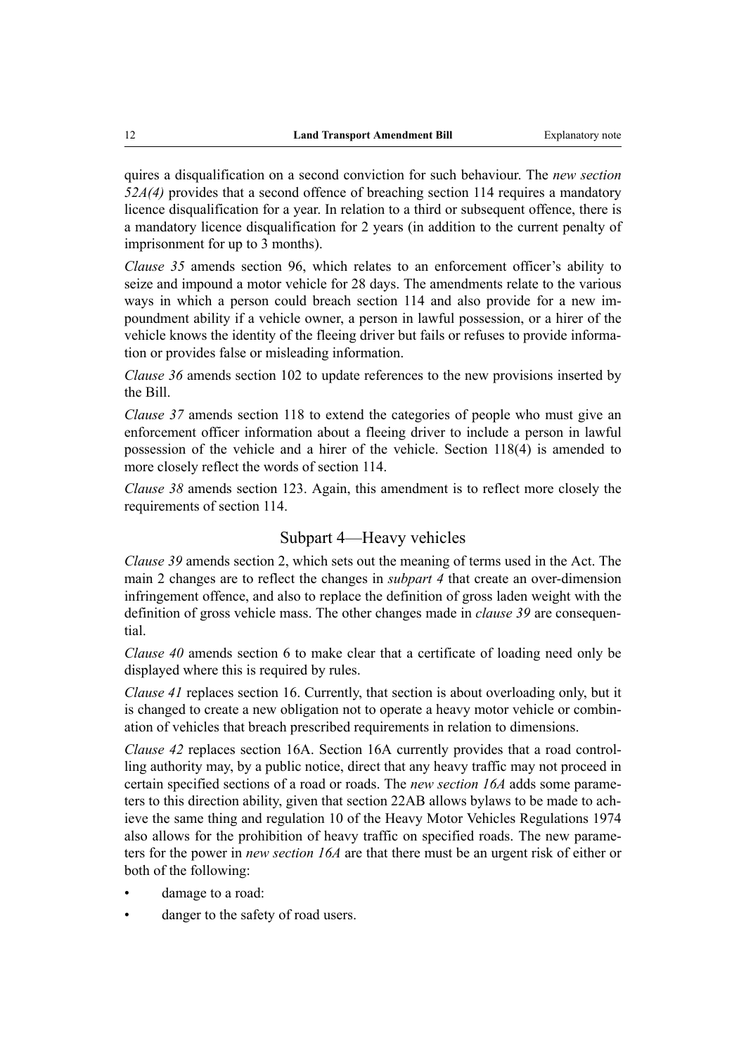quires a disqualification on a second conviction for such behaviour. The *new section 52A(4)* provides that a second offence of breaching section 114 requires a mandatory licence disqualification for a year. In relation to a third or subsequent offence, there is a mandatory licence disqualification for 2 years (in addition to the current penalty of imprisonment for up to 3 months).

*Clause 35* amends section 96, which relates to an enforcement officer's ability to seize and impound a motor vehicle for 28 days. The amendments relate to the various ways in which a person could breach section 114 and also provide for a new impoundment ability if a vehicle owner, a person in lawful possession, or a hirer of the vehicle knows the identity of the fleeing driver but fails or refuses to provide information or provides false or misleading information.

*Clause 36* amends section 102 to update references to the new provisions inserted by the Bill.

*Clause 37* amends section 118 to extend the categories of people who must give an enforcement officer information about a fleeing driver to include a person in lawful possession of the vehicle and a hirer of the vehicle. Section 118(4) is amended to more closely reflect the words of section 114.

*Clause 38* amends section 123. Again, this amendment is to reflect more closely the requirements of section 114.

## Subpart 4—Heavy vehicles

*Clause 39* amends section 2, which sets out the meaning of terms used in the Act. The main 2 changes are to reflect the changes in *subpart 4* that create an over-dimension infringement offence, and also to replace the definition of gross laden weight with the definition of gross vehicle mass. The other changes made in *clause 39* are consequential.

*Clause 40* amends section 6 to make clear that a certificate of loading need only be displayed where this is required by rules.

*Clause 41* replaces section 16. Currently, that section is about overloading only, but it is changed to create a new obligation not to operate a heavy motor vehicle or combination of vehicles that breach prescribed requirements in relation to dimensions.

*Clause 42* replaces section 16A. Section 16A currently provides that a road controlling authority may, by a public notice, direct that any heavy traffic may not proceed in certain specified sections of a road or roads. The *new section 16A* adds some parameters to this direction ability, given that section 22AB allows bylaws to be made to achieve the same thing and regulation 10 of the Heavy Motor Vehicles Regulations 1974 also allows for the prohibition of heavy traffic on specified roads. The new parameters for the power in *new section 16A* are that there must be an urgent risk of either or both of the following:

- damage to a road:
- danger to the safety of road users.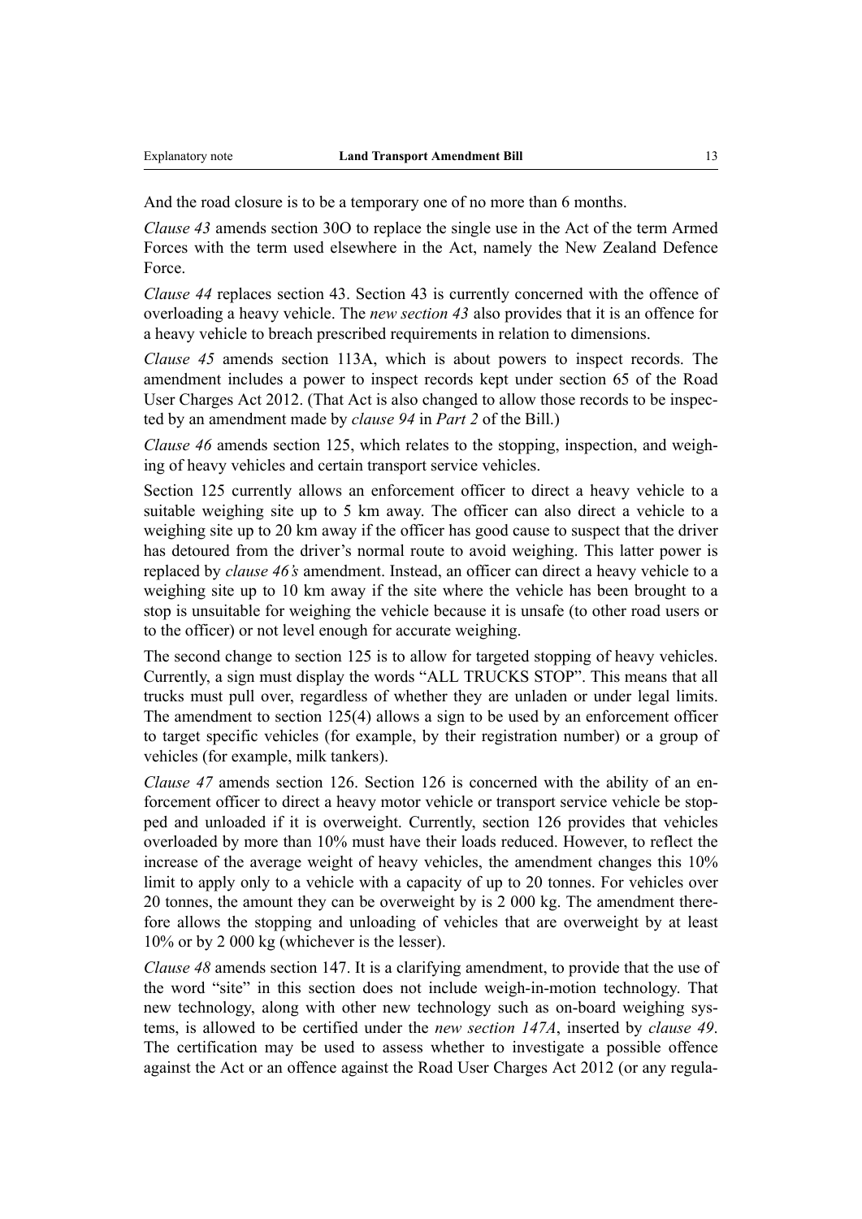And the road closure is to be a temporary one of no more than 6 months.

*Clause 43* amends section 30O to replace the single use in the Act of the term Armed Forces with the term used elsewhere in the Act, namely the New Zealand Defence Force.

*Clause 44* replaces section 43. Section 43 is currently concerned with the offence of overloading a heavy vehicle. The *new section 43* also provides that it is an offence for a heavy vehicle to breach prescribed requirements in relation to dimensions.

*Clause 45* amends section 113A, which is about powers to inspect records. The amendment includes a power to inspect records kept under section 65 of the Road User Charges Act 2012. (That Act is also changed to allow those records to be inspected by an amendment made by *clause 94* in *Part 2* of the Bill.)

*Clause 46* amends section 125, which relates to the stopping, inspection, and weighing of heavy vehicles and certain transport service vehicles.

Section 125 currently allows an enforcement officer to direct a heavy vehicle to a suitable weighing site up to 5 km away. The officer can also direct a vehicle to a weighing site up to 20 km away if the officer has good cause to suspect that the driver has detoured from the driver's normal route to avoid weighing. This latter power is replaced by *clause 46's* amendment. Instead, an officer can direct a heavy vehicle to a weighing site up to 10 km away if the site where the vehicle has been brought to a stop is unsuitable for weighing the vehicle because it is unsafe (to other road users or to the officer) or not level enough for accurate weighing.

The second change to section 125 is to allow for targeted stopping of heavy vehicles. Currently, a sign must display the words "ALL TRUCKS STOP". This means that all trucks must pull over, regardless of whether they are unladen or under legal limits. The amendment to section 125(4) allows a sign to be used by an enforcement officer to target specific vehicles (for example, by their registration number) or a group of vehicles (for example, milk tankers).

*Clause 47* amends section 126. Section 126 is concerned with the ability of an enforcement officer to direct a heavy motor vehicle or transport service vehicle be stopped and unloaded if it is overweight. Currently, section 126 provides that vehicles overloaded by more than 10% must have their loads reduced. However, to reflect the increase of the average weight of heavy vehicles, the amendment changes this 10% limit to apply only to a vehicle with a capacity of up to 20 tonnes. For vehicles over 20 tonnes, the amount they can be overweight by is 2 000 kg. The amendment therefore allows the stopping and unloading of vehicles that are overweight by at least 10% or by 2 000 kg (whichever is the lesser).

*Clause 48* amends section 147. It is a clarifying amendment, to provide that the use of the word "site" in this section does not include weigh-in-motion technology. That new technology, along with other new technology such as on-board weighing systems, is allowed to be certified under the *new section 147A*, inserted by *clause 49*. The certification may be used to assess whether to investigate a possible offence against the Act or an offence against the Road User Charges Act 2012 (or any regula-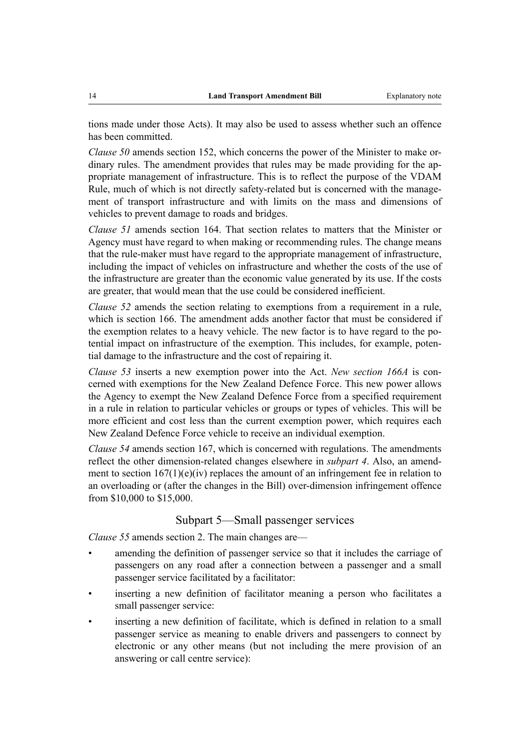tions made under those Acts). It may also be used to assess whether such an offence has been committed.

*Clause 50* amends section 152, which concerns the power of the Minister to make ordinary rules. The amendment provides that rules may be made providing for the appropriate management of infrastructure. This is to reflect the purpose of the VDAM Rule, much of which is not directly safety-related but is concerned with the management of transport infrastructure and with limits on the mass and dimensions of vehicles to prevent damage to roads and bridges.

*Clause 51* amends section 164. That section relates to matters that the Minister or Agency must have regard to when making or recommending rules. The change means that the rule-maker must have regard to the appropriate management of infrastructure, including the impact of vehicles on infrastructure and whether the costs of the use of the infrastructure are greater than the economic value generated by its use. If the costs are greater, that would mean that the use could be considered inefficient.

*Clause 52* amends the section relating to exemptions from a requirement in a rule, which is section 166. The amendment adds another factor that must be considered if the exemption relates to a heavy vehicle. The new factor is to have regard to the potential impact on infrastructure of the exemption. This includes, for example, potential damage to the infrastructure and the cost of repairing it.

*Clause 53* inserts a new exemption power into the Act. *New section 166A* is concerned with exemptions for the New Zealand Defence Force. This new power allows the Agency to exempt the New Zealand Defence Force from a specified requirement in a rule in relation to particular vehicles or groups or types of vehicles. This will be more efficient and cost less than the current exemption power, which requires each New Zealand Defence Force vehicle to receive an individual exemption.

*Clause 54* amends section 167, which is concerned with regulations. The amendments reflect the other dimension-related changes elsewhere in *subpart 4*. Also, an amendment to section 167(1)(e)(iv) replaces the amount of an infringement fee in relation to an overloading or (after the changes in the Bill) over-dimension infringement offence from $10,000 to $15,000.

## Subpart 5—Small passenger services

*Clause 55* amends section 2. The main changes are—

- amending the definition of passenger service so that it includes the carriage of passengers on any road after a connection between a passenger and a small passenger service facilitated by a facilitator:
- inserting a new definition of facilitator meaning a person who facilitates a small passenger service:
- inserting a new definition of facilitate, which is defined in relation to a small passenger service as meaning to enable drivers and passengers to connect by electronic or any other means (but not including the mere provision of an answering or call centre service):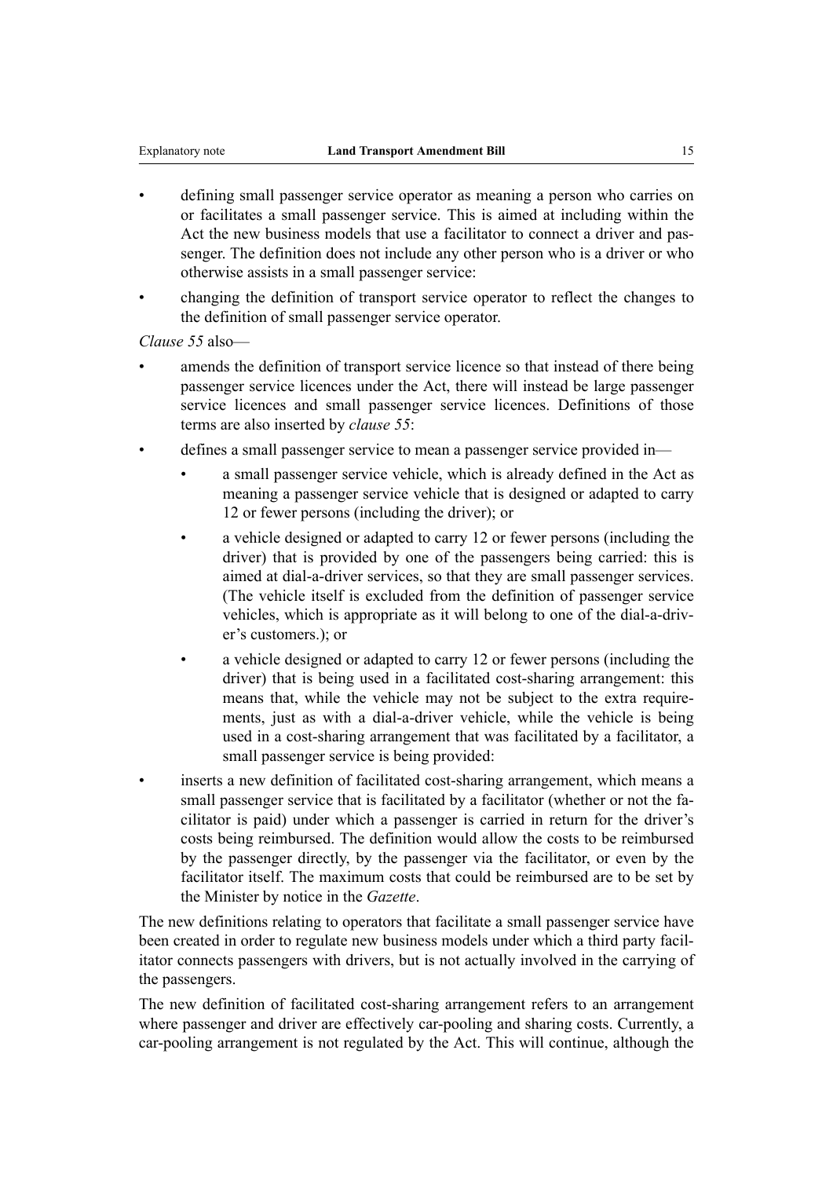- defining small passenger service operator as meaning a person who carries on or facilitates a small passenger service. This is aimed at including within the Act the new business models that use a facilitator to connect a driver and passenger. The definition does not include any other person who is a driver or who otherwise assists in a small passenger service:
- changing the definition of transport service operator to reflect the changes to the definition of small passenger service operator.

*Clause 55* also—

- amends the definition of transport service licence so that instead of there being passenger service licences under the Act, there will instead be large passenger service licences and small passenger service licences. Definitions of those terms are also inserted by *clause 55*:
- defines a small passenger service to mean a passenger service provided in—
  - a small passenger service vehicle, which is already defined in the Act as meaning a passenger service vehicle that is designed or adapted to carry 12 or fewer persons (including the driver); or
  - a vehicle designed or adapted to carry 12 or fewer persons (including the driver) that is provided by one of the passengers being carried: this is aimed at dial-a-driver services, so that they are small passenger services. (The vehicle itself is excluded from the definition of passenger service vehicles, which is appropriate as it will belong to one of the dial-a-driver's customers.); or
  - a vehicle designed or adapted to carry 12 or fewer persons (including the driver) that is being used in a facilitated cost-sharing arrangement: this means that, while the vehicle may not be subject to the extra requirements, just as with a dial-a-driver vehicle, while the vehicle is being used in a cost-sharing arrangement that was facilitated by a facilitator, a small passenger service is being provided:
- inserts a new definition of facilitated cost-sharing arrangement, which means a small passenger service that is facilitated by a facilitator (whether or not the facilitator is paid) under which a passenger is carried in return for the driver's costs being reimbursed. The definition would allow the costs to be reimbursed by the passenger directly, by the passenger via the facilitator, or even by the facilitator itself. The maximum costs that could be reimbursed are to be set by the Minister by notice in the *Gazette*.

The new definitions relating to operators that facilitate a small passenger service have been created in order to regulate new business models under which a third party facilitator connects passengers with drivers, but is not actually involved in the carrying of the passengers.

The new definition of facilitated cost-sharing arrangement refers to an arrangement where passenger and driver are effectively car-pooling and sharing costs. Currently, a car-pooling arrangement is not regulated by the Act. This will continue, although the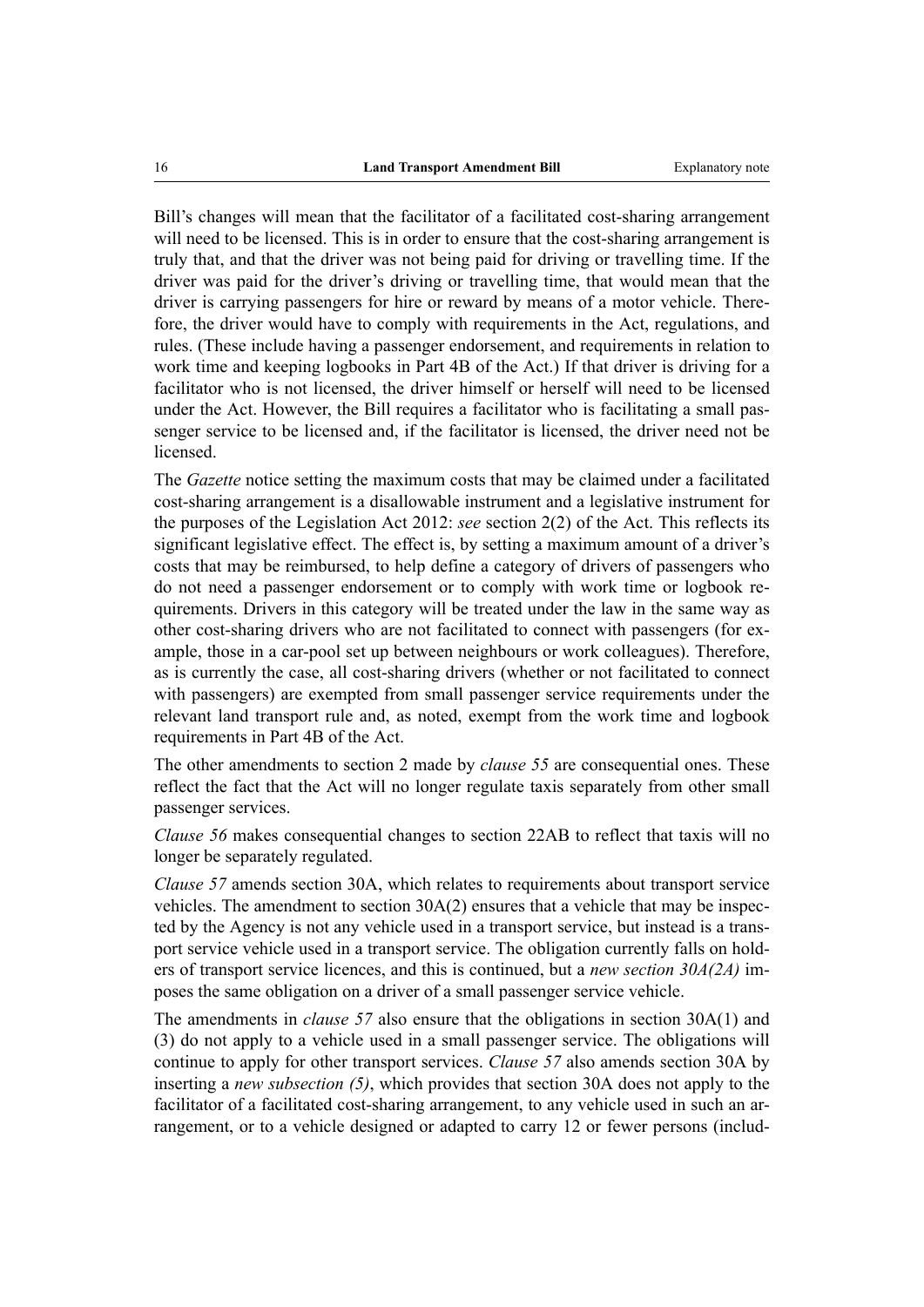Bill's changes will mean that the facilitator of a facilitated cost-sharing arrangement will need to be licensed. This is in order to ensure that the cost-sharing arrangement is truly that, and that the driver was not being paid for driving or travelling time. If the driver was paid for the driver's driving or travelling time, that would mean that the driver is carrying passengers for hire or reward by means of a motor vehicle. Therefore, the driver would have to comply with requirements in the Act, regulations, and rules. (These include having a passenger endorsement, and requirements in relation to work time and keeping logbooks in Part 4B of the Act.) If that driver is driving for a facilitator who is not licensed, the driver himself or herself will need to be licensed under the Act. However, the Bill requires a facilitator who is facilitating a small passenger service to be licensed and, if the facilitator is licensed, the driver need not be licensed.

The *Gazette* notice setting the maximum costs that may be claimed under a facilitated cost-sharing arrangement is a disallowable instrument and a legislative instrument for the purposes of the Legislation Act 2012: *see* section 2(2) of the Act. This reflects its significant legislative effect. The effect is, by setting a maximum amount of a driver's costs that may be reimbursed, to help define a category of drivers of passengers who do not need a passenger endorsement or to comply with work time or logbook requirements. Drivers in this category will be treated under the law in the same way as other cost-sharing drivers who are not facilitated to connect with passengers (for example, those in a car-pool set up between neighbours or work colleagues). Therefore, as is currently the case, all cost-sharing drivers (whether or not facilitated to connect with passengers) are exempted from small passenger service requirements under the relevant land transport rule and, as noted, exempt from the work time and logbook requirements in Part 4B of the Act.

The other amendments to section 2 made by *clause 55* are consequential ones. These reflect the fact that the Act will no longer regulate taxis separately from other small passenger services.

*Clause 56* makes consequential changes to section 22AB to reflect that taxis will no longer be separately regulated.

*Clause 57* amends section 30A, which relates to requirements about transport service vehicles. The amendment to section 30A(2) ensures that a vehicle that may be inspected by the Agency is not any vehicle used in a transport service, but instead is a transport service vehicle used in a transport service. The obligation currently falls on holders of transport service licences, and this is continued, but a *new section 30A(2A)* imposes the same obligation on a driver of a small passenger service vehicle.

The amendments in *clause 57* also ensure that the obligations in section 30A(1) and (3) do not apply to a vehicle used in a small passenger service. The obligations will continue to apply for other transport services. *Clause 57* also amends section 30A by inserting a *new subsection (5)*, which provides that section 30A does not apply to the facilitator of a facilitated cost-sharing arrangement, to any vehicle used in such an arrangement, or to a vehicle designed or adapted to carry 12 or fewer persons (includ-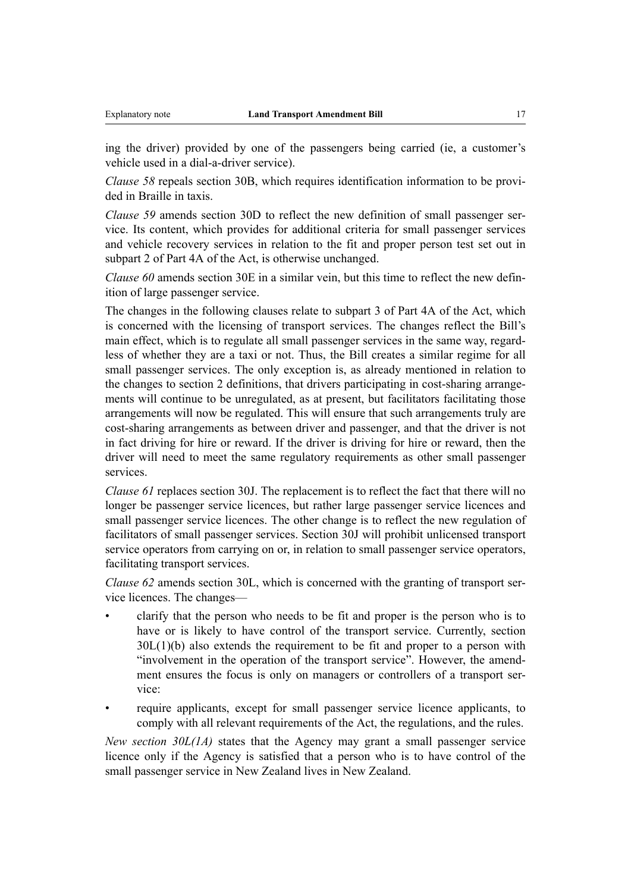ing the driver) provided by one of the passengers being carried (ie, a customer's vehicle used in a dial-a-driver service).

*Clause 58* repeals section 30B, which requires identification information to be provided in Braille in taxis.

*Clause 59* amends section 30D to reflect the new definition of small passenger service. Its content, which provides for additional criteria for small passenger services and vehicle recovery services in relation to the fit and proper person test set out in subpart 2 of Part 4A of the Act, is otherwise unchanged.

*Clause 60* amends section 30E in a similar vein, but this time to reflect the new definition of large passenger service.

The changes in the following clauses relate to subpart 3 of Part 4A of the Act, which is concerned with the licensing of transport services. The changes reflect the Bill's main effect, which is to regulate all small passenger services in the same way, regardless of whether they are a taxi or not. Thus, the Bill creates a similar regime for all small passenger services. The only exception is, as already mentioned in relation to the changes to section 2 definitions, that drivers participating in cost-sharing arrangements will continue to be unregulated, as at present, but facilitators facilitating those arrangements will now be regulated. This will ensure that such arrangements truly are cost-sharing arrangements as between driver and passenger, and that the driver is not in fact driving for hire or reward. If the driver is driving for hire or reward, then the driver will need to meet the same regulatory requirements as other small passenger services.

*Clause 61* replaces section 30J. The replacement is to reflect the fact that there will no longer be passenger service licences, but rather large passenger service licences and small passenger service licences. The other change is to reflect the new regulation of facilitators of small passenger services. Section 30J will prohibit unlicensed transport service operators from carrying on or, in relation to small passenger service operators, facilitating transport services.

*Clause 62* amends section 30L, which is concerned with the granting of transport service licences. The changes—

- clarify that the person who needs to be fit and proper is the person who is to have or is likely to have control of the transport service. Currently, section 30L(1)(b) also extends the requirement to be fit and proper to a person with "involvement in the operation of the transport service". However, the amendment ensures the focus is only on managers or controllers of a transport service:
- require applicants, except for small passenger service licence applicants, to comply with all relevant requirements of the Act, the regulations, and the rules.

*New section 30L(1A)* states that the Agency may grant a small passenger service licence only if the Agency is satisfied that a person who is to have control of the small passenger service in New Zealand lives in New Zealand.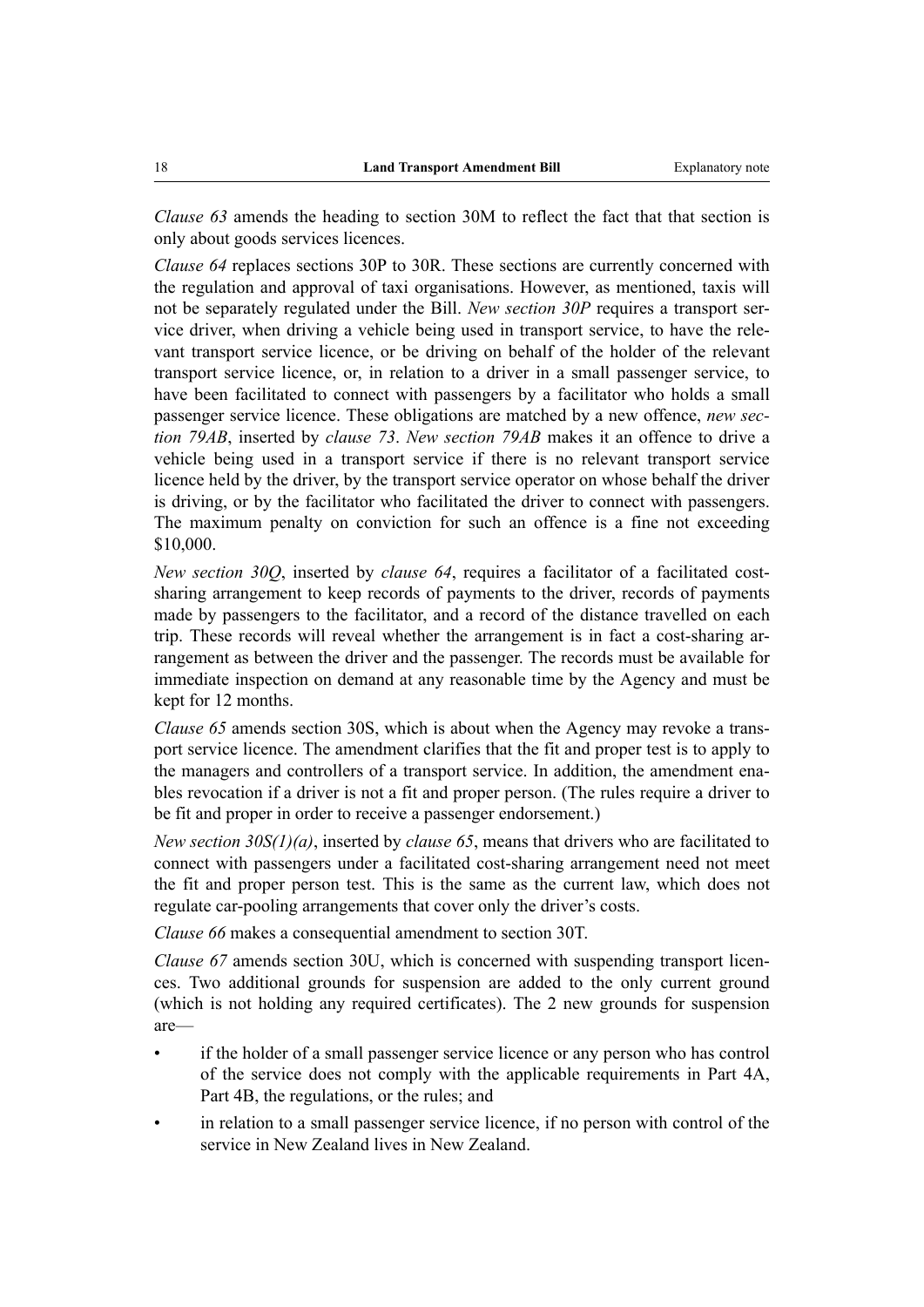*Clause 63* amends the heading to section 30M to reflect the fact that that section is only about goods services licences.

*Clause 64* replaces sections 30P to 30R. These sections are currently concerned with the regulation and approval of taxi organisations. However, as mentioned, taxis will not be separately regulated under the Bill. *New section 30P* requires a transport service driver, when driving a vehicle being used in transport service, to have the relevant transport service licence, or be driving on behalf of the holder of the relevant transport service licence, or, in relation to a driver in a small passenger service, to have been facilitated to connect with passengers by a facilitator who holds a small passenger service licence. These obligations are matched by a new offence, *new section 79AB*, inserted by *clause 73*. *New section 79AB* makes it an offence to drive a vehicle being used in a transport service if there is no relevant transport service licence held by the driver, by the transport service operator on whose behalf the driver is driving, or by the facilitator who facilitated the driver to connect with passengers. The maximum penalty on conviction for such an offence is a fine not exceeding $10,000.

*New section 30Q*, inserted by *clause 64*, requires a facilitator of a facilitated cost-sharing arrangement to keep records of payments to the driver, records of payments made by passengers to the facilitator, and a record of the distance travelled on each trip. These records will reveal whether the arrangement is in fact a cost-sharing arrangement as between the driver and the passenger. The records must be available for immediate inspection on demand at any reasonable time by the Agency and must be kept for 12 months.

*Clause 65* amends section 30S, which is about when the Agency may revoke a transport service licence. The amendment clarifies that the fit and proper test is to apply to the managers and controllers of a transport service. In addition, the amendment enables revocation if a driver is not a fit and proper person. (The rules require a driver to be fit and proper in order to receive a passenger endorsement.)

*New section 30S(1)(a)*, inserted by *clause 65*, means that drivers who are facilitated to connect with passengers under a facilitated cost-sharing arrangement need not meet the fit and proper person test. This is the same as the current law, which does not regulate car-pooling arrangements that cover only the driver's costs.

*Clause 66* makes a consequential amendment to section 30T.

*Clause 67* amends section 30U, which is concerned with suspending transport licences. Two additional grounds for suspension are added to the only current ground (which is not holding any required certificates). The 2 new grounds for suspension are—

- if the holder of a small passenger service licence or any person who has control of the service does not comply with the applicable requirements in Part 4A, Part 4B, the regulations, or the rules; and
- in relation to a small passenger service licence, if no person with control of the service in New Zealand lives in New Zealand.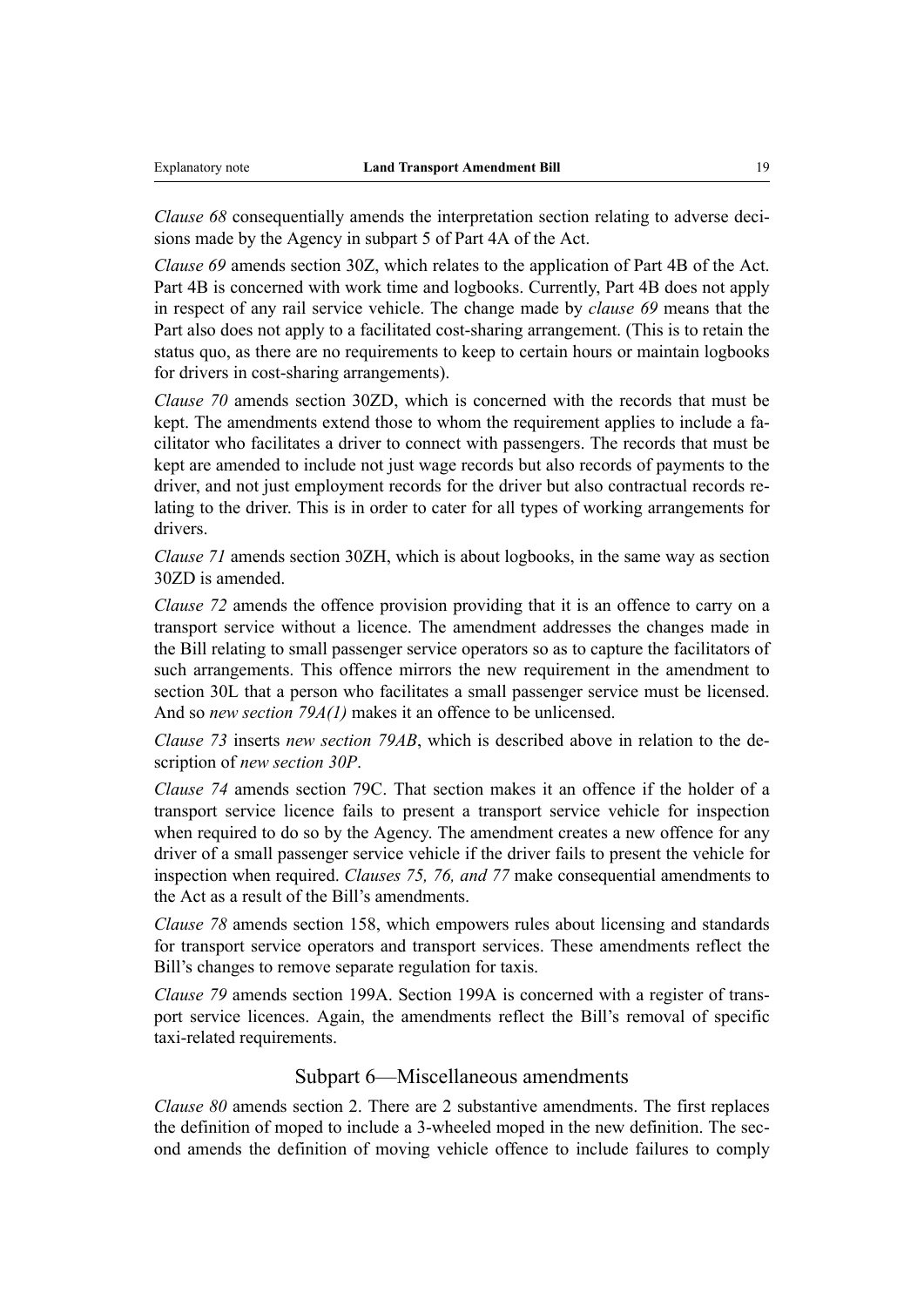*Clause 68* consequentially amends the interpretation section relating to adverse decisions made by the Agency in subpart 5 of Part 4A of the Act.

*Clause 69* amends section 30Z, which relates to the application of Part 4B of the Act. Part 4B is concerned with work time and logbooks. Currently, Part 4B does not apply in respect of any rail service vehicle. The change made by *clause 69* means that the Part also does not apply to a facilitated cost-sharing arrangement. (This is to retain the status quo, as there are no requirements to keep to certain hours or maintain logbooks for drivers in cost-sharing arrangements).

*Clause 70* amends section 30ZD, which is concerned with the records that must be kept. The amendments extend those to whom the requirement applies to include a facilitator who facilitates a driver to connect with passengers. The records that must be kept are amended to include not just wage records but also records of payments to the driver, and not just employment records for the driver but also contractual records relating to the driver. This is in order to cater for all types of working arrangements for drivers.

*Clause 71* amends section 30ZH, which is about logbooks, in the same way as section 30ZD is amended.

*Clause 72* amends the offence provision providing that it is an offence to carry on a transport service without a licence. The amendment addresses the changes made in the Bill relating to small passenger service operators so as to capture the facilitators of such arrangements. This offence mirrors the new requirement in the amendment to section 30L that a person who facilitates a small passenger service must be licensed. And so *new section 79A(1)* makes it an offence to be unlicensed.

*Clause 73* inserts *new section 79AB*, which is described above in relation to the description of *new section 30P*.

*Clause 74* amends section 79C. That section makes it an offence if the holder of a transport service licence fails to present a transport service vehicle for inspection when required to do so by the Agency. The amendment creates a new offence for any driver of a small passenger service vehicle if the driver fails to present the vehicle for inspection when required. *Clauses 75, 76, and 77* make consequential amendments to the Act as a result of the Bill's amendments.

*Clause 78* amends section 158, which empowers rules about licensing and standards for transport service operators and transport services. These amendments reflect the Bill's changes to remove separate regulation for taxis.

*Clause 79* amends section 199A. Section 199A is concerned with a register of transport service licences. Again, the amendments reflect the Bill's removal of specific taxi-related requirements.

## Subpart 6—Miscellaneous amendments

*Clause 80* amends section 2. There are 2 substantive amendments. The first replaces the definition of moped to include a 3-wheeled moped in the new definition. The second amends the definition of moving vehicle offence to include failures to comply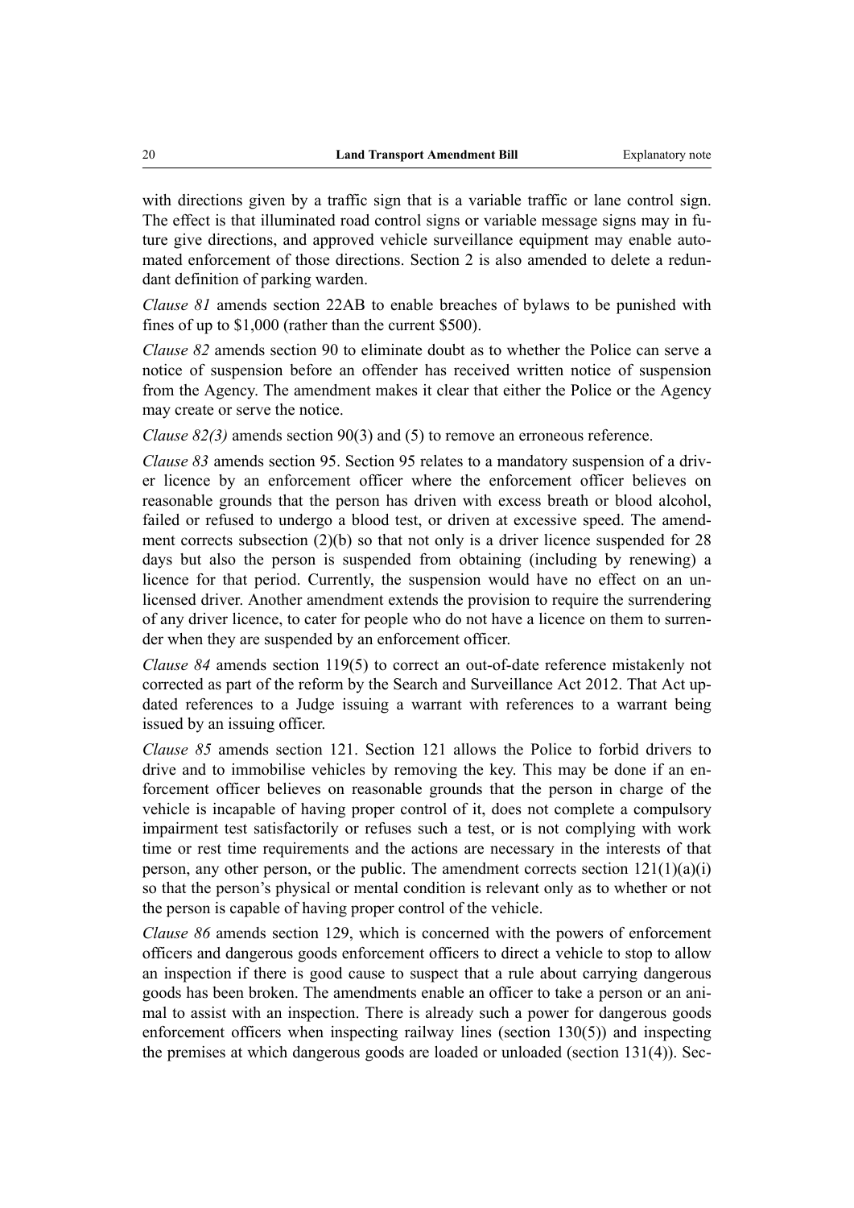with directions given by a traffic sign that is a variable traffic or lane control sign. The effect is that illuminated road control signs or variable message signs may in future give directions, and approved vehicle surveillance equipment may enable automated enforcement of those directions. Section 2 is also amended to delete a redundant definition of parking warden.

*Clause 81* amends section 22AB to enable breaches of bylaws to be punished with fines of up to $1,000 (rather than the current $500).

*Clause 82* amends section 90 to eliminate doubt as to whether the Police can serve a notice of suspension before an offender has received written notice of suspension from the Agency. The amendment makes it clear that either the Police or the Agency may create or serve the notice.

*Clause 82(3)* amends section 90(3) and (5) to remove an erroneous reference.

*Clause 83* amends section 95. Section 95 relates to a mandatory suspension of a driver licence by an enforcement officer where the enforcement officer believes on reasonable grounds that the person has driven with excess breath or blood alcohol, failed or refused to undergo a blood test, or driven at excessive speed. The amendment corrects subsection (2)(b) so that not only is a driver licence suspended for 28 days but also the person is suspended from obtaining (including by renewing) a licence for that period. Currently, the suspension would have no effect on an unlicensed driver. Another amendment extends the provision to require the surrendering of any driver licence, to cater for people who do not have a licence on them to surrender when they are suspended by an enforcement officer.

*Clause 84* amends section 119(5) to correct an out-of-date reference mistakenly not corrected as part of the reform by the Search and Surveillance Act 2012. That Act updated references to a Judge issuing a warrant with references to a warrant being issued by an issuing officer.

*Clause 85* amends section 121. Section 121 allows the Police to forbid drivers to drive and to immobilise vehicles by removing the key. This may be done if an enforcement officer believes on reasonable grounds that the person in charge of the vehicle is incapable of having proper control of it, does not complete a compulsory impairment test satisfactorily or refuses such a test, or is not complying with work time or rest time requirements and the actions are necessary in the interests of that person, any other person, or the public. The amendment corrects section 121(1)(a)(i) so that the person's physical or mental condition is relevant only as to whether or not the person is capable of having proper control of the vehicle.

*Clause 86* amends section 129, which is concerned with the powers of enforcement officers and dangerous goods enforcement officers to direct a vehicle to stop to allow an inspection if there is good cause to suspect that a rule about carrying dangerous goods has been broken. The amendments enable an officer to take a person or an animal to assist with an inspection. There is already such a power for dangerous goods enforcement officers when inspecting railway lines (section 130(5)) and inspecting the premises at which dangerous goods are loaded or unloaded (section 131(4)). Sec-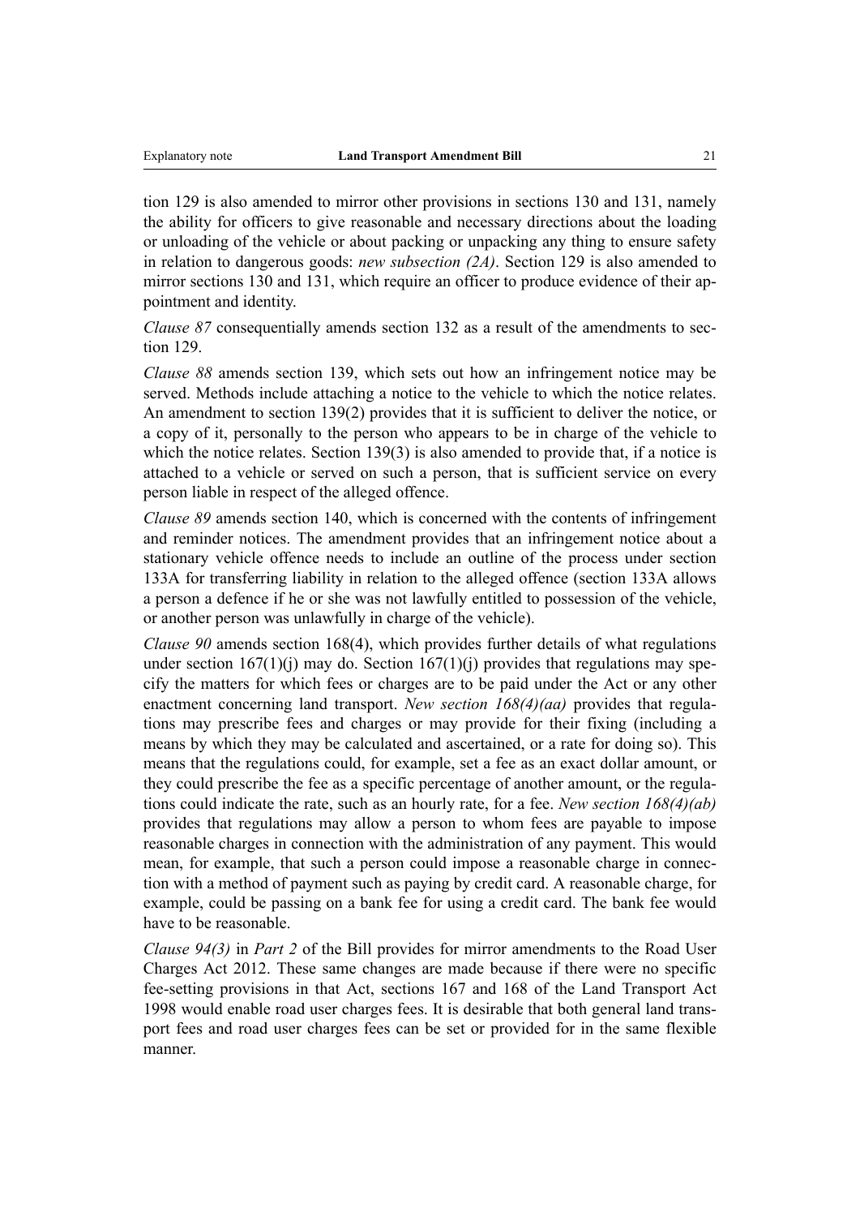tion 129 is also amended to mirror other provisions in sections 130 and 131, namely the ability for officers to give reasonable and necessary directions about the loading or unloading of the vehicle or about packing or unpacking any thing to ensure safety in relation to dangerous goods: *new subsection (2A)*. Section 129 is also amended to mirror sections 130 and 131, which require an officer to produce evidence of their appointment and identity.

*Clause 87* consequentially amends section 132 as a result of the amendments to section 129.

*Clause 88* amends section 139, which sets out how an infringement notice may be served. Methods include attaching a notice to the vehicle to which the notice relates. An amendment to section 139(2) provides that it is sufficient to deliver the notice, or a copy of it, personally to the person who appears to be in charge of the vehicle to which the notice relates. Section 139(3) is also amended to provide that, if a notice is attached to a vehicle or served on such a person, that is sufficient service on every person liable in respect of the alleged offence.

*Clause 89* amends section 140, which is concerned with the contents of infringement and reminder notices. The amendment provides that an infringement notice about a stationary vehicle offence needs to include an outline of the process under section 133A for transferring liability in relation to the alleged offence (section 133A allows a person a defence if he or she was not lawfully entitled to possession of the vehicle, or another person was unlawfully in charge of the vehicle).

*Clause 90* amends section 168(4), which provides further details of what regulations under section 167(1)(j) may do. Section 167(1)(j) provides that regulations may specify the matters for which fees or charges are to be paid under the Act or any other enactment concerning land transport. *New section 168(4)(aa)* provides that regulations may prescribe fees and charges or may provide for their fixing (including a means by which they may be calculated and ascertained, or a rate for doing so). This means that the regulations could, for example, set a fee as an exact dollar amount, or they could prescribe the fee as a specific percentage of another amount, or the regulations could indicate the rate, such as an hourly rate, for a fee. *New section 168(4)(ab)* provides that regulations may allow a person to whom fees are payable to impose reasonable charges in connection with the administration of any payment. This would mean, for example, that such a person could impose a reasonable charge in connection with a method of payment such as paying by credit card. A reasonable charge, for example, could be passing on a bank fee for using a credit card. The bank fee would have to be reasonable.

*Clause 94(3)* in *Part 2* of the Bill provides for mirror amendments to the Road User Charges Act 2012. These same changes are made because if there were no specific fee-setting provisions in that Act, sections 167 and 168 of the Land Transport Act 1998 would enable road user charges fees. It is desirable that both general land transport fees and road user charges fees can be set or provided for in the same flexible manner.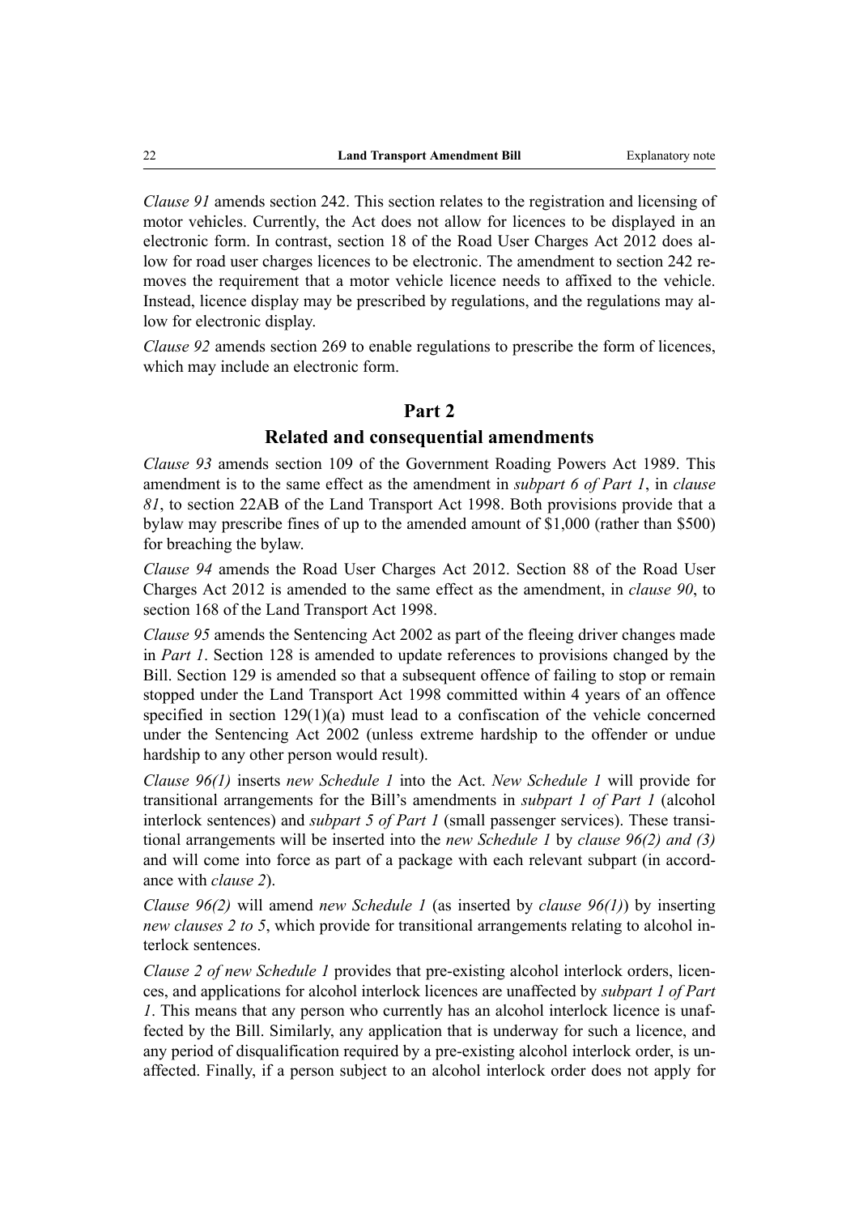*Clause 91* amends section 242. This section relates to the registration and licensing of motor vehicles. Currently, the Act does not allow for licences to be displayed in an electronic form. In contrast, section 18 of the Road User Charges Act 2012 does allow for road user charges licences to be electronic. The amendment to section 242 removes the requirement that a motor vehicle licence needs to affixed to the vehicle. Instead, licence display may be prescribed by regulations, and the regulations may allow for electronic display.

*Clause 92* amends section 269 to enable regulations to prescribe the form of licences, which may include an electronic form.

## Part 2

## Related and consequential amendments

*Clause 93* amends section 109 of the Government Roading Powers Act 1989. This amendment is to the same effect as the amendment in *subpart 6 of Part 1*, in *clause 81*, to section 22AB of the Land Transport Act 1998. Both provisions provide that a bylaw may prescribe fines of up to the amended amount of $1,000 (rather than $500) for breaching the bylaw.

*Clause 94* amends the Road User Charges Act 2012. Section 88 of the Road User Charges Act 2012 is amended to the same effect as the amendment, in *clause 90*, to section 168 of the Land Transport Act 1998.

*Clause 95* amends the Sentencing Act 2002 as part of the fleeing driver changes made in *Part 1*. Section 128 is amended to update references to provisions changed by the Bill. Section 129 is amended so that a subsequent offence of failing to stop or remain stopped under the Land Transport Act 1998 committed within 4 years of an offence specified in section 129(1)(a) must lead to a confiscation of the vehicle concerned under the Sentencing Act 2002 (unless extreme hardship to the offender or undue hardship to any other person would result).

*Clause 96(1)* inserts *new Schedule 1* into the Act. *New Schedule 1* will provide for transitional arrangements for the Bill's amendments in *subpart 1 of Part 1* (alcohol interlock sentences) and *subpart 5 of Part 1* (small passenger services). These transitional arrangements will be inserted into the *new Schedule 1* by *clause 96(2) and (3)* and will come into force as part of a package with each relevant subpart (in accordance with *clause 2*).

*Clause 96(2)* will amend *new Schedule 1* (as inserted by *clause 96(1)*) by inserting *new clauses 2 to 5*, which provide for transitional arrangements relating to alcohol interlock sentences.

*Clause 2 of new Schedule 1* provides that pre-existing alcohol interlock orders, licences, and applications for alcohol interlock licences are unaffected by *subpart 1 of Part 1*. This means that any person who currently has an alcohol interlock licence is unaffected by the Bill. Similarly, any application that is underway for such a licence, and any period of disqualification required by a pre-existing alcohol interlock order, is unaffected. Finally, if a person subject to an alcohol interlock order does not apply for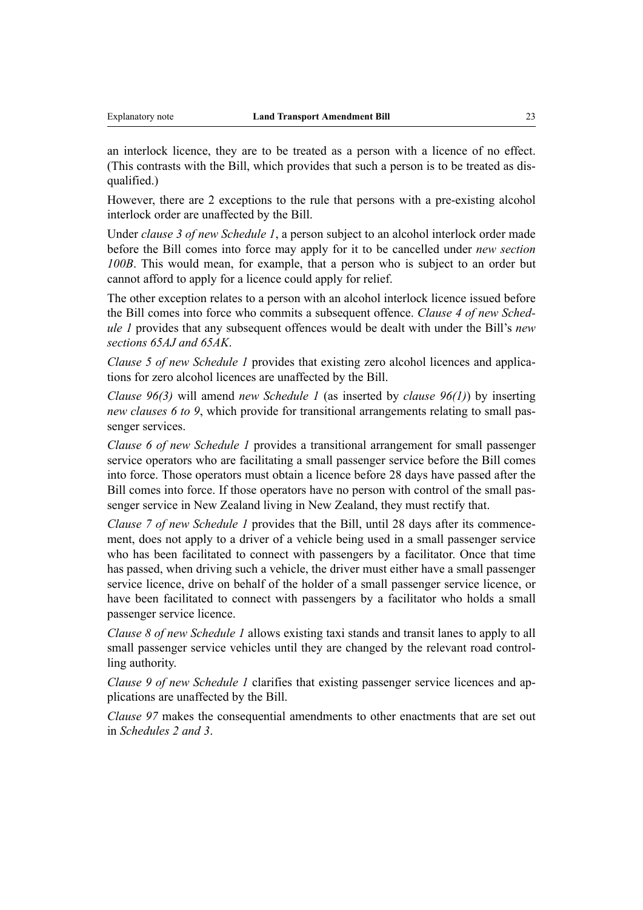an interlock licence, they are to be treated as a person with a licence of no effect. (This contrasts with the Bill, which provides that such a person is to be treated as disqualified.)

However, there are 2 exceptions to the rule that persons with a pre-existing alcohol interlock order are unaffected by the Bill.

Under *clause 3 of new Schedule 1*, a person subject to an alcohol interlock order made before the Bill comes into force may apply for it to be cancelled under *new section 100B*. This would mean, for example, that a person who is subject to an order but cannot afford to apply for a licence could apply for relief.

The other exception relates to a person with an alcohol interlock licence issued before the Bill comes into force who commits a subsequent offence. *Clause 4 of new Schedule 1* provides that any subsequent offences would be dealt with under the Bill's *new sections 65AJ and 65AK*.

*Clause 5 of new Schedule 1* provides that existing zero alcohol licences and applications for zero alcohol licences are unaffected by the Bill.

*Clause 96(3)* will amend *new Schedule 1* (as inserted by *clause 96(1)*) by inserting *new clauses 6 to 9*, which provide for transitional arrangements relating to small passenger services.

*Clause 6 of new Schedule 1* provides a transitional arrangement for small passenger service operators who are facilitating a small passenger service before the Bill comes into force. Those operators must obtain a licence before 28 days have passed after the Bill comes into force. If those operators have no person with control of the small passenger service in New Zealand living in New Zealand, they must rectify that.

*Clause 7 of new Schedule 1* provides that the Bill, until 28 days after its commencement, does not apply to a driver of a vehicle being used in a small passenger service who has been facilitated to connect with passengers by a facilitator. Once that time has passed, when driving such a vehicle, the driver must either have a small passenger service licence, drive on behalf of the holder of a small passenger service licence, or have been facilitated to connect with passengers by a facilitator who holds a small passenger service licence.

*Clause 8 of new Schedule 1* allows existing taxi stands and transit lanes to apply to all small passenger service vehicles until they are changed by the relevant road controlling authority.

*Clause 9 of new Schedule 1* clarifies that existing passenger service licences and applications are unaffected by the Bill.

*Clause 97* makes the consequential amendments to other enactments that are set out in *Schedules 2 and 3*.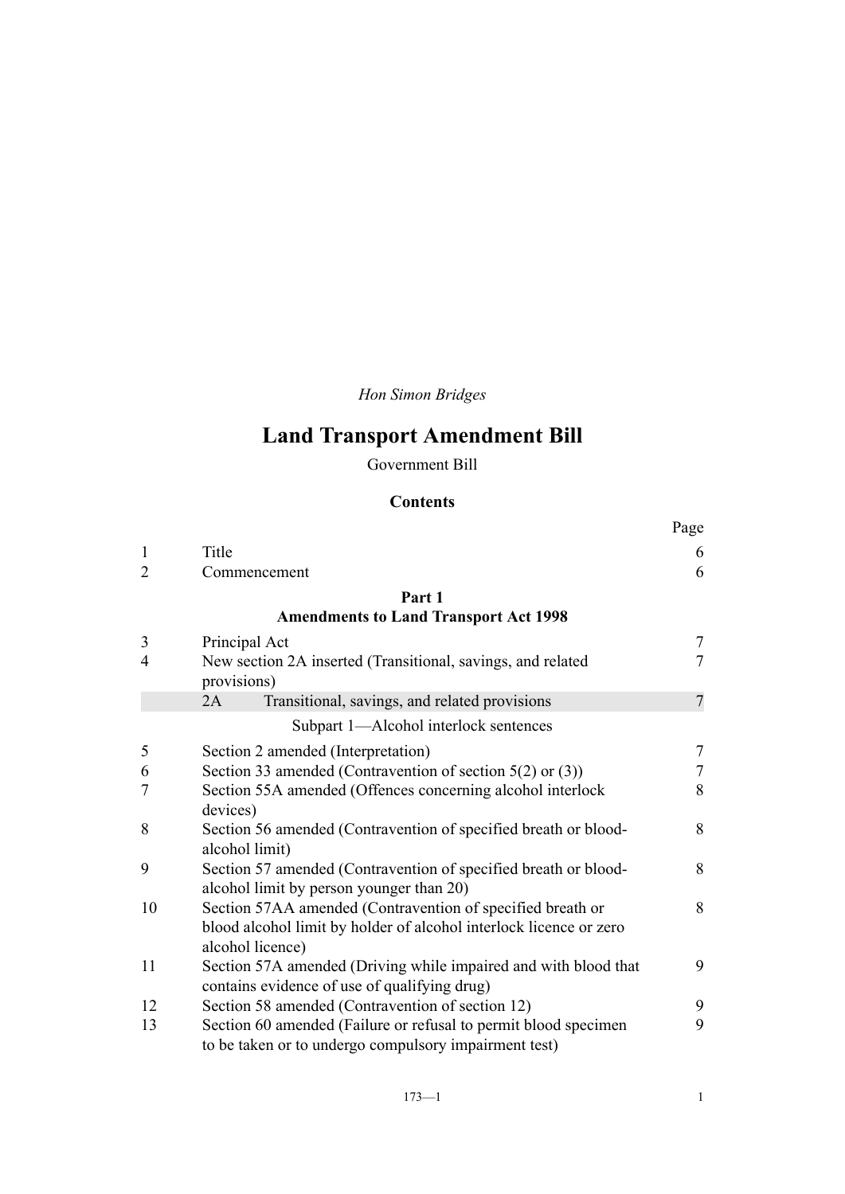*Hon Simon Bridges*

# Land Transport Amendment Bill

Government Bill

## Contents

| | | Page |
|---|---|---|
| 1 | Title | 6 |
| 2 | Commencement | 6 |
| | **Part 1** **Amendments to Land Transport Act 1998** | |
| 3 | Principal Act | 7 |
| 4 | New section 2A inserted (Transitional, savings, and related provisions) | 7 |
| | 2A Transitional, savings, and related provisions | 7 |
| | Subpart 1—Alcohol interlock sentences | |
| 5 | Section 2 amended (Interpretation) | 7 |
| 6 | Section 33 amended (Contravention of section 5(2) or (3)) | 7 |
| 7 | Section 55A amended (Offences concerning alcohol interlock devices) | 8 |
| 8 | Section 56 amended (Contravention of specified breath or blood-alcohol limit) | 8 |
| 9 | Section 57 amended (Contravention of specified breath or blood-alcohol limit by person younger than 20) | 8 |
| 10 | Section 57AA amended (Contravention of specified breath or blood alcohol limit by holder of alcohol interlock licence or zero alcohol licence) | 8 |
| 11 | Section 57A amended (Driving while impaired and with blood that contains evidence of use of qualifying drug) | 9 |
| 12 | Section 58 amended (Contravention of section 12) | 9 |
| 13 | Section 60 amended (Failure or refusal to permit blood specimen to be taken or to undergo compulsory impairment test) | 9 |

173—1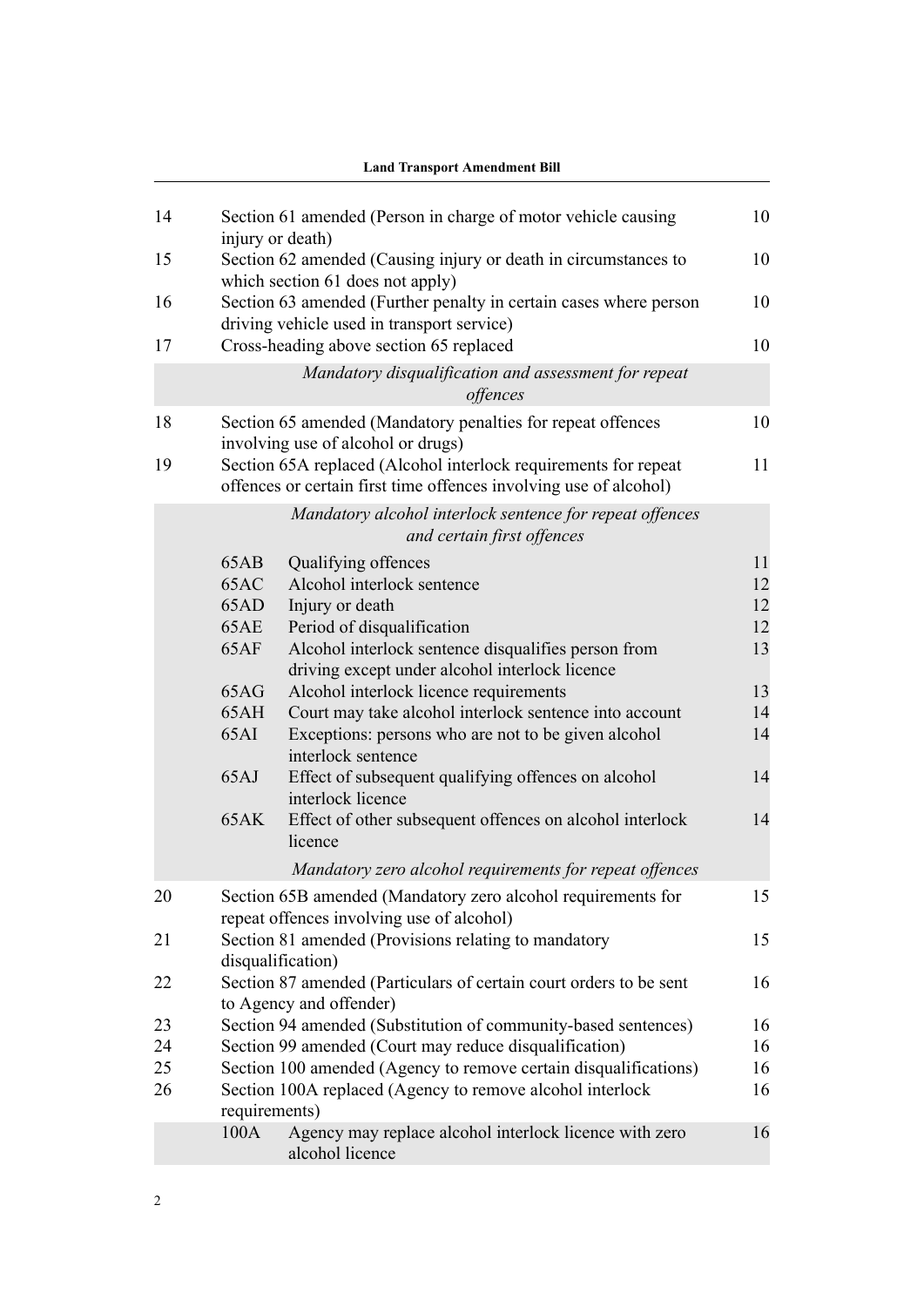| | | |
|---|---|---|
| 14 | Section 61 amended (Person in charge of motor vehicle causing injury or death) | 10 |
| 15 | Section 62 amended (Causing injury or death in circumstances to which section 61 does not apply) | 10 |
| 16 | Section 63 amended (Further penalty in certain cases where person driving vehicle used in transport service) | 10 |
| 17 | Cross-heading above section 65 replaced | 10 |
| | *Mandatory disqualification and assessment for repeat offences* | |
| 18 | Section 65 amended (Mandatory penalties for repeat offences involving use of alcohol or drugs) | 10 |
| 19 | Section 65A replaced (Alcohol interlock requirements for repeat offences or certain first time offences involving use of alcohol) | 11 |
| | *Mandatory alcohol interlock sentence for repeat offences and certain first offences* | |
| | 65AB Qualifying offences | 11 |
| | 65AC Alcohol interlock sentence | 12 |
| | 65AD Injury or death | 12 |
| | 65AE Period of disqualification | 12 |
| | 65AF Alcohol interlock sentence disqualifies person from driving except under alcohol interlock licence | 13 |
| | 65AG Alcohol interlock licence requirements | 13 |
| | 65AH Court may take alcohol interlock sentence into account | 14 |
| | 65AI Exceptions: persons who are not to be given alcohol interlock sentence | 14 |
| | 65AJ Effect of subsequent qualifying offences on alcohol interlock licence | 14 |
| | 65AK Effect of other subsequent offences on alcohol interlock licence | 14 |
| | *Mandatory zero alcohol requirements for repeat offences* | |
| 20 | Section 65B amended (Mandatory zero alcohol requirements for repeat offences involving use of alcohol) | 15 |
| 21 | Section 81 amended (Provisions relating to mandatory disqualification) | 15 |
| 22 | Section 87 amended (Particulars of certain court orders to be sent to Agency and offender) | 16 |
| 23 | Section 94 amended (Substitution of community-based sentences) | 16 |
| 24 | Section 99 amended (Court may reduce disqualification) | 16 |
| 25 | Section 100 amended (Agency to remove certain disqualifications) | 16 |
| 26 | Section 100A replaced (Agency to remove alcohol interlock requirements) | 16 |
| | 100A Agency may replace alcohol interlock licence with zero alcohol licence | 16 |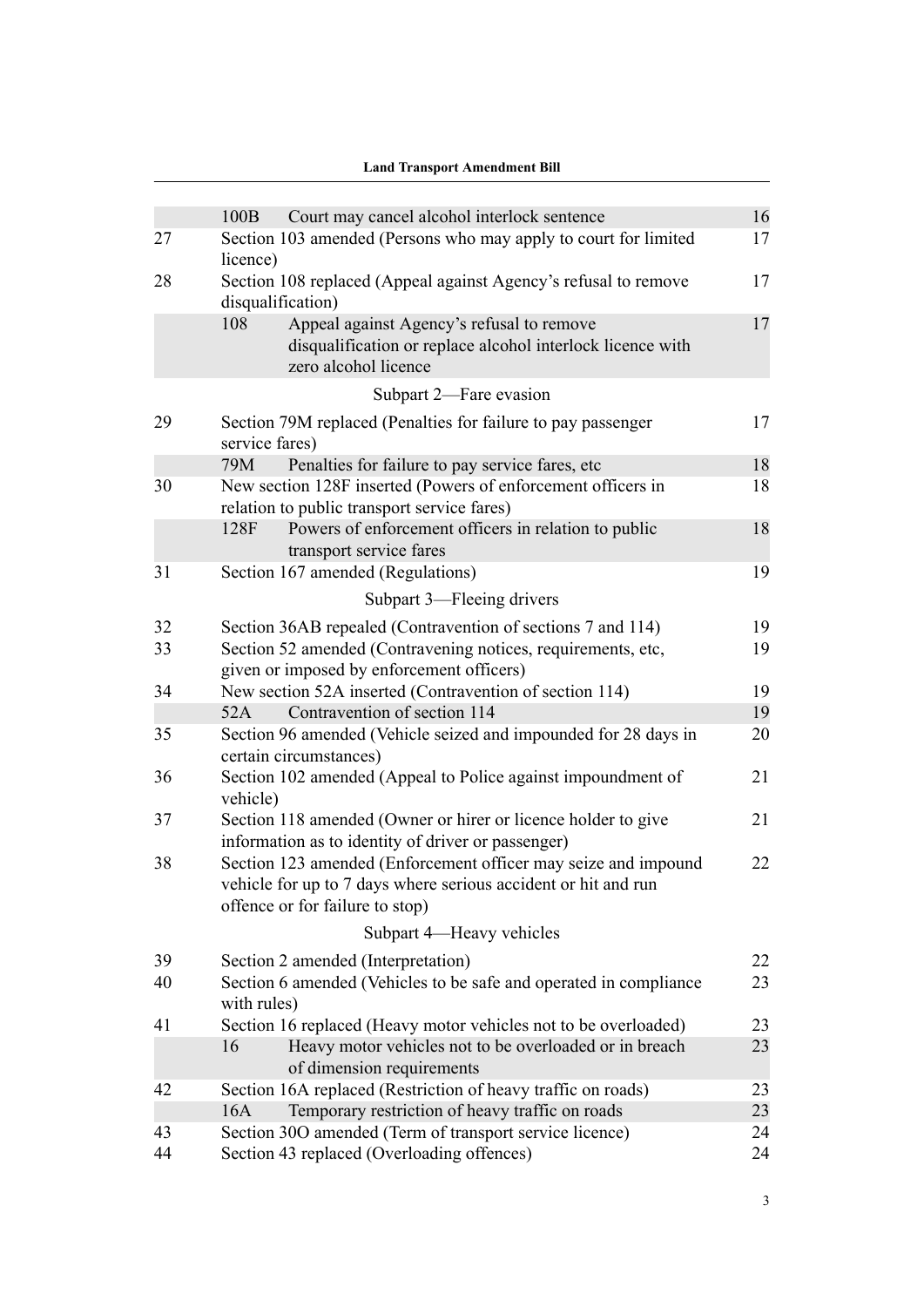| | | | |
|---|---|---|---|
| | 100B | Court may cancel alcohol interlock sentence | 16 |
| 27 | | Section 103 amended (Persons who may apply to court for limited licence) | 17 |
| 28 | | Section 108 replaced (Appeal against Agency's refusal to remove disqualification) | 17 |
| | 108 | Appeal against Agency's refusal to remove disqualification or replace alcohol interlock licence with zero alcohol licence | 17 |
| | | Subpart 2—Fare evasion | |
| 29 | | Section 79M replaced (Penalties for failure to pay passenger service fares) | 17 |
| | 79M | Penalties for failure to pay service fares, etc | 18 |
| 30 | | New section 128F inserted (Powers of enforcement officers in relation to public transport service fares) | 18 |
| | 128F | Powers of enforcement officers in relation to public transport service fares | 18 |
| 31 | | Section 167 amended (Regulations) | 19 |
| | | Subpart 3—Fleeing drivers | |
| 32 | | Section 36AB repealed (Contravention of sections 7 and 114) | 19 |
| 33 | | Section 52 amended (Contravening notices, requirements, etc, given or imposed by enforcement officers) | 19 |
| 34 | | New section 52A inserted (Contravention of section 114) | 19 |
| | 52A | Contravention of section 114 | 19 |
| 35 | | Section 96 amended (Vehicle seized and impounded for 28 days in certain circumstances) | 20 |
| 36 | | Section 102 amended (Appeal to Police against impoundment of vehicle) | 21 |
| 37 | | Section 118 amended (Owner or hirer or licence holder to give information as to identity of driver or passenger) | 21 |
| 38 | | Section 123 amended (Enforcement officer may seize and impound vehicle for up to 7 days where serious accident or hit and run offence or for failure to stop) | 22 |
| | | Subpart 4—Heavy vehicles | |
| 39 | | Section 2 amended (Interpretation) | 22 |
| 40 | | Section 6 amended (Vehicles to be safe and operated in compliance with rules) | 23 |
| 41 | | Section 16 replaced (Heavy motor vehicles not to be overloaded) | 23 |
| | 16 | Heavy motor vehicles not to be overloaded or in breach of dimension requirements | 23 |
| 42 | | Section 16A replaced (Restriction of heavy traffic on roads) | 23 |
| | 16A | Temporary restriction of heavy traffic on roads | 23 |
| 43 | | Section 30O amended (Term of transport service licence) | 24 |
| 44 | | Section 43 replaced (Overloading offences) | 24 |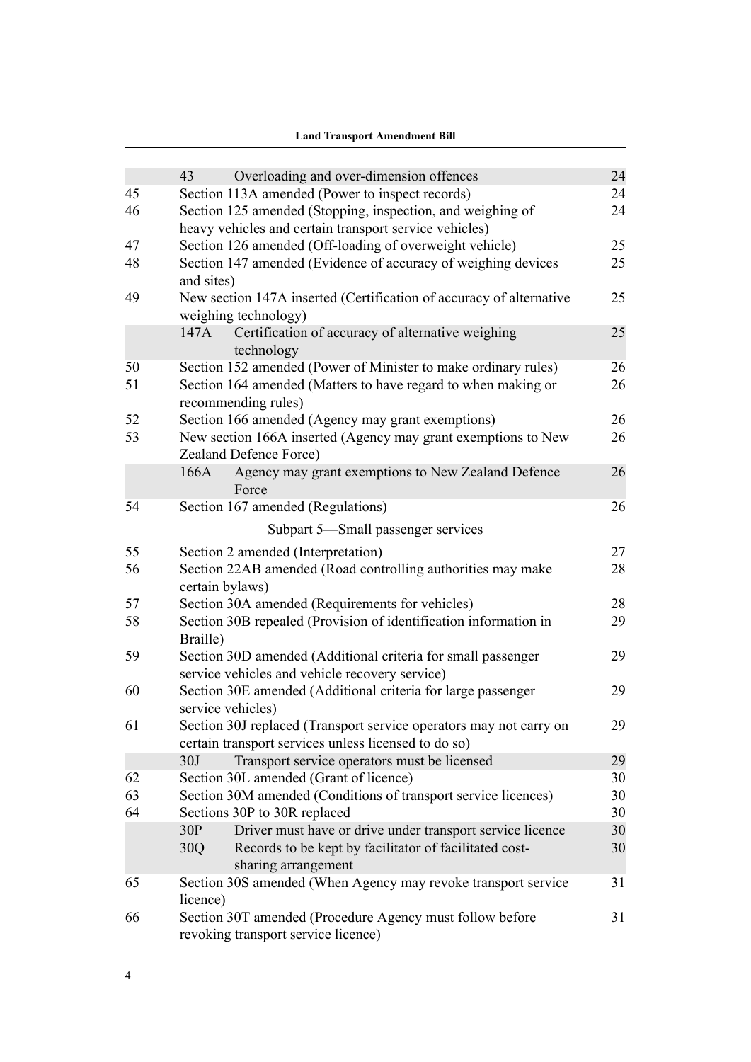| | | | |
|---|---|---|---|
| | 43 | Overloading and over-dimension offences | 24 |
| 45 | Section 113A amended (Power to inspect records) | | 24 |
| 46 | Section 125 amended (Stopping, inspection, and weighing of heavy vehicles and certain transport service vehicles) | | 24 |
| 47 | Section 126 amended (Off-loading of overweight vehicle) | | 25 |
| 48 | Section 147 amended (Evidence of accuracy of weighing devices and sites) | | 25 |
| 49 | New section 147A inserted (Certification of accuracy of alternative weighing technology) | | 25 |
| | 147A | Certification of accuracy of alternative weighing technology | 25 |
| 50 | Section 152 amended (Power of Minister to make ordinary rules) | | 26 |
| 51 | Section 164 amended (Matters to have regard to when making or recommending rules) | | 26 |
| 52 | Section 166 amended (Agency may grant exemptions) | | 26 |
| 53 | New section 166A inserted (Agency may grant exemptions to New Zealand Defence Force) | | 26 |
| | 166A | Agency may grant exemptions to New Zealand Defence Force | 26 |
| 54 | Section 167 amended (Regulations) | | 26 |
| | **Subpart 5—Small passenger services** | | |
| 55 | Section 2 amended (Interpretation) | | 27 |
| 56 | Section 22AB amended (Road controlling authorities may make certain bylaws) | | 28 |
| 57 | Section 30A amended (Requirements for vehicles) | | 28 |
| 58 | Section 30B repealed (Provision of identification information in Braille) | | 29 |
| 59 | Section 30D amended (Additional criteria for small passenger service vehicles and vehicle recovery service) | | 29 |
| 60 | Section 30E amended (Additional criteria for large passenger service vehicles) | | 29 |
| 61 | Section 30J replaced (Transport service operators may not carry on certain transport services unless licensed to do so) | | 29 |
| | 30J | Transport service operators must be licensed | 29 |
| 62 | Section 30L amended (Grant of licence) | | 30 |
| 63 | Section 30M amended (Conditions of transport service licences) | | 30 |
| 64 | Sections 30P to 30R replaced | | 30 |
| | 30P | Driver must have or drive under transport service licence | 30 |
| | 30Q | Records to be kept by facilitator of facilitated cost-sharing arrangement | 30 |
| 65 | Section 30S amended (When Agency may revoke transport service licence) | | 31 |
| 66 | Section 30T amended (Procedure Agency must follow before revoking transport service licence) | | 31 |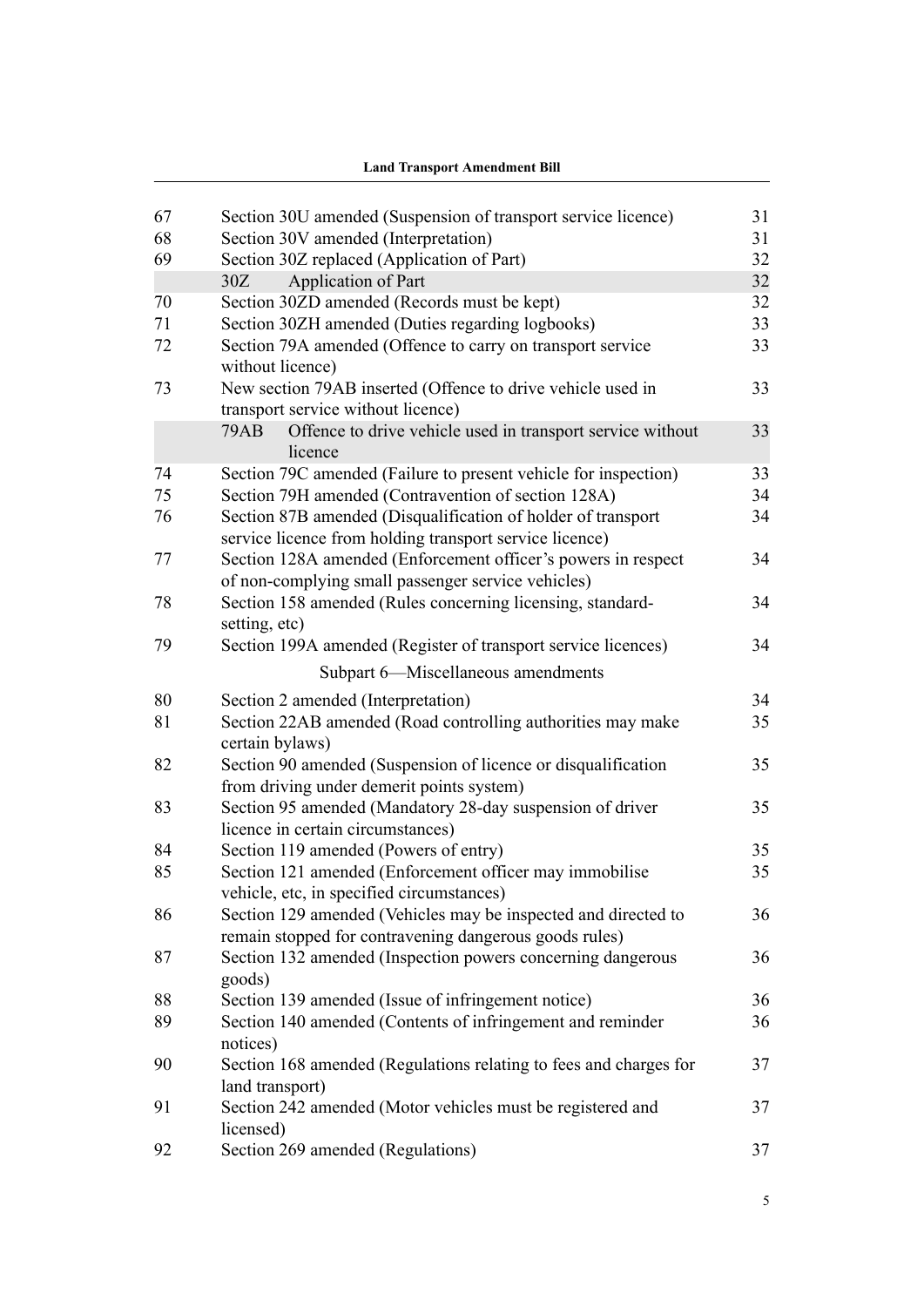| | | |
|---|---|---|
| 67 | Section 30U amended (Suspension of transport service licence) | 31 |
| 68 | Section 30V amended (Interpretation) | 31 |
| 69 | Section 30Z replaced (Application of Part) | 32 |
| | 30Z Application of Part | 32 |
| 70 | Section 30ZD amended (Records must be kept) | 32 |
| 71 | Section 30ZH amended (Duties regarding logbooks) | 33 |
| 72 | Section 79A amended (Offence to carry on transport service without licence) | 33 |
| 73 | New section 79AB inserted (Offence to drive vehicle used in transport service without licence) | 33 |
| | 79AB Offence to drive vehicle used in transport service without licence | 33 |
| 74 | Section 79C amended (Failure to present vehicle for inspection) | 33 |
| 75 | Section 79H amended (Contravention of section 128A) | 34 |
| 76 | Section 87B amended (Disqualification of holder of transport service licence from holding transport service licence) | 34 |
| 77 | Section 128A amended (Enforcement officer's powers in respect of non-complying small passenger service vehicles) | 34 |
| 78 | Section 158 amended (Rules concerning licensing, standard-setting, etc) | 34 |
| 79 | Section 199A amended (Register of transport service licences) | 34 |
| | **Subpart 6—Miscellaneous amendments** | |
| 80 | Section 2 amended (Interpretation) | 34 |
| 81 | Section 22AB amended (Road controlling authorities may make certain bylaws) | 35 |
| 82 | Section 90 amended (Suspension of licence or disqualification from driving under demerit points system) | 35 |
| 83 | Section 95 amended (Mandatory 28-day suspension of driver licence in certain circumstances) | 35 |
| 84 | Section 119 amended (Powers of entry) | 35 |
| 85 | Section 121 amended (Enforcement officer may immobilise vehicle, etc, in specified circumstances) | 35 |
| 86 | Section 129 amended (Vehicles may be inspected and directed to remain stopped for contravening dangerous goods rules) | 36 |
| 87 | Section 132 amended (Inspection powers concerning dangerous goods) | 36 |
| 88 | Section 139 amended (Issue of infringement notice) | 36 |
| 89 | Section 140 amended (Contents of infringement and reminder notices) | 36 |
| 90 | Section 168 amended (Regulations relating to fees and charges for land transport) | 37 |
| 91 | Section 242 amended (Motor vehicles must be registered and licensed) | 37 |
| 92 | Section 269 amended (Regulations) | 37 |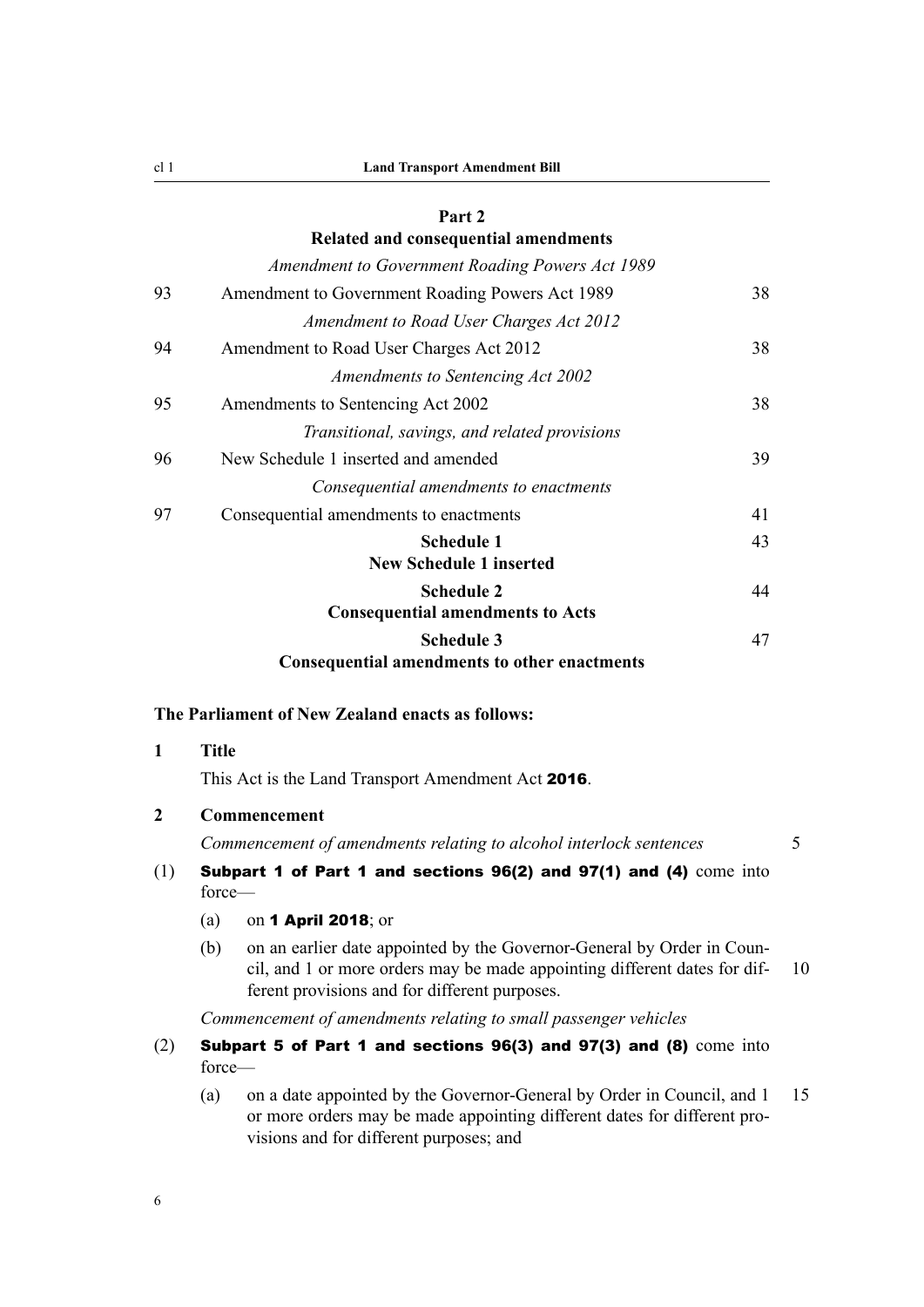## Part 2
## Related and consequential amendments

*Amendment to Government Roading Powers Act 1989*

| | | |
|---|---|---|
| 93 | Amendment to Government Roading Powers Act 1989 | 38 |
| | *Amendment to Road User Charges Act 2012* | |
| 94 | Amendment to Road User Charges Act 2012 | 38 |
| | *Amendments to Sentencing Act 2002* | |
| 95 | Amendments to Sentencing Act 2002 | 38 |
| | *Transitional, savings, and related provisions* | |
| 96 | New Schedule 1 inserted and amended | 39 |
| | *Consequential amendments to enactments* | |
| 97 | Consequential amendments to enactments | 41 |
| | **Schedule 1** **New Schedule 1 inserted** | 43 |
| | **Schedule 2** **Consequential amendments to Acts** | 44 |
| | **Schedule 3** **Consequential amendments to other enactments** | 47 |

**The Parliament of New Zealand enacts as follows:**

**1 Title**

This Act is the Land Transport Amendment Act **2016**.

**2 Commencement**

*Commencement of amendments relating to alcohol interlock sentences*

(1) **Subpart 1 of Part 1 and sections 96(2) and 97(1) and (4)** come into force—

(a) on **1 April 2018**; or

(b) on an earlier date appointed by the Governor-General by Order in Council, and 1 or more orders may be made appointing different dates for different provisions and for different purposes.

*Commencement of amendments relating to small passenger vehicles*

(2) **Subpart 5 of Part 1 and sections 96(3) and 97(3) and (8)** come into force—

(a) on a date appointed by the Governor-General by Order in Council, and 1 or more orders may be made appointing different dates for different provisions and for different purposes; and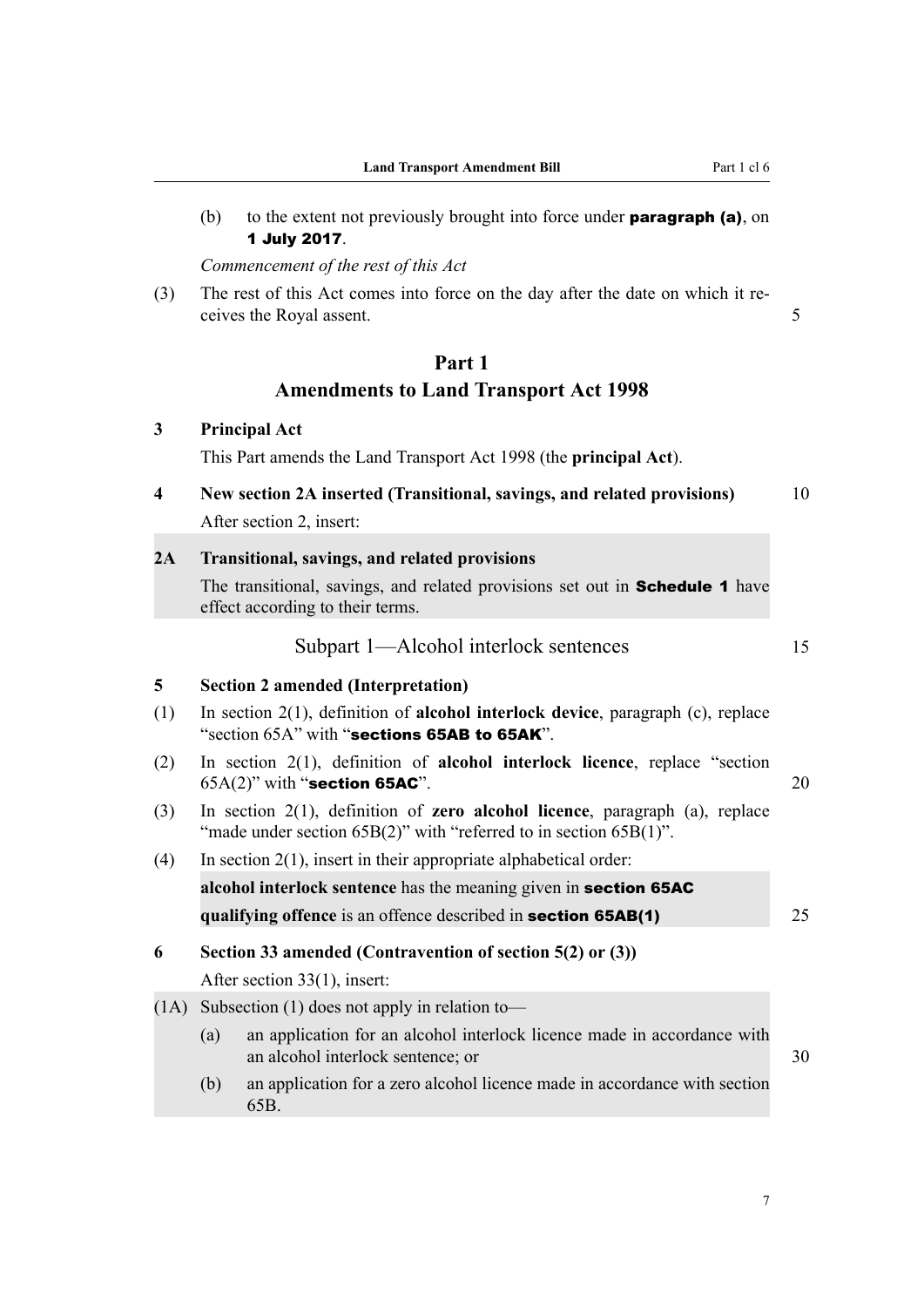(b) to the extent not previously brought into force under **paragraph (a)**, on **1 July 2017**.

*Commencement of the rest of this Act*

(3) The rest of this Act comes into force on the day after the date on which it receives the Royal assent.

## Part 1
## Amendments to Land Transport Act 1998

**3 Principal Act**

This Part amends the Land Transport Act 1998 (the **principal Act**).

**4 New section 2A inserted (Transitional, savings, and related provisions)**

After section 2, insert:

**2A Transitional, savings, and related provisions**

The transitional, savings, and related provisions set out in **Schedule 1** have effect according to their terms.

### Subpart 1—Alcohol interlock sentences

**5 Section 2 amended (Interpretation)**

(1) In section 2(1), definition of **alcohol interlock device**, paragraph (c), replace "section 65A" with "**sections 65AB to 65AK**".

(2) In section 2(1), definition of **alcohol interlock licence**, replace "section 65A(2)" with "**section 65AC**".

(3) In section 2(1), definition of **zero alcohol licence**, paragraph (a), replace "made under section 65B(2)" with "referred to in section 65B(1)".

(4) In section 2(1), insert in their appropriate alphabetical order:

**alcohol interlock sentence** has the meaning given in **section 65AC**

**qualifying offence** is an offence described in **section 65AB(1)**

**6 Section 33 amended (Contravention of section 5(2) or (3))**

After section 33(1), insert:

(1A) Subsection (1) does not apply in relation to—

(a) an application for an alcohol interlock licence made in accordance with an alcohol interlock sentence; or

(b) an application for a zero alcohol licence made in accordance with section 65B.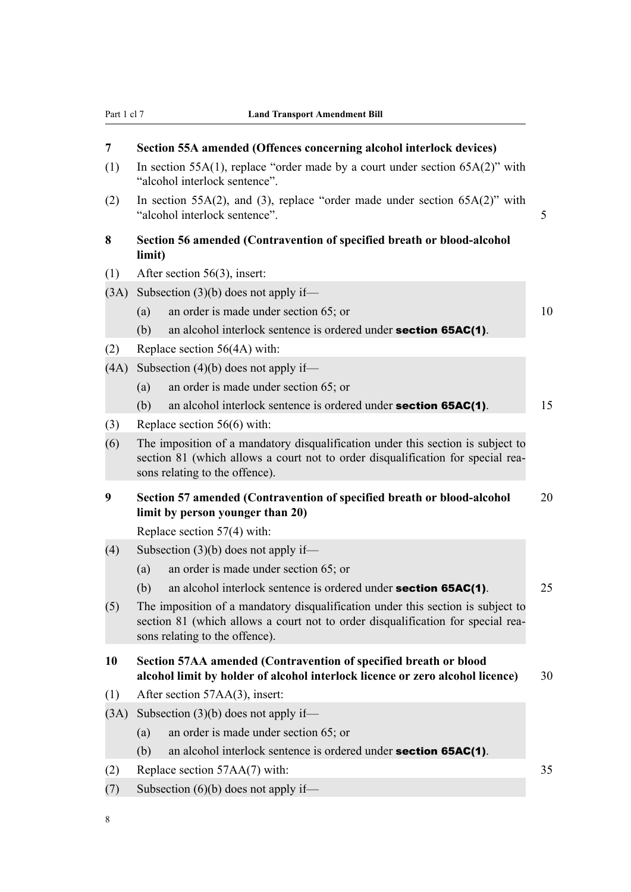**7 Section 55A amended (Offences concerning alcohol interlock devices)**

(1) In section 55A(1), replace "order made by a court under section 65A(2)" with "alcohol interlock sentence".

(2) In section 55A(2), and (3), replace "order made under section 65A(2)" with "alcohol interlock sentence".

**8 Section 56 amended (Contravention of specified breath or blood-alcohol limit)**

(1) After section 56(3), insert:

(3A) Subsection (3)(b) does not apply if—

(a) an order is made under section 65; or

(b) an alcohol interlock sentence is ordered under **section 65AC(1)**.

(2) Replace section 56(4A) with:

(4A) Subsection (4)(b) does not apply if—

(a) an order is made under section 65; or

(b) an alcohol interlock sentence is ordered under **section 65AC(1)**.

(3) Replace section 56(6) with:

(6) The imposition of a mandatory disqualification under this section is subject to section 81 (which allows a court not to order disqualification for special reasons relating to the offence).

**9 Section 57 amended (Contravention of specified breath or blood-alcohol limit by person younger than 20)**

Replace section 57(4) with:

(4) Subsection (3)(b) does not apply if—

(a) an order is made under section 65; or

(b) an alcohol interlock sentence is ordered under **section 65AC(1)**.

(5) The imposition of a mandatory disqualification under this section is subject to section 81 (which allows a court not to order disqualification for special reasons relating to the offence).

**10 Section 57AA amended (Contravention of specified breath or blood alcohol limit by holder of alcohol interlock licence or zero alcohol licence)**

(1) After section 57AA(3), insert:

(3A) Subsection (3)(b) does not apply if—

(a) an order is made under section 65; or

(b) an alcohol interlock sentence is ordered under **section 65AC(1)**.

(2) Replace section 57AA(7) with:

(7) Subsection (6)(b) does not apply if—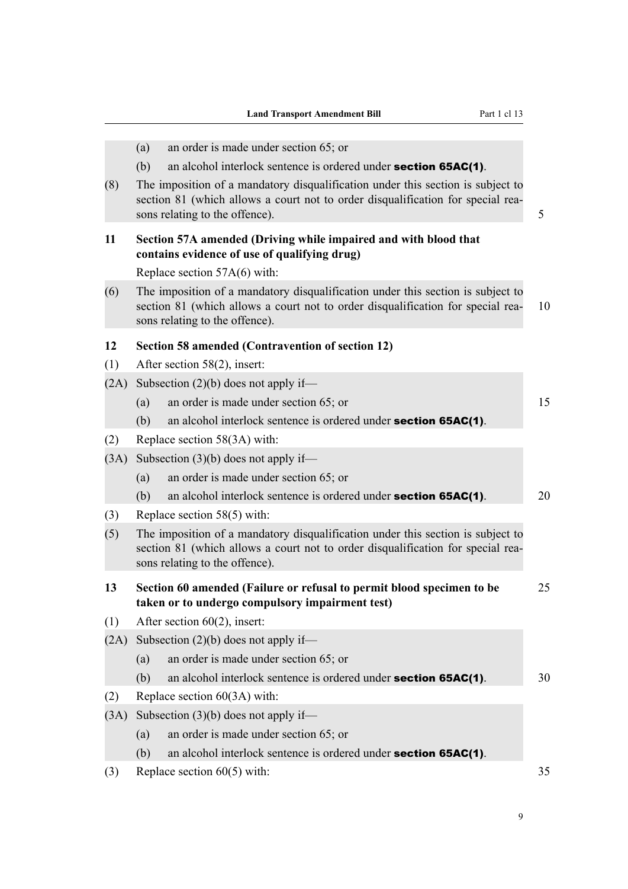(a) an order is made under section 65; or

(b) an alcohol interlock sentence is ordered under **section 65AC(1)**.

(8) The imposition of a mandatory disqualification under this section is subject to section 81 (which allows a court not to order disqualification for special reasons relating to the offence).

**11 Section 57A amended (Driving while impaired and with blood that contains evidence of use of qualifying drug)**

Replace section 57A(6) with:

(6) The imposition of a mandatory disqualification under this section is subject to section 81 (which allows a court not to order disqualification for special reasons relating to the offence).

**12 Section 58 amended (Contravention of section 12)**

(1) After section 58(2), insert:

(2A) Subsection (2)(b) does not apply if—

(a) an order is made under section 65; or

(b) an alcohol interlock sentence is ordered under **section 65AC(1)**.

(2) Replace section 58(3A) with:

(3A) Subsection (3)(b) does not apply if—

(a) an order is made under section 65; or

(b) an alcohol interlock sentence is ordered under **section 65AC(1)**.

(3) Replace section 58(5) with:

(5) The imposition of a mandatory disqualification under this section is subject to section 81 (which allows a court not to order disqualification for special reasons relating to the offence).

**13 Section 60 amended (Failure or refusal to permit blood specimen to be taken or to undergo compulsory impairment test)**

(1) After section 60(2), insert:

(2A) Subsection (2)(b) does not apply if—

(a) an order is made under section 65; or

(b) an alcohol interlock sentence is ordered under **section 65AC(1)**.

(2) Replace section 60(3A) with:

(3A) Subsection (3)(b) does not apply if—

(a) an order is made under section 65; or

(b) an alcohol interlock sentence is ordered under **section 65AC(1)**.

(3) Replace section 60(5) with: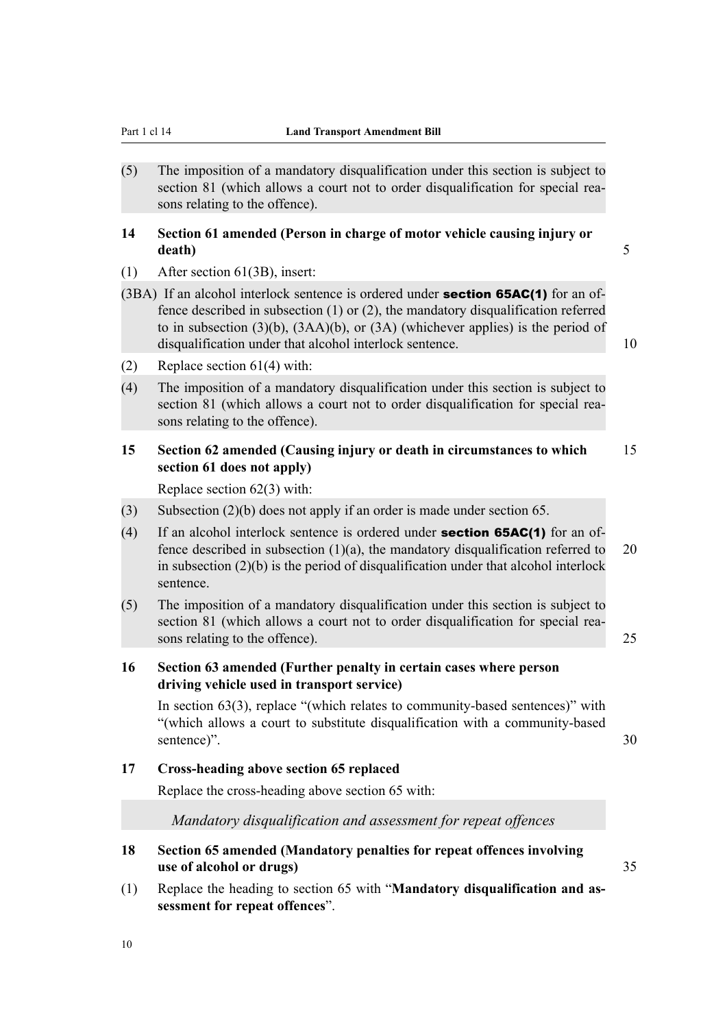(5) The imposition of a mandatory disqualification under this section is subject to section 81 (which allows a court not to order disqualification for special reasons relating to the offence).

**14 Section 61 amended (Person in charge of motor vehicle causing injury or death)**

(1) After section 61(3B), insert:

(3BA) If an alcohol interlock sentence is ordered under **section 65AC(1)** for an offence described in subsection (1) or (2), the mandatory disqualification referred to in subsection (3)(b), (3AA)(b), or (3A) (whichever applies) is the period of disqualification under that alcohol interlock sentence.

(2) Replace section 61(4) with:

(4) The imposition of a mandatory disqualification under this section is subject to section 81 (which allows a court not to order disqualification for special reasons relating to the offence).

**15 Section 62 amended (Causing injury or death in circumstances to which section 61 does not apply)**

Replace section 62(3) with:

(3) Subsection (2)(b) does not apply if an order is made under section 65.

(4) If an alcohol interlock sentence is ordered under **section 65AC(1)** for an offence described in subsection (1)(a), the mandatory disqualification referred to in subsection (2)(b) is the period of disqualification under that alcohol interlock sentence.

(5) The imposition of a mandatory disqualification under this section is subject to section 81 (which allows a court not to order disqualification for special reasons relating to the offence).

**16 Section 63 amended (Further penalty in certain cases where person driving vehicle used in transport service)**

In section 63(3), replace "(which relates to community-based sentences)" with "(which allows a court to substitute disqualification with a community-based sentence)".

**17 Cross-heading above section 65 replaced**

Replace the cross-heading above section 65 with:

*Mandatory disqualification and assessment for repeat offences*

**18 Section 65 amended (Mandatory penalties for repeat offences involving use of alcohol or drugs)**

(1) Replace the heading to section 65 with "**Mandatory disqualification and assessment for repeat offences**".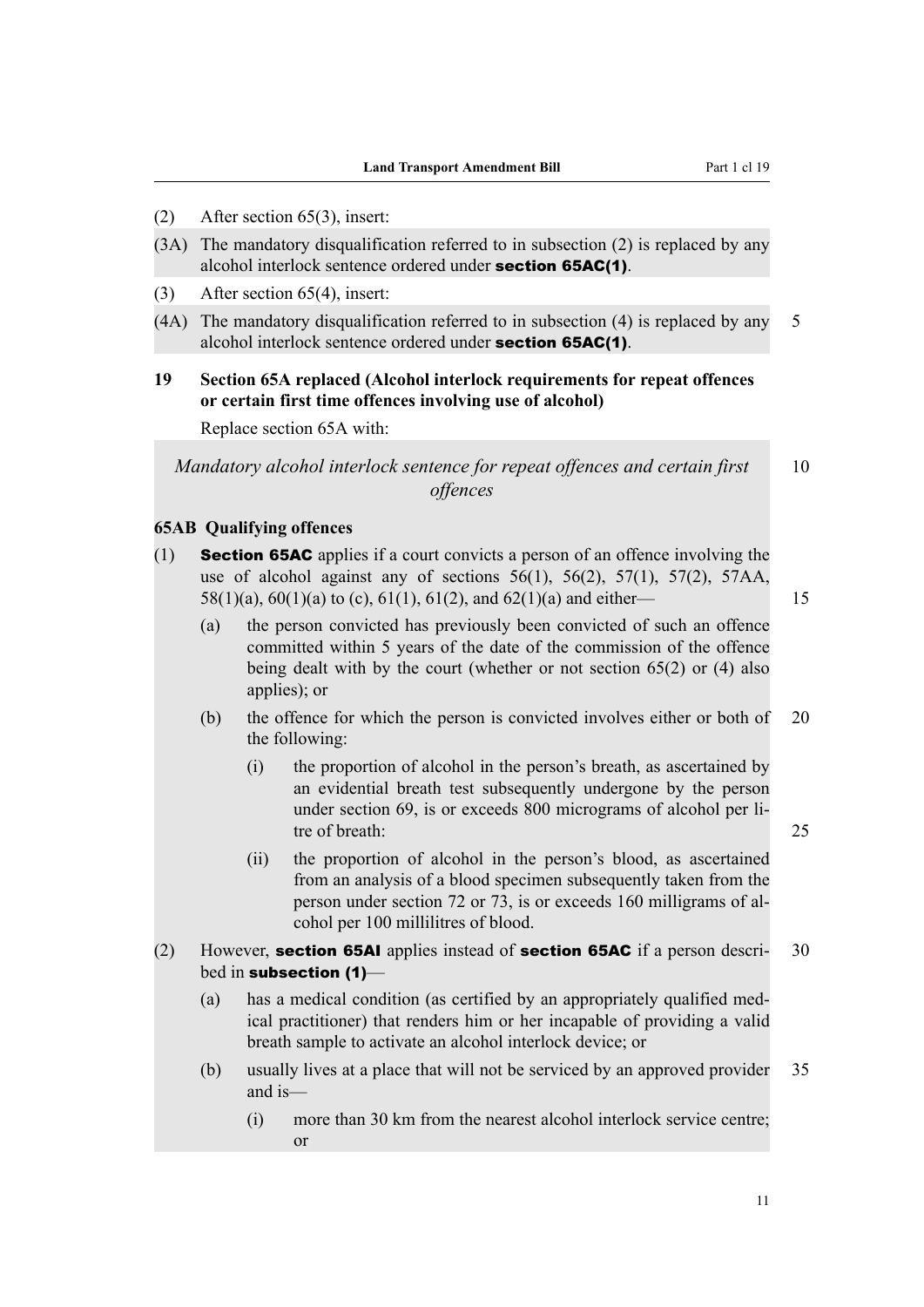(2) After section 65(3), insert:

(3A) The mandatory disqualification referred to in subsection (2) is replaced by any alcohol interlock sentence ordered under **section 65AC(1)**.

(3) After section 65(4), insert:

(4A) The mandatory disqualification referred to in subsection (4) is replaced by any alcohol interlock sentence ordered under **section 65AC(1)**.

**19 Section 65A replaced (Alcohol interlock requirements for repeat offences or certain first time offences involving use of alcohol)**

Replace section 65A with:

*Mandatory alcohol interlock sentence for repeat offences and certain first offences*

**65AB Qualifying offences**

(1) **Section 65AC** applies if a court convicts a person of an offence involving the use of alcohol against any of sections 56(1), 56(2), 57(1), 57(2), 57AA, 58(1)(a), 60(1)(a) to (c), 61(1), 61(2), and 62(1)(a) and either—

(a) the person convicted has previously been convicted of such an offence committed within 5 years of the date of the commission of the offence being dealt with by the court (whether or not section 65(2) or (4) also applies); or

(b) the offence for which the person is convicted involves either or both of the following:

(i) the proportion of alcohol in the person's breath, as ascertained by an evidential breath test subsequently undergone by the person under section 69, is or exceeds 800 micrograms of alcohol per litre of breath:

(ii) the proportion of alcohol in the person's blood, as ascertained from an analysis of a blood specimen subsequently taken from the person under section 72 or 73, is or exceeds 160 milligrams of alcohol per 100 millilitres of blood.

(2) However, **section 65AI** applies instead of **section 65AC** if a person described in **subsection (1)**—

(a) has a medical condition (as certified by an appropriately qualified medical practitioner) that renders him or her incapable of providing a valid breath sample to activate an alcohol interlock device; or

(b) usually lives at a place that will not be serviced by an approved provider and is—

(i) more than 30 km from the nearest alcohol interlock service centre; or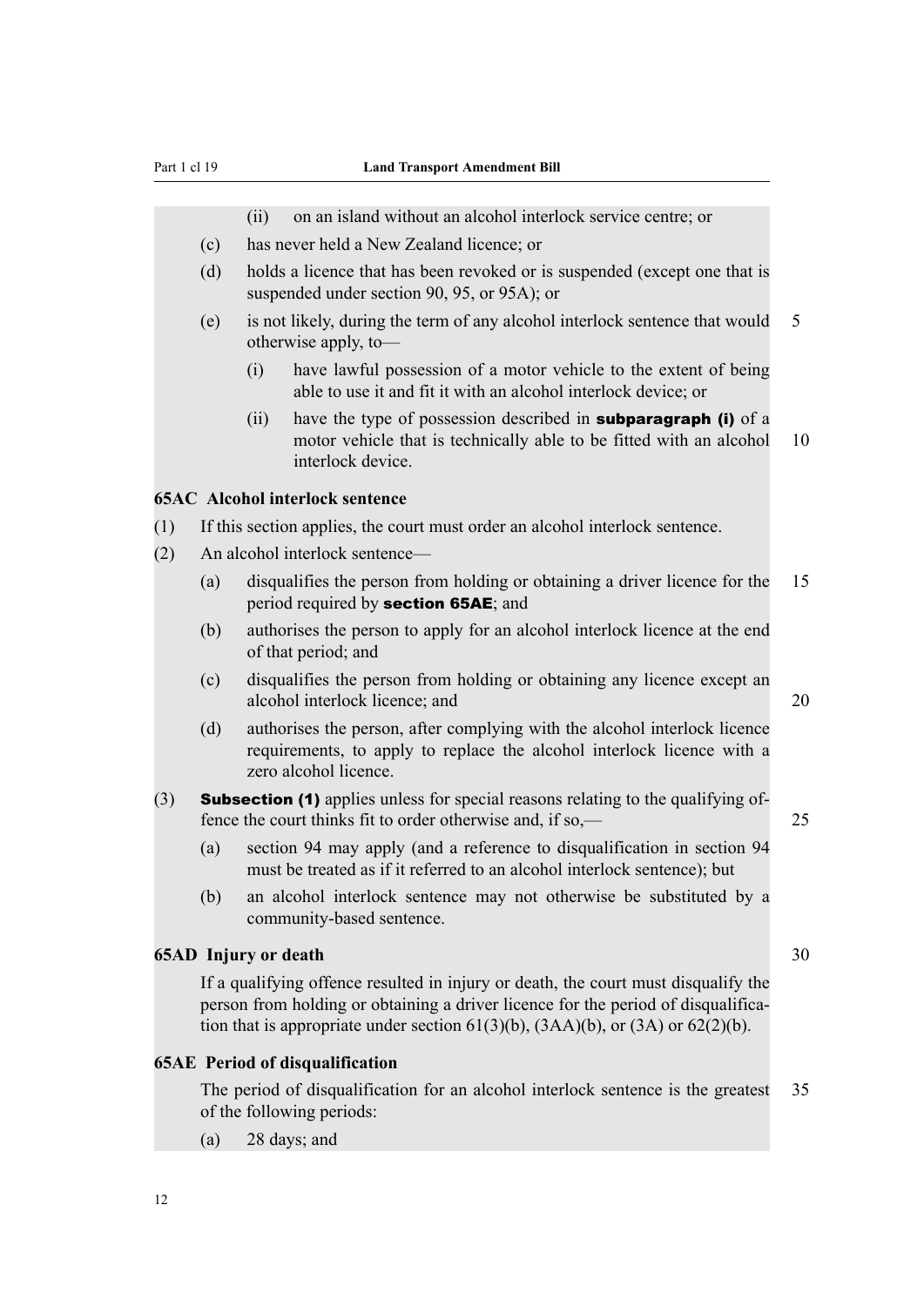- (ii) on an island without an alcohol interlock service centre; or
- (c) has never held a New Zealand licence; or
- (d) holds a licence that has been revoked or is suspended (except one that is suspended under section 90, 95, or 95A); or
- (e) is not likely, during the term of any alcohol interlock sentence that would otherwise apply, to—
  - (i) have lawful possession of a motor vehicle to the extent of being able to use it and fit it with an alcohol interlock device; or
  - (ii) have the type of possession described in **subparagraph (i)** of a motor vehicle that is technically able to be fitted with an alcohol interlock device.

**65AC Alcohol interlock sentence**

(1) If this section applies, the court must order an alcohol interlock sentence.

(2) An alcohol interlock sentence—

- (a) disqualifies the person from holding or obtaining a driver licence for the period required by **section 65AE**; and
- (b) authorises the person to apply for an alcohol interlock licence at the end of that period; and
- (c) disqualifies the person from holding or obtaining any licence except an alcohol interlock licence; and
- (d) authorises the person, after complying with the alcohol interlock licence requirements, to apply to replace the alcohol interlock licence with a zero alcohol licence.

(3) **Subsection (1)** applies unless for special reasons relating to the qualifying offence the court thinks fit to order otherwise and, if so,—

- (a) section 94 may apply (and a reference to disqualification in section 94 must be treated as if it referred to an alcohol interlock sentence); but
- (b) an alcohol interlock sentence may not otherwise be substituted by a community-based sentence.

**65AD Injury or death**

If a qualifying offence resulted in injury or death, the court must disqualify the person from holding or obtaining a driver licence for the period of disqualification that is appropriate under section 61(3)(b), (3AA)(b), or (3A) or 62(2)(b).

**65AE Period of disqualification**

The period of disqualification for an alcohol interlock sentence is the greatest of the following periods:

- (a) 28 days; and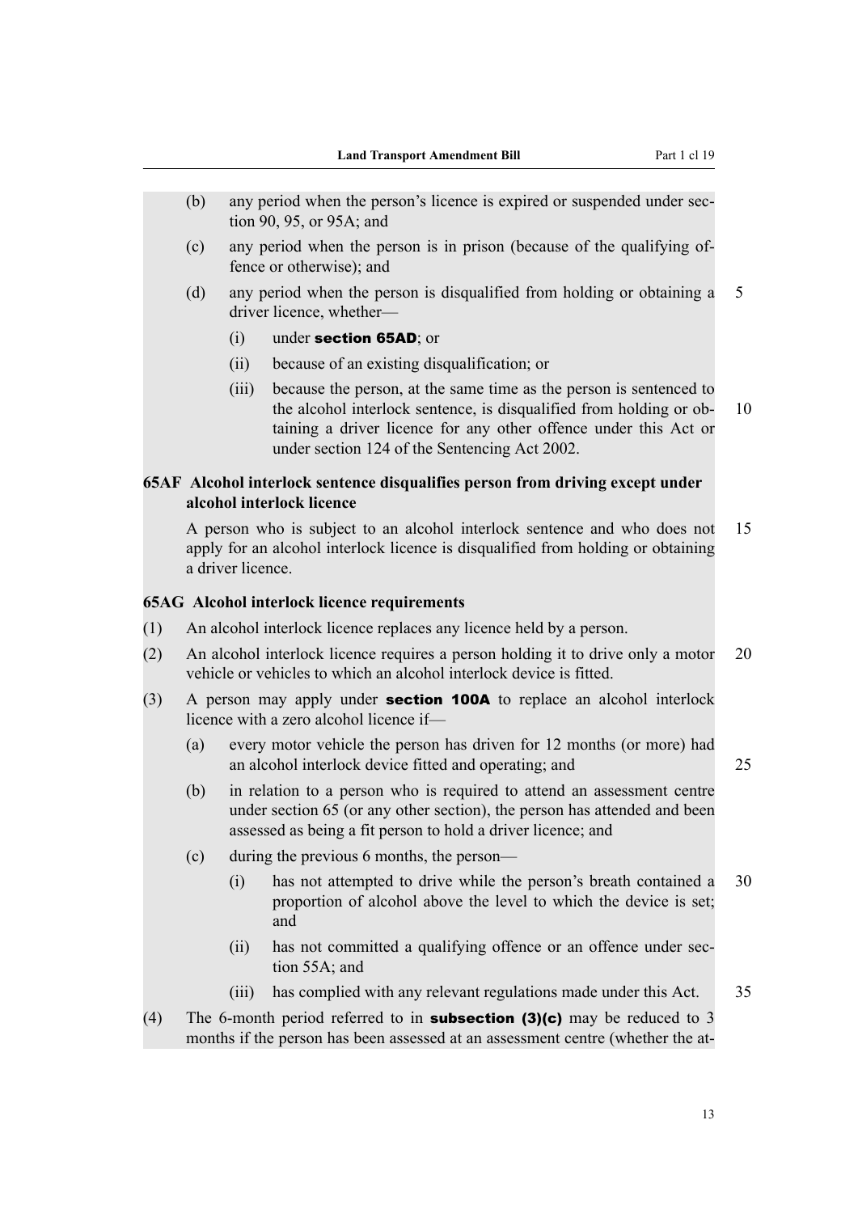(b) any period when the person's licence is expired or suspended under section 90, 95, or 95A; and

(c) any period when the person is in prison (because of the qualifying offence or otherwise); and

(d) any period when the person is disqualified from holding or obtaining a driver licence, whether—

(i) under **section 65AD**; or

(ii) because of an existing disqualification; or

(iii) because the person, at the same time as the person is sentenced to the alcohol interlock sentence, is disqualified from holding or obtaining a driver licence for any other offence under this Act or under section 124 of the Sentencing Act 2002.

### 65AF Alcohol interlock sentence disqualifies person from driving except under alcohol interlock licence

A person who is subject to an alcohol interlock sentence and who does not apply for an alcohol interlock licence is disqualified from holding or obtaining a driver licence.

### 65AG Alcohol interlock licence requirements

(1) An alcohol interlock licence replaces any licence held by a person.

(2) An alcohol interlock licence requires a person holding it to drive only a motor vehicle or vehicles to which an alcohol interlock device is fitted.

(3) A person may apply under **section 100A** to replace an alcohol interlock licence with a zero alcohol licence if—

(a) every motor vehicle the person has driven for 12 months (or more) had an alcohol interlock device fitted and operating; and

(b) in relation to a person who is required to attend an assessment centre under section 65 (or any other section), the person has attended and been assessed as being a fit person to hold a driver licence; and

(c) during the previous 6 months, the person—

(i) has not attempted to drive while the person's breath contained a proportion of alcohol above the level to which the device is set; and

(ii) has not committed a qualifying offence or an offence under section 55A; and

(iii) has complied with any relevant regulations made under this Act.

(4) The 6-month period referred to in **subsection (3)(c)** may be reduced to 3 months if the person has been assessed at an assessment centre (whether the at-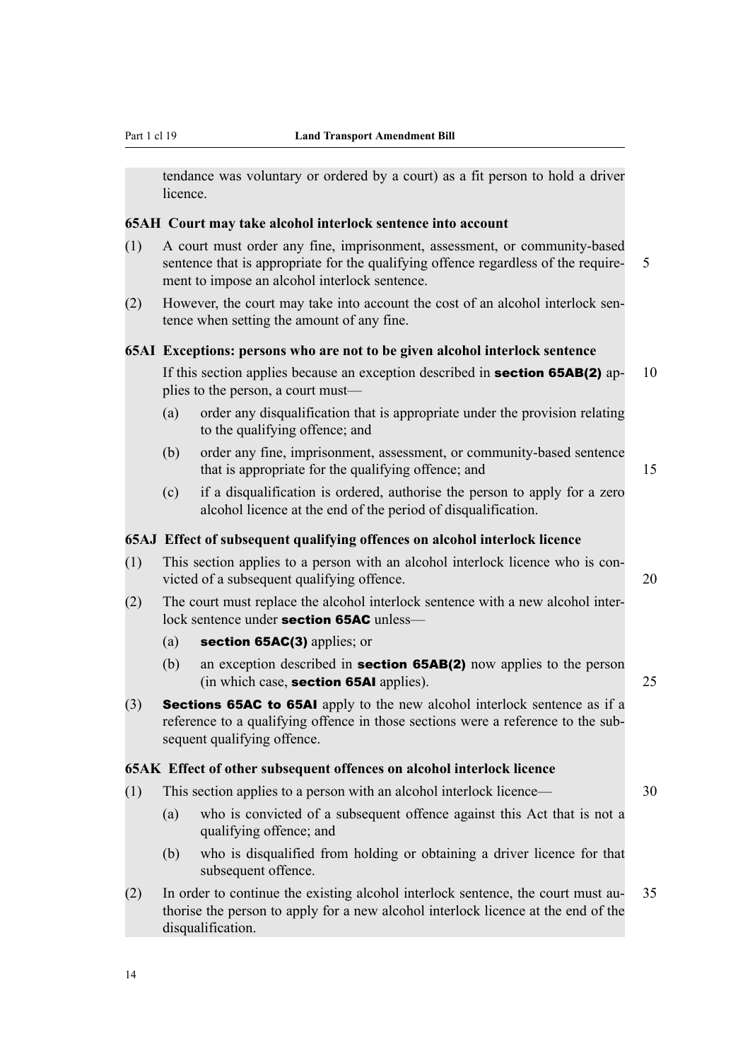tendance was voluntary or ordered by a court) as a fit person to hold a driver licence.

### 65AH Court may take alcohol interlock sentence into account

(1) A court must order any fine, imprisonment, assessment, or community-based sentence that is appropriate for the qualifying offence regardless of the requirement to impose an alcohol interlock sentence.

(2) However, the court may take into account the cost of an alcohol interlock sentence when setting the amount of any fine.

### 65AI Exceptions: persons who are not to be given alcohol interlock sentence

If this section applies because an exception described in **section 65AB(2)** applies to the person, a court must—

(a) order any disqualification that is appropriate under the provision relating to the qualifying offence; and

(b) order any fine, imprisonment, assessment, or community-based sentence that is appropriate for the qualifying offence; and

(c) if a disqualification is ordered, authorise the person to apply for a zero alcohol licence at the end of the period of disqualification.

### 65AJ Effect of subsequent qualifying offences on alcohol interlock licence

(1) This section applies to a person with an alcohol interlock licence who is convicted of a subsequent qualifying offence.

(2) The court must replace the alcohol interlock sentence with a new alcohol interlock sentence under **section 65AC** unless—

(a) **section 65AC(3)** applies; or

(b) an exception described in **section 65AB(2)** now applies to the person (in which case, **section 65AI** applies).

(3) **Sections 65AC to 65AI** apply to the new alcohol interlock sentence as if a reference to a qualifying offence in those sections were a reference to the subsequent qualifying offence.

### 65AK Effect of other subsequent offences on alcohol interlock licence

(1) This section applies to a person with an alcohol interlock licence—

(a) who is convicted of a subsequent offence against this Act that is not a qualifying offence; and

(b) who is disqualified from holding or obtaining a driver licence for that subsequent offence.

(2) In order to continue the existing alcohol interlock sentence, the court must authorise the person to apply for a new alcohol interlock licence at the end of the disqualification.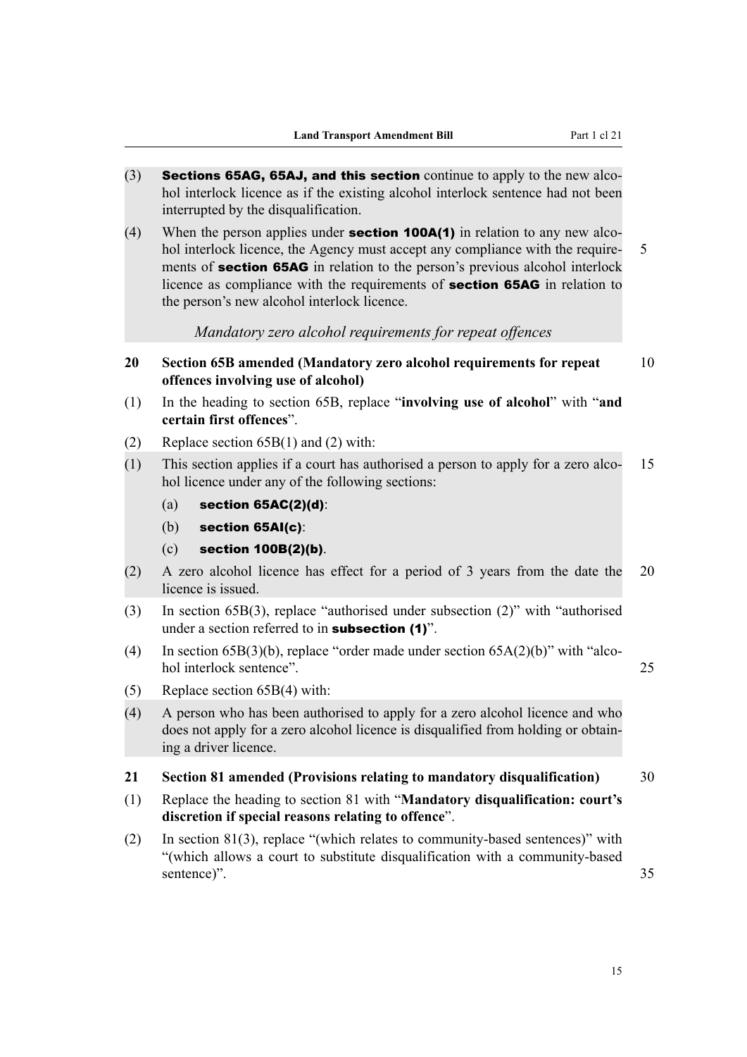(3) **Sections 65AG, 65AJ, and this section** continue to apply to the new alcohol interlock licence as if the existing alcohol interlock sentence had not been interrupted by the disqualification.

(4) When the person applies under **section 100A(1)** in relation to any new alcohol interlock licence, the Agency must accept any compliance with the requirements of **section 65AG** in relation to the person's previous alcohol interlock licence as compliance with the requirements of **section 65AG** in relation to the person's new alcohol interlock licence.

*Mandatory zero alcohol requirements for repeat offences*

**20 Section 65B amended (Mandatory zero alcohol requirements for repeat offences involving use of alcohol)**

(1) In the heading to section 65B, replace "**involving use of alcohol**" with "**and certain first offences**".

(2) Replace section 65B(1) and (2) with:

(1) This section applies if a court has authorised a person to apply for a zero alcohol licence under any of the following sections:

  (a) **section 65AC(2)(d)**:

  (b) **section 65AI(c)**:

  (c) **section 100B(2)(b)**.

(2) A zero alcohol licence has effect for a period of 3 years from the date the licence is issued.

(3) In section 65B(3), replace "authorised under subsection (2)" with "authorised under a section referred to in **subsection (1)**".

(4) In section 65B(3)(b), replace "order made under section 65A(2)(b)" with "alcohol interlock sentence".

(5) Replace section 65B(4) with:

(4) A person who has been authorised to apply for a zero alcohol licence and who does not apply for a zero alcohol licence is disqualified from holding or obtaining a driver licence.

**21 Section 81 amended (Provisions relating to mandatory disqualification)**

(1) Replace the heading to section 81 with "**Mandatory disqualification: court's discretion if special reasons relating to offence**".

(2) In section 81(3), replace "(which relates to community-based sentences)" with "(which allows a court to substitute disqualification with a community-based sentence)".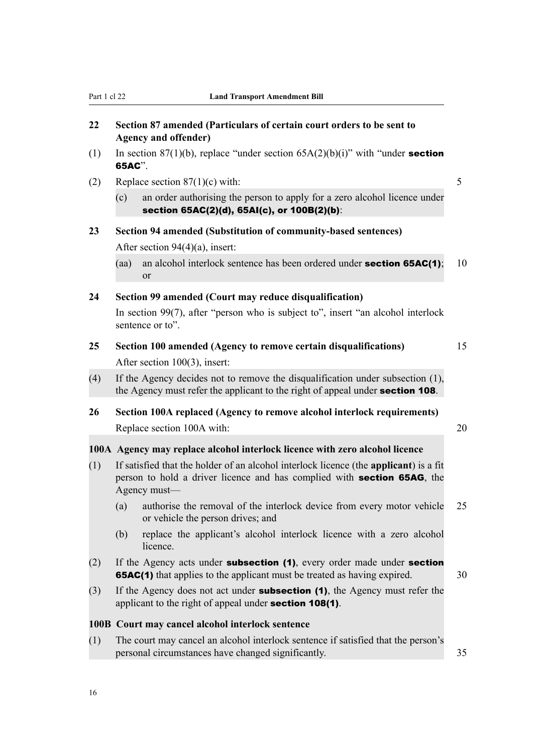### 22 Section 87 amended (Particulars of certain court orders to be sent to Agency and offender)

(1) In section 87(1)(b), replace "under section 65A(2)(b)(i)" with "under **section 65AC**".

(2) Replace section 87(1)(c) with:

> (c) an order authorising the person to apply for a zero alcohol licence under **section 65AC(2)(d), 65AI(c), or 100B(2)(b)**:

### 23 Section 94 amended (Substitution of community-based sentences)

After section 94(4)(a), insert:

> (aa) an alcohol interlock sentence has been ordered under **section 65AC(1)**; or

### 24 Section 99 amended (Court may reduce disqualification)

In section 99(7), after "person who is subject to", insert "an alcohol interlock sentence or to".

### 25 Section 100 amended (Agency to remove certain disqualifications)

After section 100(3), insert:

> (4) If the Agency decides not to remove the disqualification under subsection (1), the Agency must refer the applicant to the right of appeal under **section 108**.

### 26 Section 100A replaced (Agency to remove alcohol interlock requirements)

Replace section 100A with:

> **100A Agency may replace alcohol interlock licence with zero alcohol licence**
>
> (1) If satisfied that the holder of an alcohol interlock licence (the **applicant**) is a fit person to hold a driver licence and has complied with **section 65AG**, the Agency must—
>
> (a) authorise the removal of the interlock device from every motor vehicle or vehicle the person drives; and
>
> (b) replace the applicant's alcohol interlock licence with a zero alcohol licence.
>
> (2) If the Agency acts under **subsection (1)**, every order made under **section 65AC(1)** that applies to the applicant must be treated as having expired.
>
> (3) If the Agency does not act under **subsection (1)**, the Agency must refer the applicant to the right of appeal under **section 108(1)**.
>
> **100B Court may cancel alcohol interlock sentence**
>
> (1) The court may cancel an alcohol interlock sentence if satisfied that the person's personal circumstances have changed significantly.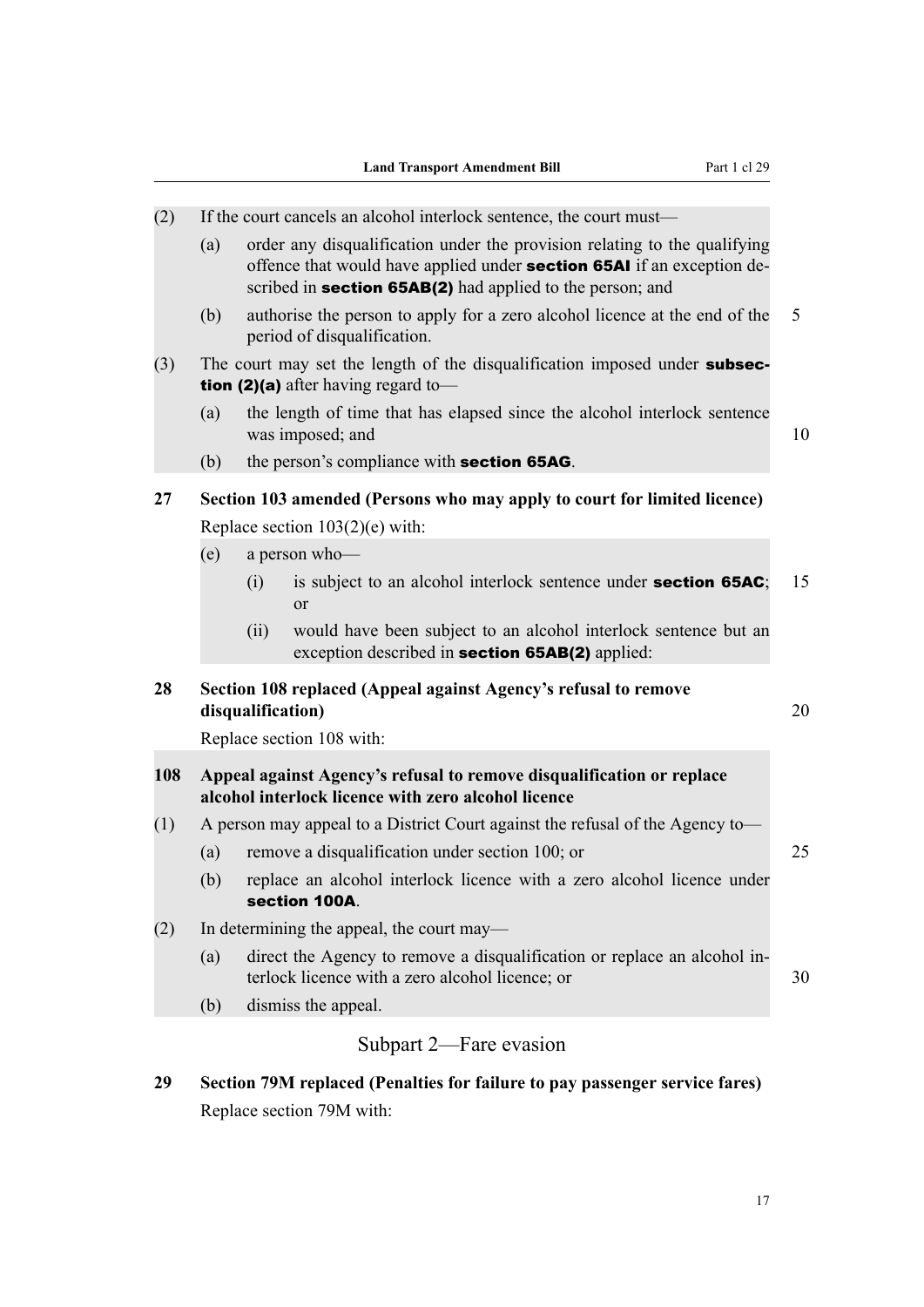(2) If the court cancels an alcohol interlock sentence, the court must—

(a) order any disqualification under the provision relating to the qualifying offence that would have applied under **section 65AI** if an exception described in **section 65AB(2)** had applied to the person; and

(b) authorise the person to apply for a zero alcohol licence at the end of the period of disqualification.

(3) The court may set the length of the disqualification imposed under **subsection (2)(a)** after having regard to—

(a) the length of time that has elapsed since the alcohol interlock sentence was imposed; and

(b) the person's compliance with **section 65AG**.

**27 Section 103 amended (Persons who may apply to court for limited licence)**

Replace section 103(2)(e) with:

(e) a person who—

(i) is subject to an alcohol interlock sentence under **section 65AC**; or

(ii) would have been subject to an alcohol interlock sentence but an exception described in **section 65AB(2)** applied:

**28 Section 108 replaced (Appeal against Agency's refusal to remove disqualification)**

Replace section 108 with:

**108 Appeal against Agency's refusal to remove disqualification or replace alcohol interlock licence with zero alcohol licence**

(1) A person may appeal to a District Court against the refusal of the Agency to—

(a) remove a disqualification under section 100; or

(b) replace an alcohol interlock licence with a zero alcohol licence under **section 100A**.

(2) In determining the appeal, the court may—

(a) direct the Agency to remove a disqualification or replace an alcohol interlock licence with a zero alcohol licence; or

(b) dismiss the appeal.

## Subpart 2—Fare evasion

**29 Section 79M replaced (Penalties for failure to pay passenger service fares)**

Replace section 79M with: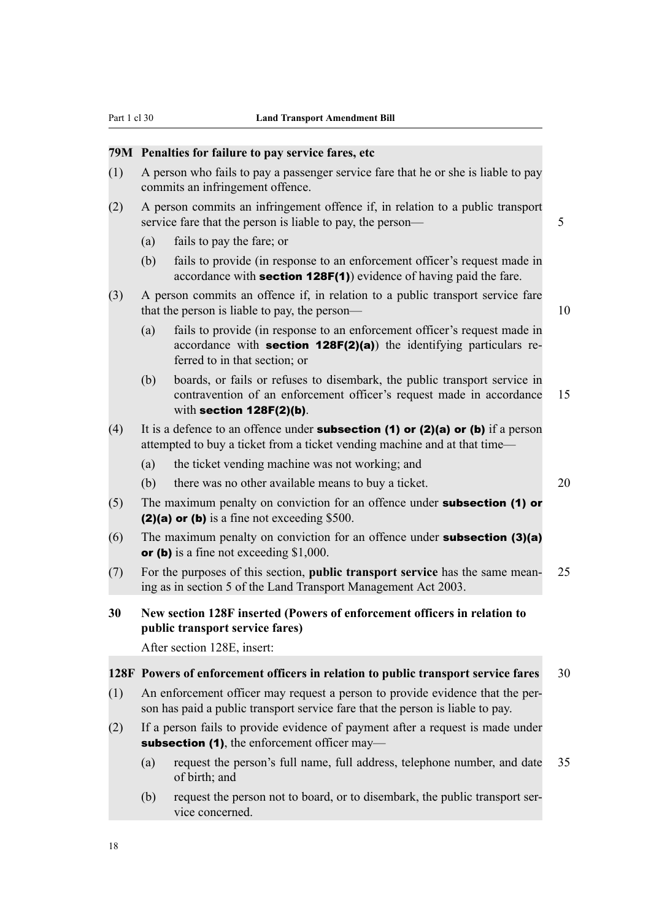### 79M Penalties for failure to pay service fares, etc

(1) A person who fails to pay a passenger service fare that he or she is liable to pay commits an infringement offence.

(2) A person commits an infringement offence if, in relation to a public transport service fare that the person is liable to pay, the person—

(a) fails to pay the fare; or

(b) fails to provide (in response to an enforcement officer's request made in accordance with **section 128F(1)**) evidence of having paid the fare.

(3) A person commits an offence if, in relation to a public transport service fare that the person is liable to pay, the person—

(a) fails to provide (in response to an enforcement officer's request made in accordance with **section 128F(2)(a)**) the identifying particulars referred to in that section; or

(b) boards, or fails or refuses to disembark, the public transport service in contravention of an enforcement officer's request made in accordance with **section 128F(2)(b)**.

(4) It is a defence to an offence under **subsection (1) or (2)(a) or (b)** if a person attempted to buy a ticket from a ticket vending machine and at that time—

(a) the ticket vending machine was not working; and

(b) there was no other available means to buy a ticket.

(5) The maximum penalty on conviction for an offence under **subsection (1) or (2)(a) or (b)** is a fine not exceeding $500.

(6) The maximum penalty on conviction for an offence under **subsection (3)(a) or (b)** is a fine not exceeding $1,000.

(7) For the purposes of this section, **public transport service** has the same meaning as in section 5 of the Land Transport Management Act 2003.

### 30 New section 128F inserted (Powers of enforcement officers in relation to public transport service fares)

After section 128E, insert:

### 128F Powers of enforcement officers in relation to public transport service fares

(1) An enforcement officer may request a person to provide evidence that the person has paid a public transport service fare that the person is liable to pay.

(2) If a person fails to provide evidence of payment after a request is made under **subsection (1)**, the enforcement officer may—

(a) request the person's full name, full address, telephone number, and date of birth; and

(b) request the person not to board, or to disembark, the public transport service concerned.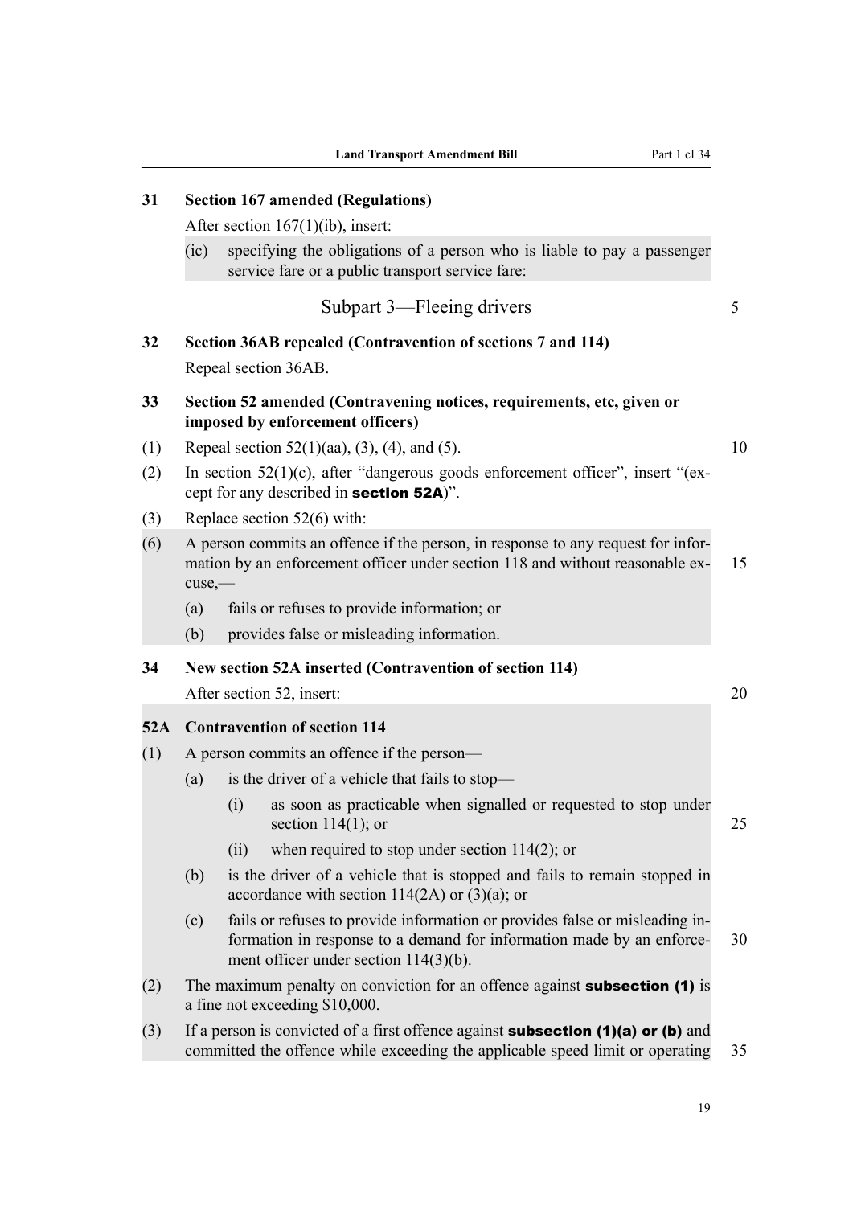**31 Section 167 amended (Regulations)**

After section 167(1)(ib), insert:

(ic) specifying the obligations of a person who is liable to pay a passenger service fare or a public transport service fare:

## Subpart 3—Fleeing drivers

**32 Section 36AB repealed (Contravention of sections 7 and 114)**

Repeal section 36AB.

**33 Section 52 amended (Contravening notices, requirements, etc, given or imposed by enforcement officers)**

(1) Repeal section 52(1)(aa), (3), (4), and (5).

(2) In section 52(1)(c), after "dangerous goods enforcement officer", insert "(except for any described in **section 52A**)".

(3) Replace section 52(6) with:

(6) A person commits an offence if the person, in response to any request for information by an enforcement officer under section 118 and without reasonable excuse,—

(a) fails or refuses to provide information; or

(b) provides false or misleading information.

**34 New section 52A inserted (Contravention of section 114)**

After section 52, insert:

**52A Contravention of section 114**

(1) A person commits an offence if the person—

(a) is the driver of a vehicle that fails to stop—

(i) as soon as practicable when signalled or requested to stop under section 114(1); or

(ii) when required to stop under section 114(2); or

(b) is the driver of a vehicle that is stopped and fails to remain stopped in accordance with section 114(2A) or (3)(a); or

(c) fails or refuses to provide information or provides false or misleading information in response to a demand for information made by an enforcement officer under section 114(3)(b).

(2) The maximum penalty on conviction for an offence against **subsection (1)** is a fine not exceeding $10,000.

(3) If a person is convicted of a first offence against **subsection (1)(a) or (b)** and committed the offence while exceeding the applicable speed limit or operating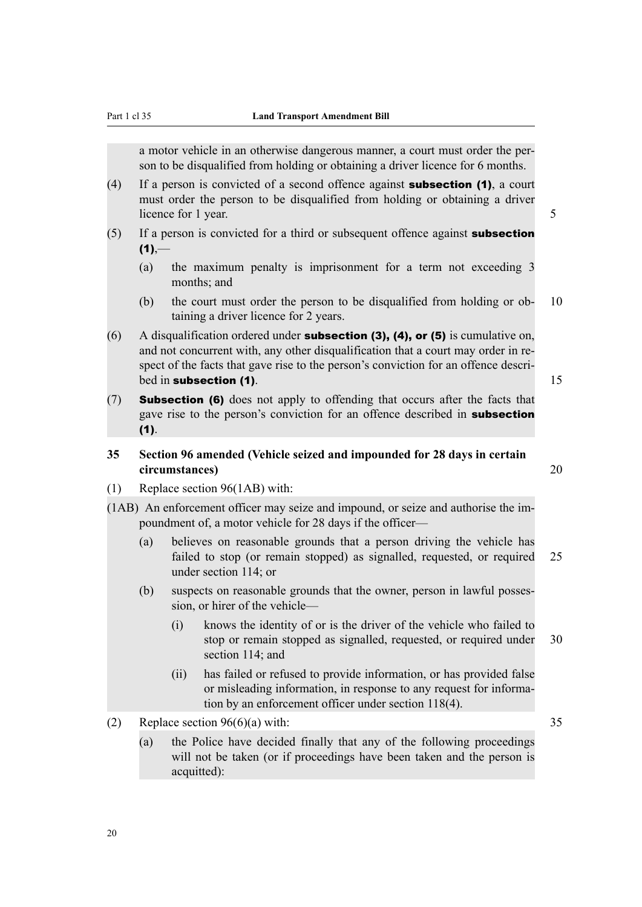a motor vehicle in an otherwise dangerous manner, a court must order the person to be disqualified from holding or obtaining a driver licence for 6 months.

(4) If a person is convicted of a second offence against **subsection (1)**, a court must order the person to be disqualified from holding or obtaining a driver licence for 1 year.

(5) If a person is convicted for a third or subsequent offence against **subsection (1)**,—

(a) the maximum penalty is imprisonment for a term not exceeding 3 months; and

(b) the court must order the person to be disqualified from holding or obtaining a driver licence for 2 years.

(6) A disqualification ordered under **subsection (3), (4), or (5)** is cumulative on, and not concurrent with, any other disqualification that a court may order in respect of the facts that gave rise to the person's conviction for an offence described in **subsection (1)**.

(7) **Subsection (6)** does not apply to offending that occurs after the facts that gave rise to the person's conviction for an offence described in **subsection (1)**.

### 35 Section 96 amended (Vehicle seized and impounded for 28 days in certain circumstances)

(1) Replace section 96(1AB) with:

(1AB) An enforcement officer may seize and impound, or seize and authorise the impoundment of, a motor vehicle for 28 days if the officer—

(a) believes on reasonable grounds that a person driving the vehicle has failed to stop (or remain stopped) as signalled, requested, or required under section 114; or

(b) suspects on reasonable grounds that the owner, person in lawful possession, or hirer of the vehicle—

(i) knows the identity of or is the driver of the vehicle who failed to stop or remain stopped as signalled, requested, or required under section 114; and

(ii) has failed or refused to provide information, or has provided false or misleading information, in response to any request for information by an enforcement officer under section 118(4).

(2) Replace section 96(6)(a) with:

(a) the Police have decided finally that any of the following proceedings will not be taken (or if proceedings have been taken and the person is acquitted):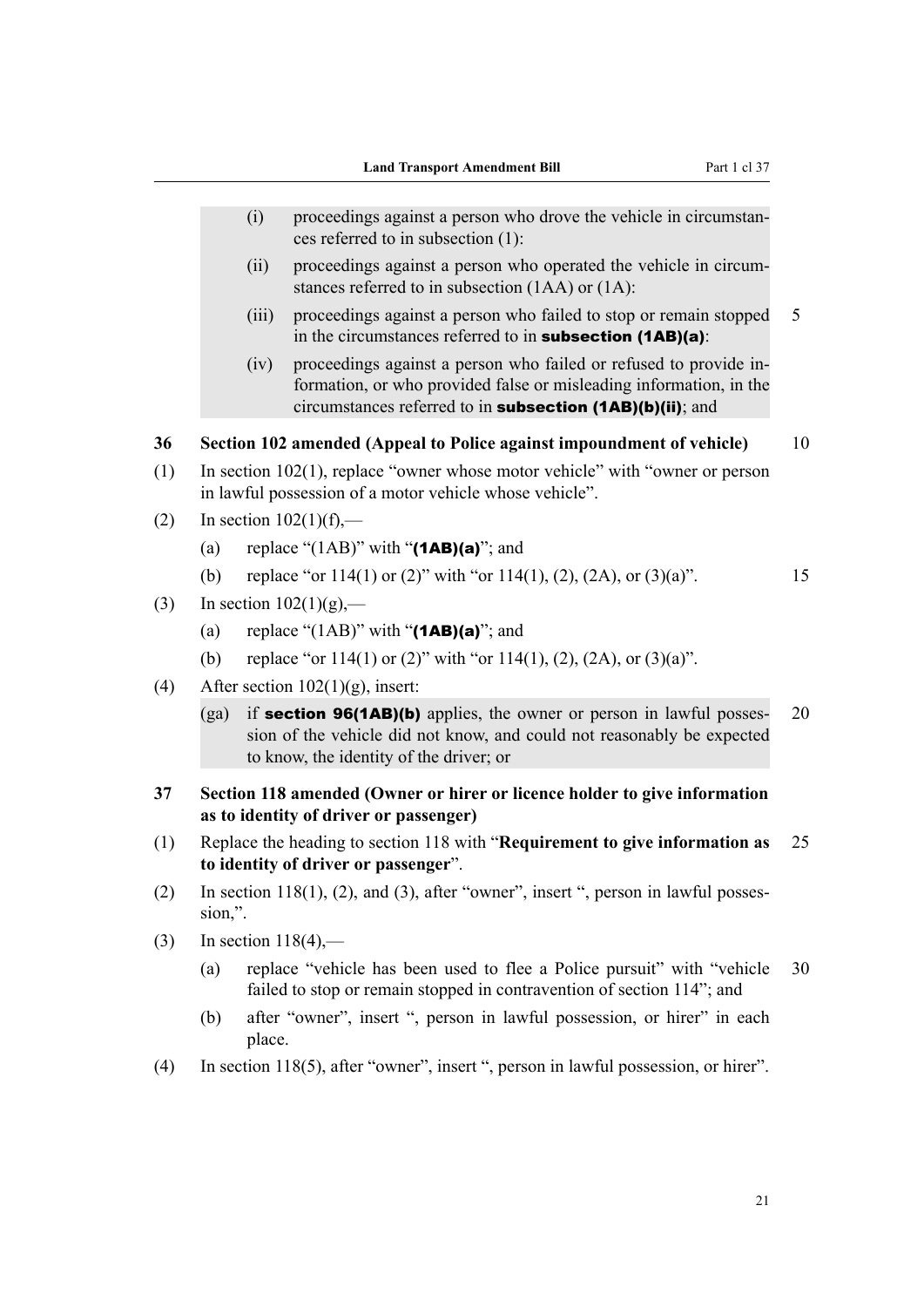(i) proceedings against a person who drove the vehicle in circumstances referred to in subsection (1):

(ii) proceedings against a person who operated the vehicle in circumstances referred to in subsection (1AA) or (1A):

(iii) proceedings against a person who failed to stop or remain stopped in the circumstances referred to in **subsection (1AB)(a)**:

(iv) proceedings against a person who failed or refused to provide information, or who provided false or misleading information, in the circumstances referred to in **subsection (1AB)(b)(ii)**; and

**36 Section 102 amended (Appeal to Police against impoundment of vehicle)**

(1) In section 102(1), replace "owner whose motor vehicle" with "owner or person in lawful possession of a motor vehicle whose vehicle".

(2) In section 102(1)(f),—

(a) replace "(1AB)" with "**(1AB)(a)**"; and

(b) replace "or 114(1) or (2)" with "or 114(1), (2), (2A), or (3)(a)".

(3) In section 102(1)(g),—

(a) replace "(1AB)" with "**(1AB)(a)**"; and

(b) replace "or 114(1) or (2)" with "or 114(1), (2), (2A), or (3)(a)".

(4) After section 102(1)(g), insert:

(ga) if **section 96(1AB)(b)** applies, the owner or person in lawful possession of the vehicle did not know, and could not reasonably be expected to know, the identity of the driver; or

**37 Section 118 amended (Owner or hirer or licence holder to give information as to identity of driver or passenger)**

(1) Replace the heading to section 118 with "**Requirement to give information as to identity of driver or passenger**".

(2) In section 118(1), (2), and (3), after "owner", insert ", person in lawful possession,".

(3) In section 118(4),—

(a) replace "vehicle has been used to flee a Police pursuit" with "vehicle failed to stop or remain stopped in contravention of section 114"; and

(b) after "owner", insert ", person in lawful possession, or hirer" in each place.

(4) In section 118(5), after "owner", insert ", person in lawful possession, or hirer".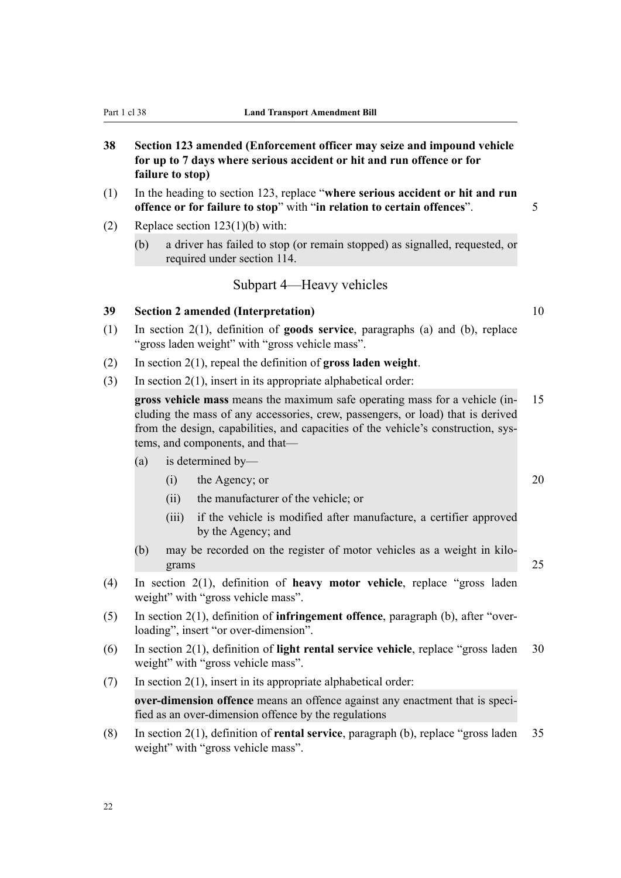**38 Section 123 amended (Enforcement officer may seize and impound vehicle for up to 7 days where serious accident or hit and run offence or for failure to stop)**

(1) In the heading to section 123, replace "**where serious accident or hit and run offence or for failure to stop**" with "**in relation to certain offences**".

(2) Replace section 123(1)(b) with:

> (b) a driver has failed to stop (or remain stopped) as signalled, requested, or required under section 114.

## Subpart 4—Heavy vehicles

**39 Section 2 amended (Interpretation)**

(1) In section 2(1), definition of **goods service**, paragraphs (a) and (b), replace "gross laden weight" with "gross vehicle mass".

(2) In section 2(1), repeal the definition of **gross laden weight**.

(3) In section 2(1), insert in its appropriate alphabetical order:

> **gross vehicle mass** means the maximum safe operating mass for a vehicle (including the mass of any accessories, crew, passengers, or load) that is derived from the design, capabilities, and capacities of the vehicle's construction, systems, and components, and that—
>
> (a) is determined by—
>
> (i) the Agency; or
>
> (ii) the manufacturer of the vehicle; or
>
> (iii) if the vehicle is modified after manufacture, a certifier approved by the Agency; and
>
> (b) may be recorded on the register of motor vehicles as a weight in kilograms

(4) In section 2(1), definition of **heavy motor vehicle**, replace "gross laden weight" with "gross vehicle mass".

(5) In section 2(1), definition of **infringement offence**, paragraph (b), after "overloading", insert "or over-dimension".

(6) In section 2(1), definition of **light rental service vehicle**, replace "gross laden weight" with "gross vehicle mass".

(7) In section 2(1), insert in its appropriate alphabetical order:

> **over-dimension offence** means an offence against any enactment that is specified as an over-dimension offence by the regulations

(8) In section 2(1), definition of **rental service**, paragraph (b), replace "gross laden weight" with "gross vehicle mass".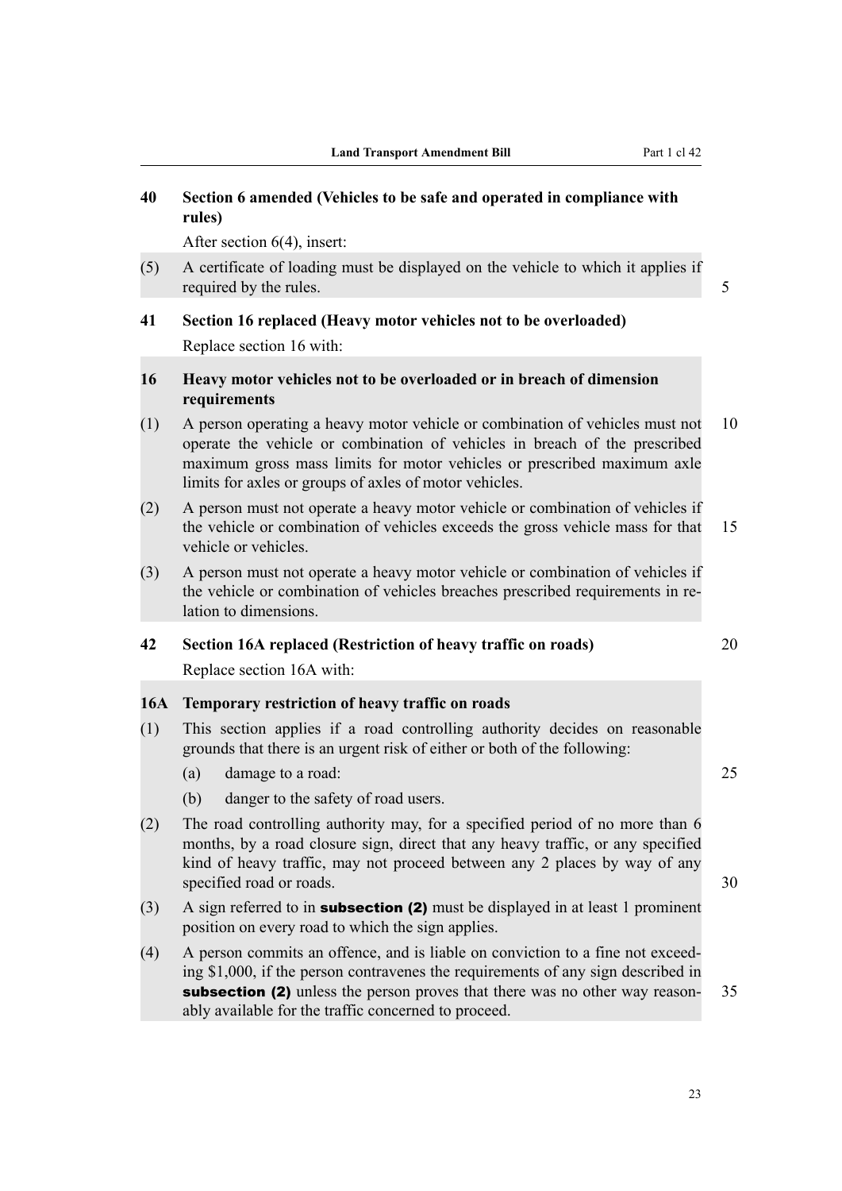### 40 Section 6 amended (Vehicles to be safe and operated in compliance with rules)

After section 6(4), insert:

(5) A certificate of loading must be displayed on the vehicle to which it applies if required by the rules.

### 41 Section 16 replaced (Heavy motor vehicles not to be overloaded)

Replace section 16 with:

#### 16 Heavy motor vehicles not to be overloaded or in breach of dimension requirements

(1) A person operating a heavy motor vehicle or combination of vehicles must not operate the vehicle or combination of vehicles in breach of the prescribed maximum gross mass limits for motor vehicles or prescribed maximum axle limits for axles or groups of axles of motor vehicles.

(2) A person must not operate a heavy motor vehicle or combination of vehicles if the vehicle or combination of vehicles exceeds the gross vehicle mass for that vehicle or vehicles.

(3) A person must not operate a heavy motor vehicle or combination of vehicles if the vehicle or combination of vehicles breaches prescribed requirements in relation to dimensions.

### 42 Section 16A replaced (Restriction of heavy traffic on roads)

Replace section 16A with:

#### 16A Temporary restriction of heavy traffic on roads

(1) This section applies if a road controlling authority decides on reasonable grounds that there is an urgent risk of either or both of the following:

(a) damage to a road:

(b) danger to the safety of road users.

(2) The road controlling authority may, for a specified period of no more than 6 months, by a road closure sign, direct that any heavy traffic, or any specified kind of heavy traffic, may not proceed between any 2 places by way of any specified road or roads.

(3) A sign referred to in **subsection (2)** must be displayed in at least 1 prominent position on every road to which the sign applies.

(4) A person commits an offence, and is liable on conviction to a fine not exceeding $1,000, if the person contravenes the requirements of any sign described in **subsection (2)** unless the person proves that there was no other way reasonably available for the traffic concerned to proceed.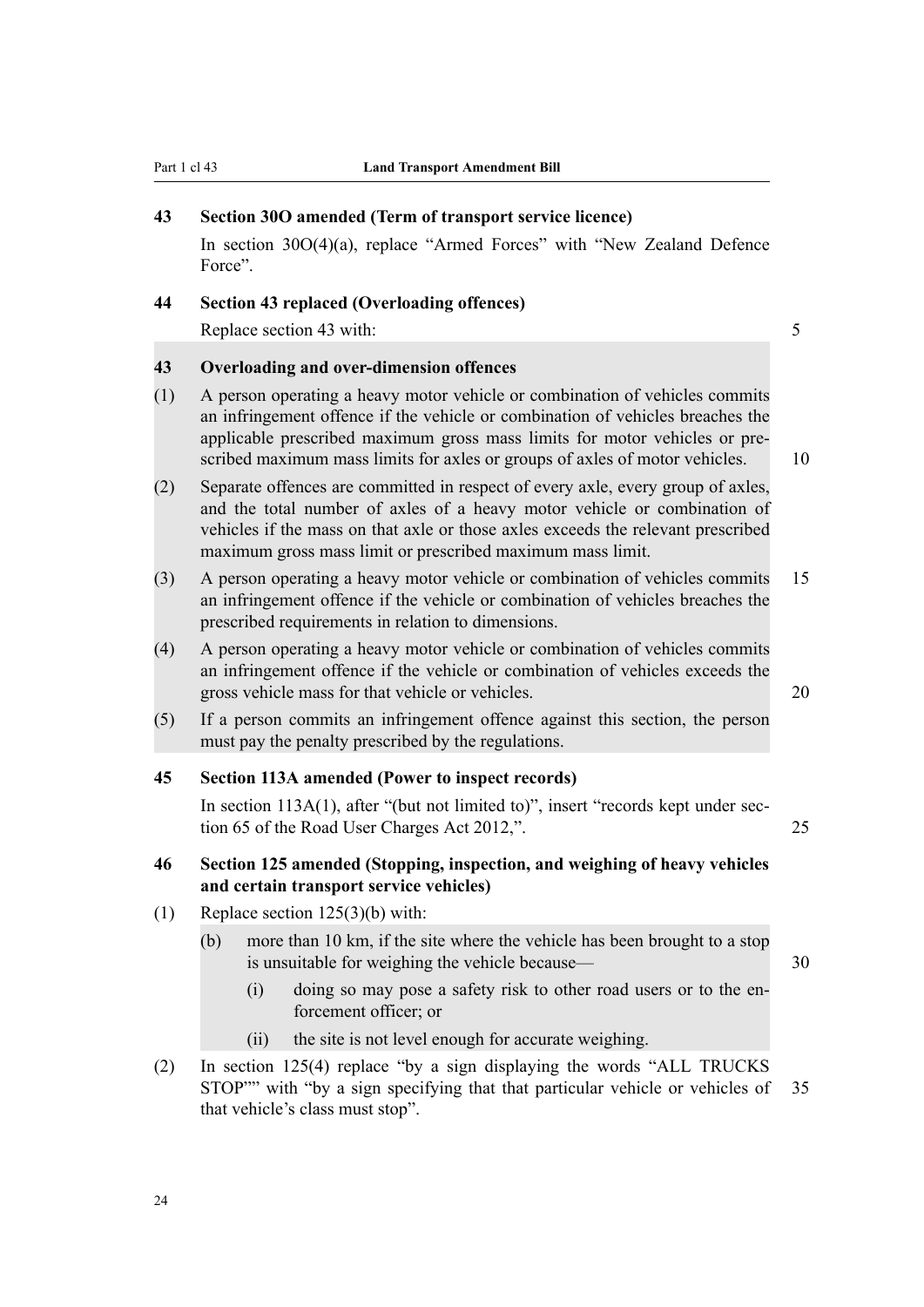**43 Section 30O amended (Term of transport service licence)**

In section 30O(4)(a), replace "Armed Forces" with "New Zealand Defence Force".

**44 Section 43 replaced (Overloading offences)**

Replace section 43 with:

**43 Overloading and over-dimension offences**

(1) A person operating a heavy motor vehicle or combination of vehicles commits an infringement offence if the vehicle or combination of vehicles breaches the applicable prescribed maximum gross mass limits for motor vehicles or prescribed maximum mass limits for axles or groups of axles of motor vehicles.

(2) Separate offences are committed in respect of every axle, every group of axles, and the total number of axles of a heavy motor vehicle or combination of vehicles if the mass on that axle or those axles exceeds the relevant prescribed maximum gross mass limit or prescribed maximum mass limit.

(3) A person operating a heavy motor vehicle or combination of vehicles commits an infringement offence if the vehicle or combination of vehicles breaches the prescribed requirements in relation to dimensions.

(4) A person operating a heavy motor vehicle or combination of vehicles commits an infringement offence if the vehicle or combination of vehicles exceeds the gross vehicle mass for that vehicle or vehicles.

(5) If a person commits an infringement offence against this section, the person must pay the penalty prescribed by the regulations.

**45 Section 113A amended (Power to inspect records)**

In section 113A(1), after "(but not limited to)", insert "records kept under section 65 of the Road User Charges Act 2012,".

**46 Section 125 amended (Stopping, inspection, and weighing of heavy vehicles and certain transport service vehicles)**

(1) Replace section 125(3)(b) with:

(b) more than 10 km, if the site where the vehicle has been brought to a stop is unsuitable for weighing the vehicle because—

(i) doing so may pose a safety risk to other road users or to the enforcement officer; or

(ii) the site is not level enough for accurate weighing.

(2) In section 125(4) replace "by a sign displaying the words "ALL TRUCKS STOP"" with "by a sign specifying that that particular vehicle or vehicles of that vehicle's class must stop".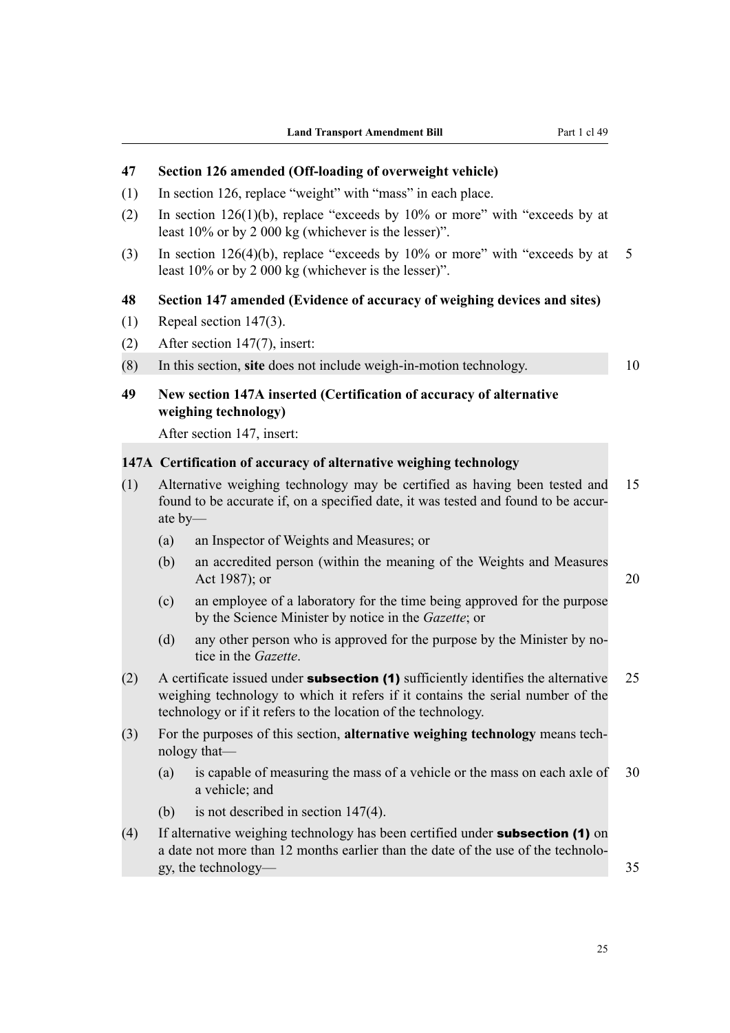### 47 Section 126 amended (Off-loading of overweight vehicle)

(1) In section 126, replace "weight" with "mass" in each place.

(2) In section 126(1)(b), replace "exceeds by 10% or more" with "exceeds by at least 10% or by 2 000 kg (whichever is the lesser)".

(3) In section 126(4)(b), replace "exceeds by 10% or more" with "exceeds by at least 10% or by 2 000 kg (whichever is the lesser)".

### 48 Section 147 amended (Evidence of accuracy of weighing devices and sites)

(1) Repeal section 147(3).

(2) After section 147(7), insert:

(8) In this section, **site** does not include weigh-in-motion technology.

### 49 New section 147A inserted (Certification of accuracy of alternative weighing technology)

After section 147, insert:

#### 147A Certification of accuracy of alternative weighing technology

(1) Alternative weighing technology may be certified as having been tested and found to be accurate if, on a specified date, it was tested and found to be accurate by—

- (a) an Inspector of Weights and Measures; or
- (b) an accredited person (within the meaning of the Weights and Measures Act 1987); or
- (c) an employee of a laboratory for the time being approved for the purpose by the Science Minister by notice in the *Gazette*; or
- (d) any other person who is approved for the purpose by the Minister by notice in the *Gazette*.

(2) A certificate issued under **subsection (1)** sufficiently identifies the alternative weighing technology to which it refers if it contains the serial number of the technology or if it refers to the location of the technology.

(3) For the purposes of this section, **alternative weighing technology** means technology that—

- (a) is capable of measuring the mass of a vehicle or the mass on each axle of a vehicle; and
- (b) is not described in section 147(4).

(4) If alternative weighing technology has been certified under **subsection (1)** on a date not more than 12 months earlier than the date of the use of the technology, the technology—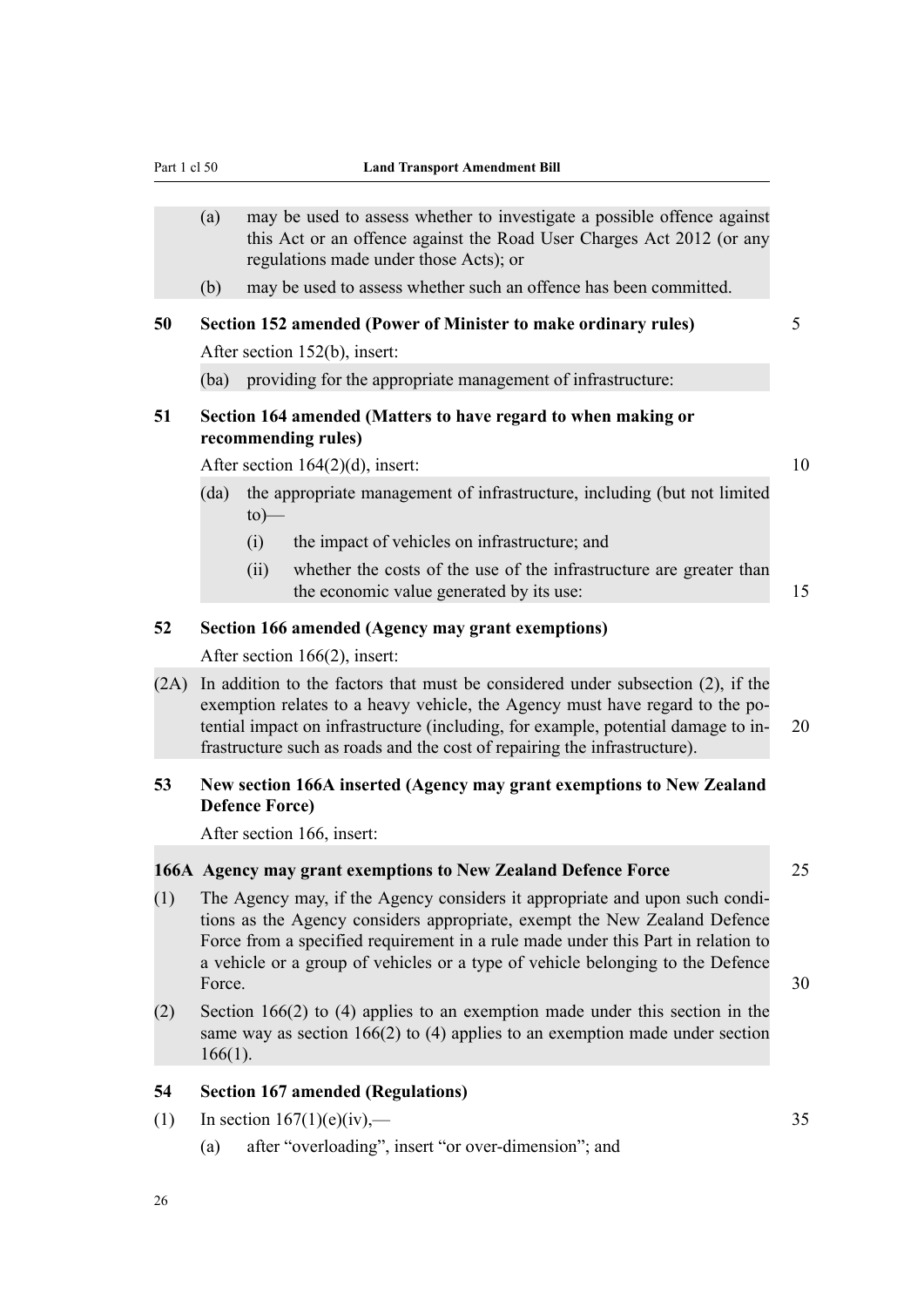(a) may be used to assess whether to investigate a possible offence against this Act or an offence against the Road User Charges Act 2012 (or any regulations made under those Acts); or

(b) may be used to assess whether such an offence has been committed.

### 50 Section 152 amended (Power of Minister to make ordinary rules)

After section 152(b), insert:

(ba) providing for the appropriate management of infrastructure:

### 51 Section 164 amended (Matters to have regard to when making or recommending rules)

After section 164(2)(d), insert:

(da) the appropriate management of infrastructure, including (but not limited to)—

(i) the impact of vehicles on infrastructure; and

(ii) whether the costs of the use of the infrastructure are greater than the economic value generated by its use:

### 52 Section 166 amended (Agency may grant exemptions)

After section 166(2), insert:

(2A) In addition to the factors that must be considered under subsection (2), if the exemption relates to a heavy vehicle, the Agency must have regard to the potential impact on infrastructure (including, for example, potential damage to infrastructure such as roads and the cost of repairing the infrastructure).

### 53 New section 166A inserted (Agency may grant exemptions to New Zealand Defence Force)

After section 166, insert:

**166A Agency may grant exemptions to New Zealand Defence Force**

(1) The Agency may, if the Agency considers it appropriate and upon such conditions as the Agency considers appropriate, exempt the New Zealand Defence Force from a specified requirement in a rule made under this Part in relation to a vehicle or a group of vehicles or a type of vehicle belonging to the Defence Force.

(2) Section 166(2) to (4) applies to an exemption made under this section in the same way as section 166(2) to (4) applies to an exemption made under section 166(1).

### 54 Section 167 amended (Regulations)

(1) In section 167(1)(e)(iv),—

(a) after "overloading", insert "or over-dimension"; and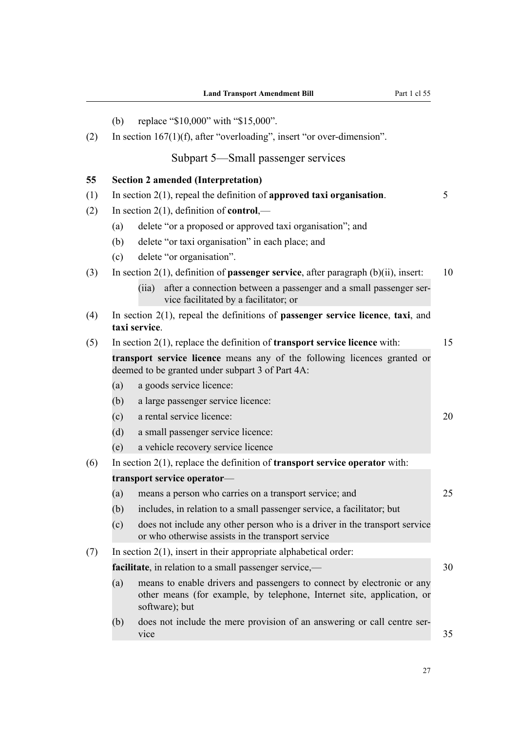(b) replace "$10,000" with "$15,000".

(2) In section 167(1)(f), after "overloading", insert "or over-dimension".

## Subpart 5—Small passenger services

### 55 Section 2 amended (Interpretation)

(1) In section 2(1), repeal the definition of **approved taxi organisation**.

(2) In section 2(1), definition of **control**,—

- (a) delete "or a proposed or approved taxi organisation"; and
- (b) delete "or taxi organisation" in each place; and
- (c) delete "or organisation".

(3) In section 2(1), definition of **passenger service**, after paragraph (b)(ii), insert:

> (iia) after a connection between a passenger and a small passenger service facilitated by a facilitator; or

(4) In section 2(1), repeal the definitions of **passenger service licence**, **taxi**, and **taxi service**.

(5) In section 2(1), replace the definition of **transport service licence** with:

> **transport service licence** means any of the following licences granted or deemed to be granted under subpart 3 of Part 4A:
>
> (a) a goods service licence:
>
> (b) a large passenger service licence:
>
> (c) a rental service licence:
>
> (d) a small passenger service licence:
>
> (e) a vehicle recovery service licence

(6) In section 2(1), replace the definition of **transport service operator** with:

> **transport service operator**—
>
> (a) means a person who carries on a transport service; and
>
> (b) includes, in relation to a small passenger service, a facilitator; but
>
> (c) does not include any other person who is a driver in the transport service or who otherwise assists in the transport service

(7) In section 2(1), insert in their appropriate alphabetical order:

> **facilitate**, in relation to a small passenger service,—
>
> (a) means to enable drivers and passengers to connect by electronic or any other means (for example, by telephone, Internet site, application, or software); but
>
> (b) does not include the mere provision of an answering or call centre service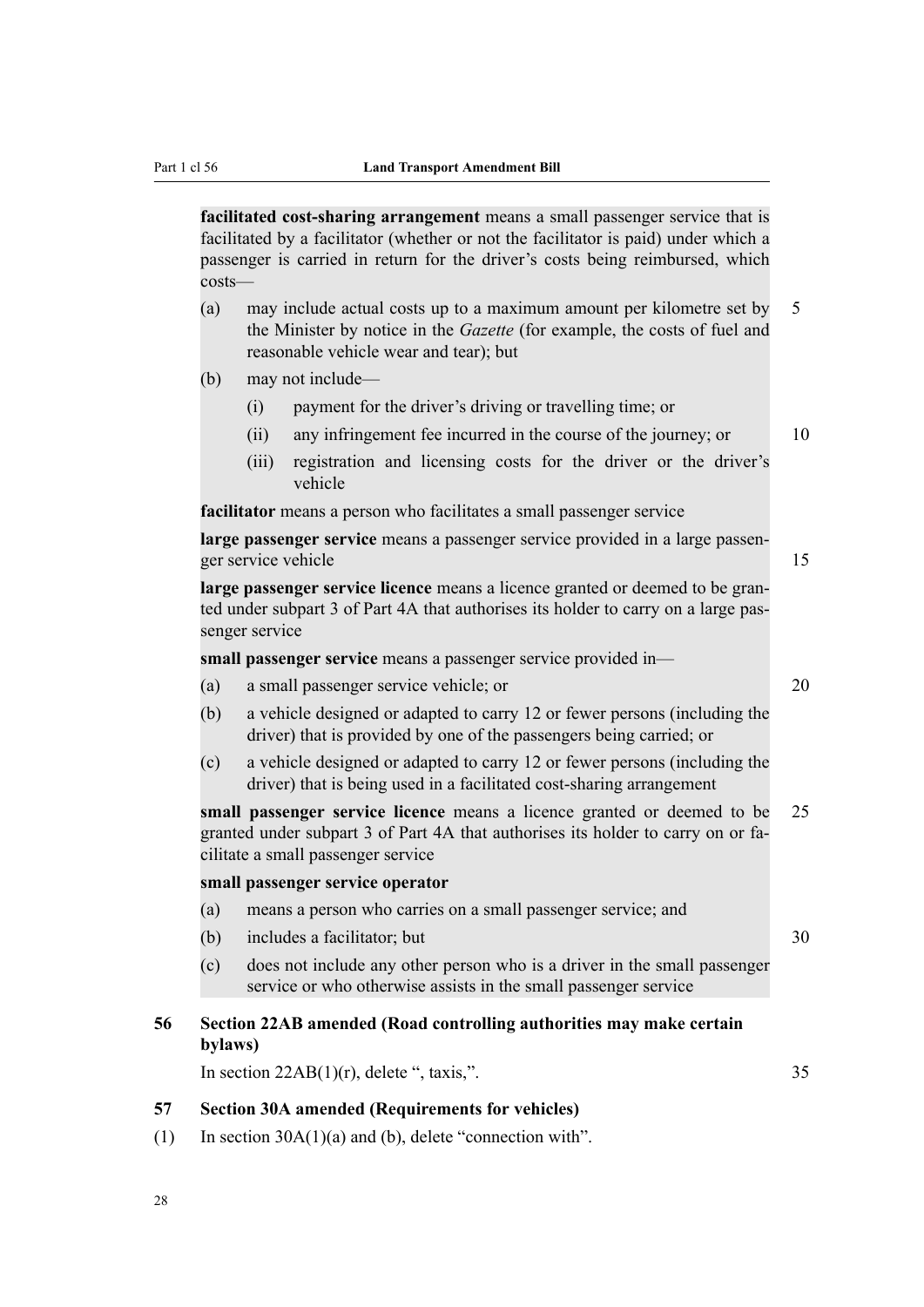**facilitated cost-sharing arrangement** means a small passenger service that is facilitated by a facilitator (whether or not the facilitator is paid) under which a passenger is carried in return for the driver's costs being reimbursed, which costs—

(a) may include actual costs up to a maximum amount per kilometre set by the Minister by notice in the *Gazette* (for example, the costs of fuel and reasonable vehicle wear and tear); but

(b) may not include—

  (i) payment for the driver's driving or travelling time; or

  (ii) any infringement fee incurred in the course of the journey; or

  (iii) registration and licensing costs for the driver or the driver's vehicle

**facilitator** means a person who facilitates a small passenger service

**large passenger service** means a passenger service provided in a large passenger service vehicle

**large passenger service licence** means a licence granted or deemed to be granted under subpart 3 of Part 4A that authorises its holder to carry on a large passenger service

**small passenger service** means a passenger service provided in—

(a) a small passenger service vehicle; or

(b) a vehicle designed or adapted to carry 12 or fewer persons (including the driver) that is provided by one of the passengers being carried; or

(c) a vehicle designed or adapted to carry 12 or fewer persons (including the driver) that is being used in a facilitated cost-sharing arrangement

**small passenger service licence** means a licence granted or deemed to be granted under subpart 3 of Part 4A that authorises its holder to carry on or facilitate a small passenger service

**small passenger service operator**

(a) means a person who carries on a small passenger service; and

(b) includes a facilitator; but

(c) does not include any other person who is a driver in the small passenger service or who otherwise assists in the small passenger service

**56 Section 22AB amended (Road controlling authorities may make certain bylaws)**

In section 22AB(1)(r), delete ", taxis,".

**57 Section 30A amended (Requirements for vehicles)**

(1) In section 30A(1)(a) and (b), delete "connection with".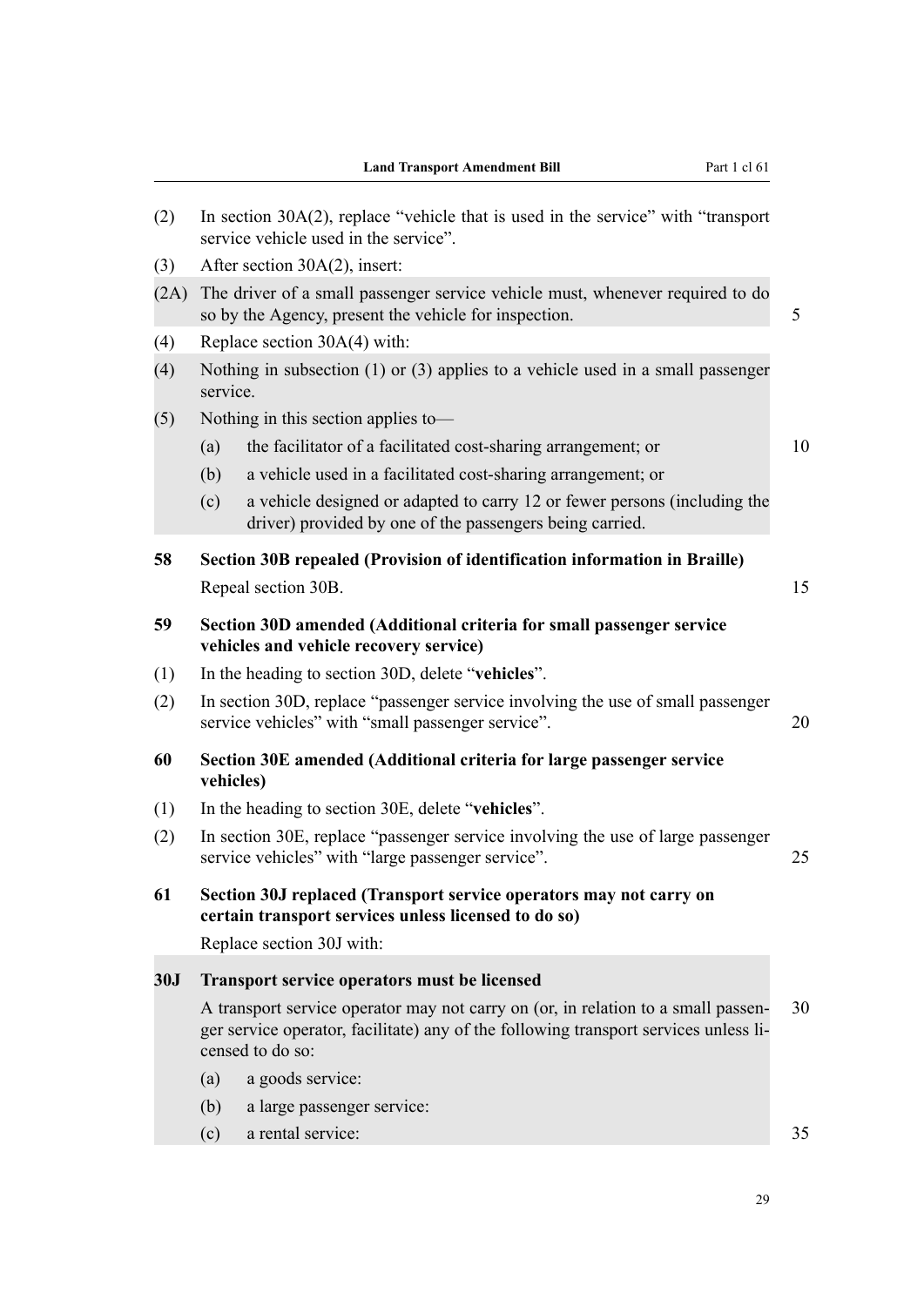(2) In section 30A(2), replace "vehicle that is used in the service" with "transport service vehicle used in the service".

(3) After section 30A(2), insert:

(2A) The driver of a small passenger service vehicle must, whenever required to do so by the Agency, present the vehicle for inspection.

(4) Replace section 30A(4) with:

(4) Nothing in subsection (1) or (3) applies to a vehicle used in a small passenger service.

(5) Nothing in this section applies to—

- (a) the facilitator of a facilitated cost-sharing arrangement; or
- (b) a vehicle used in a facilitated cost-sharing arrangement; or
- (c) a vehicle designed or adapted to carry 12 or fewer persons (including the driver) provided by one of the passengers being carried.

**58 Section 30B repealed (Provision of identification information in Braille)**

Repeal section 30B.

**59 Section 30D amended (Additional criteria for small passenger service vehicles and vehicle recovery service)**

(1) In the heading to section 30D, delete "**vehicles**".

(2) In section 30D, replace "passenger service involving the use of small passenger service vehicles" with "small passenger service".

**60 Section 30E amended (Additional criteria for large passenger service vehicles)**

(1) In the heading to section 30E, delete "**vehicles**".

(2) In section 30E, replace "passenger service involving the use of large passenger service vehicles" with "large passenger service".

**61 Section 30J replaced (Transport service operators may not carry on certain transport services unless licensed to do so)**

Replace section 30J with:

**30J Transport service operators must be licensed**

A transport service operator may not carry on (or, in relation to a small passenger service operator, facilitate) any of the following transport services unless licensed to do so:

- (a) a goods service:
- (b) a large passenger service:
- (c) a rental service: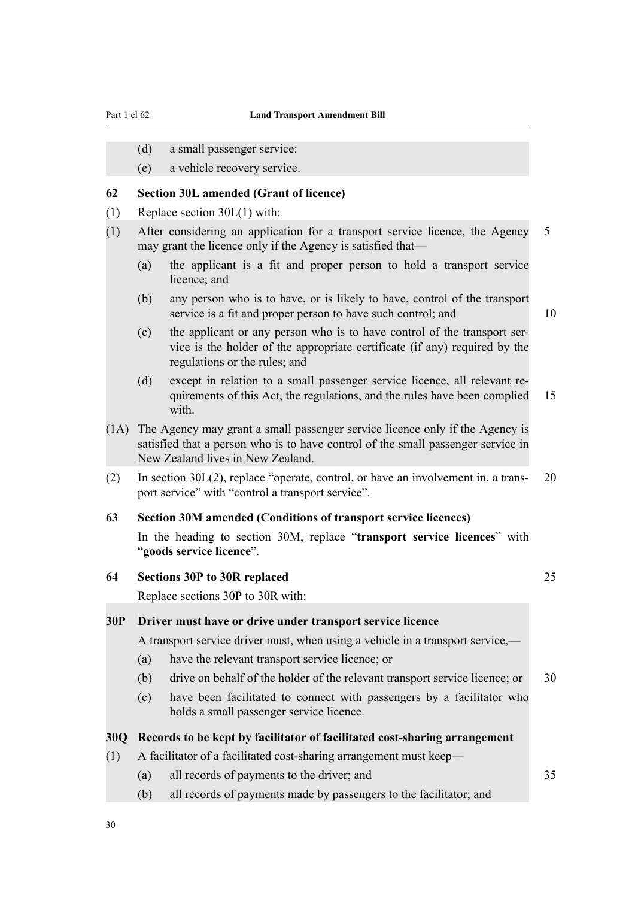(d) a small passenger service:

(e) a vehicle recovery service.

### 62 Section 30L amended (Grant of licence)

(1) Replace section 30L(1) with:

(1) After considering an application for a transport service licence, the Agency may grant the licence only if the Agency is satisfied that—

(a) the applicant is a fit and proper person to hold a transport service licence; and

(b) any person who is to have, or is likely to have, control of the transport service is a fit and proper person to have such control; and

(c) the applicant or any person who is to have control of the transport service is the holder of the appropriate certificate (if any) required by the regulations or the rules; and

(d) except in relation to a small passenger service licence, all relevant requirements of this Act, the regulations, and the rules have been complied with.

(1A) The Agency may grant a small passenger service licence only if the Agency is satisfied that a person who is to have control of the small passenger service in New Zealand lives in New Zealand.

(2) In section 30L(2), replace "operate, control, or have an involvement in, a transport service" with "control a transport service".

### 63 Section 30M amended (Conditions of transport service licences)

In the heading to section 30M, replace "**transport service licences**" with "**goods service licence**".

### 64 Sections 30P to 30R replaced

Replace sections 30P to 30R with:

### 30P Driver must have or drive under transport service licence

A transport service driver must, when using a vehicle in a transport service,—

(a) have the relevant transport service licence; or

(b) drive on behalf of the holder of the relevant transport service licence; or

(c) have been facilitated to connect with passengers by a facilitator who holds a small passenger service licence.

### 30Q Records to be kept by facilitator of facilitated cost-sharing arrangement

(1) A facilitator of a facilitated cost-sharing arrangement must keep—

(a) all records of payments to the driver; and

(b) all records of payments made by passengers to the facilitator; and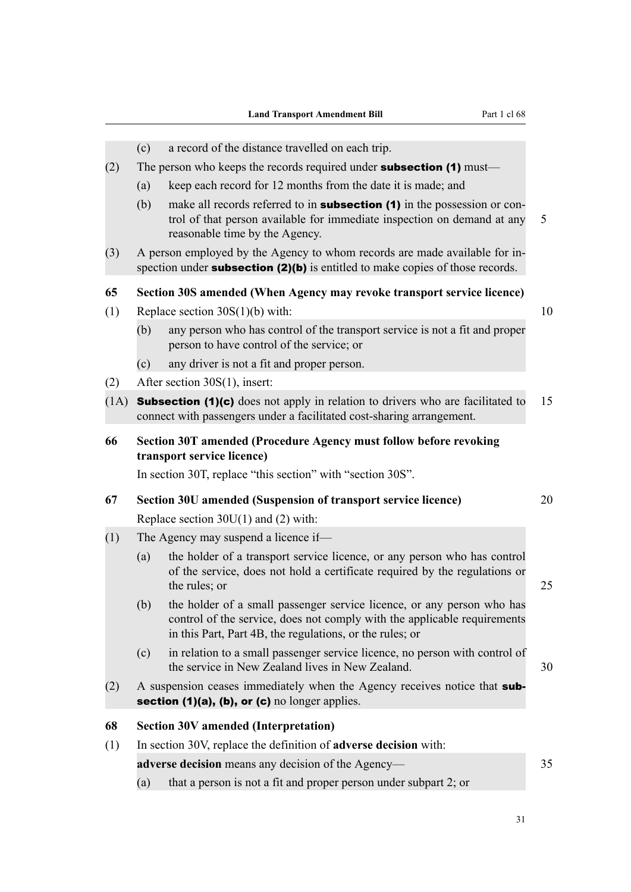(c) a record of the distance travelled on each trip.

(2) The person who keeps the records required under **subsection (1)** must—

(a) keep each record for 12 months from the date it is made; and

(b) make all records referred to in **subsection (1)** in the possession or control of that person available for immediate inspection on demand at any reasonable time by the Agency.

(3) A person employed by the Agency to whom records are made available for inspection under **subsection (2)(b)** is entitled to make copies of those records.

**65 Section 30S amended (When Agency may revoke transport service licence)**

(1) Replace section 30S(1)(b) with:

(b) any person who has control of the transport service is not a fit and proper person to have control of the service; or

(c) any driver is not a fit and proper person.

(2) After section 30S(1), insert:

(1A) **Subsection (1)(c)** does not apply in relation to drivers who are facilitated to connect with passengers under a facilitated cost-sharing arrangement.

**66 Section 30T amended (Procedure Agency must follow before revoking transport service licence)**

In section 30T, replace "this section" with "section 30S".

**67 Section 30U amended (Suspension of transport service licence)**

Replace section 30U(1) and (2) with:

(1) The Agency may suspend a licence if—

(a) the holder of a transport service licence, or any person who has control of the service, does not hold a certificate required by the regulations or the rules; or

(b) the holder of a small passenger service licence, or any person who has control of the service, does not comply with the applicable requirements in this Part, Part 4B, the regulations, or the rules; or

(c) in relation to a small passenger service licence, no person with control of the service in New Zealand lives in New Zealand.

(2) A suspension ceases immediately when the Agency receives notice that **subsection (1)(a), (b), or (c)** no longer applies.

**68 Section 30V amended (Interpretation)**

(1) In section 30V, replace the definition of **adverse decision** with:

**adverse decision** means any decision of the Agency—

(a) that a person is not a fit and proper person under subpart 2; or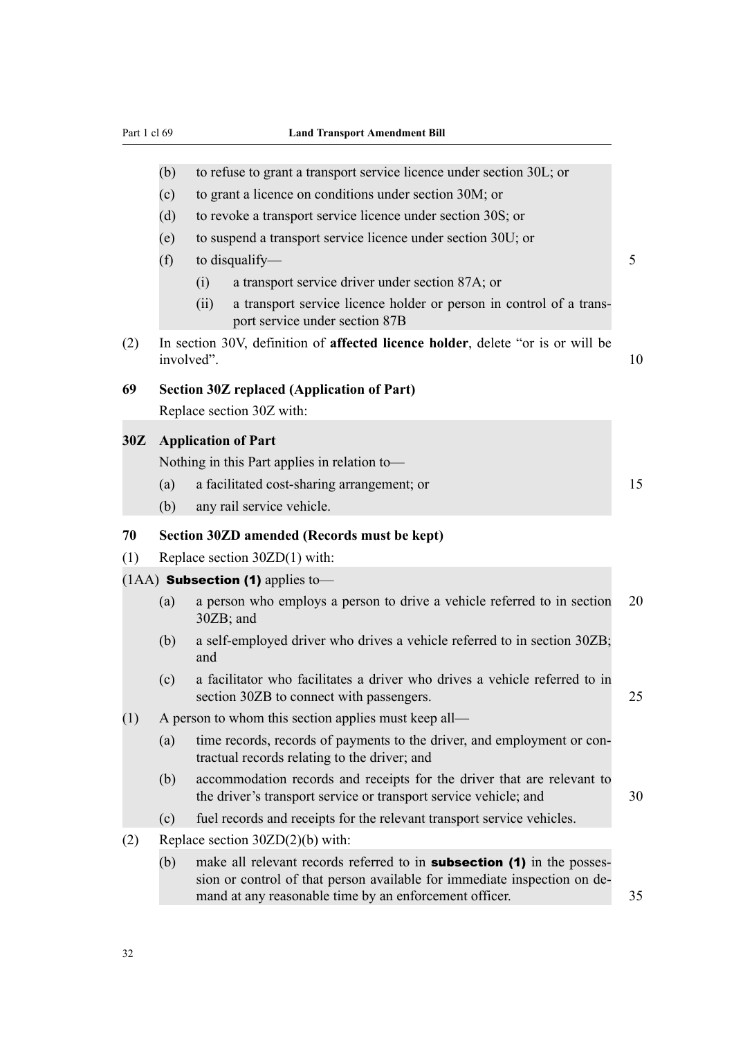(b) to refuse to grant a transport service licence under section 30L; or

(c) to grant a licence on conditions under section 30M; or

(d) to revoke a transport service licence under section 30S; or

(e) to suspend a transport service licence under section 30U; or

(f) to disqualify—

(i) a transport service driver under section 87A; or

(ii) a transport service licence holder or person in control of a transport service under section 87B

(2) In section 30V, definition of **affected licence holder**, delete “or is or will be involved”.

### 69 Section 30Z replaced (Application of Part)

Replace section 30Z with:

### 30Z Application of Part

Nothing in this Part applies in relation to—

(a) a facilitated cost-sharing arrangement; or

(b) any rail service vehicle.

### 70 Section 30ZD amended (Records must be kept)

(1) Replace section 30ZD(1) with:

(1AA) **Subsection (1)** applies to—

(a) a person who employs a person to drive a vehicle referred to in section 30ZB; and

(b) a self-employed driver who drives a vehicle referred to in section 30ZB; and

(c) a facilitator who facilitates a driver who drives a vehicle referred to in section 30ZB to connect with passengers.

(1) A person to whom this section applies must keep all—

(a) time records, records of payments to the driver, and employment or contractual records relating to the driver; and

(b) accommodation records and receipts for the driver that are relevant to the driver’s transport service or transport service vehicle; and

(c) fuel records and receipts for the relevant transport service vehicles.

(2) Replace section 30ZD(2)(b) with:

(b) make all relevant records referred to in **subsection (1)** in the possession or control of that person available for immediate inspection on demand at any reasonable time by an enforcement officer.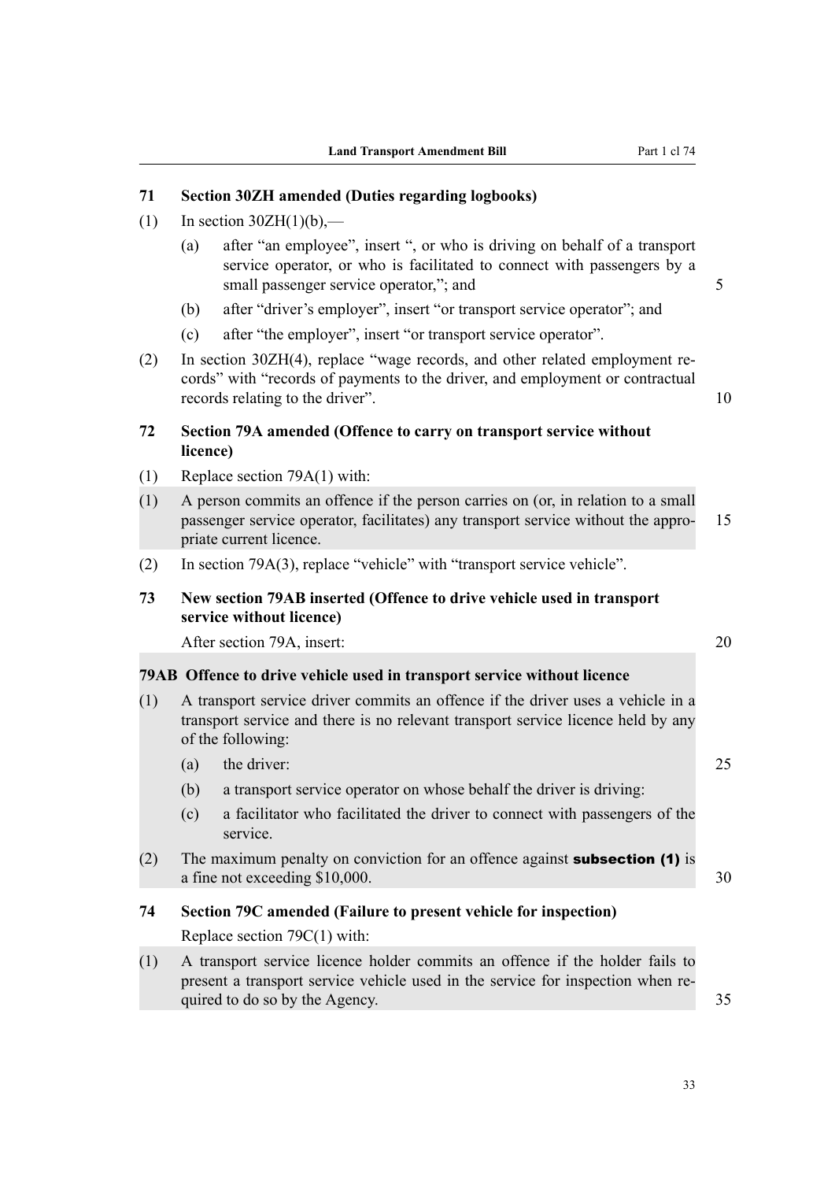### 71 Section 30ZH amended (Duties regarding logbooks)

(1) In section 30ZH(1)(b),—

(a) after "an employee", insert ", or who is driving on behalf of a transport service operator, or who is facilitated to connect with passengers by a small passenger service operator,"; and

(b) after "driver's employer", insert "or transport service operator"; and

(c) after "the employer", insert "or transport service operator".

(2) In section 30ZH(4), replace "wage records, and other related employment records" with "records of payments to the driver, and employment or contractual records relating to the driver".

### 72 Section 79A amended (Offence to carry on transport service without licence)

(1) Replace section 79A(1) with:

(1) A person commits an offence if the person carries on (or, in relation to a small passenger service operator, facilitates) any transport service without the appropriate current licence.

(2) In section 79A(3), replace "vehicle" with "transport service vehicle".

### 73 New section 79AB inserted (Offence to drive vehicle used in transport service without licence)

After section 79A, insert:

**79AB Offence to drive vehicle used in transport service without licence**

(1) A transport service driver commits an offence if the driver uses a vehicle in a transport service and there is no relevant transport service licence held by any of the following:

(a) the driver:

(b) a transport service operator on whose behalf the driver is driving:

(c) a facilitator who facilitated the driver to connect with passengers of the service.

(2) The maximum penalty on conviction for an offence against **subsection (1)** is a fine not exceeding $10,000.

### 74 Section 79C amended (Failure to present vehicle for inspection)

Replace section 79C(1) with:

(1) A transport service licence holder commits an offence if the holder fails to present a transport service vehicle used in the service for inspection when required to do so by the Agency.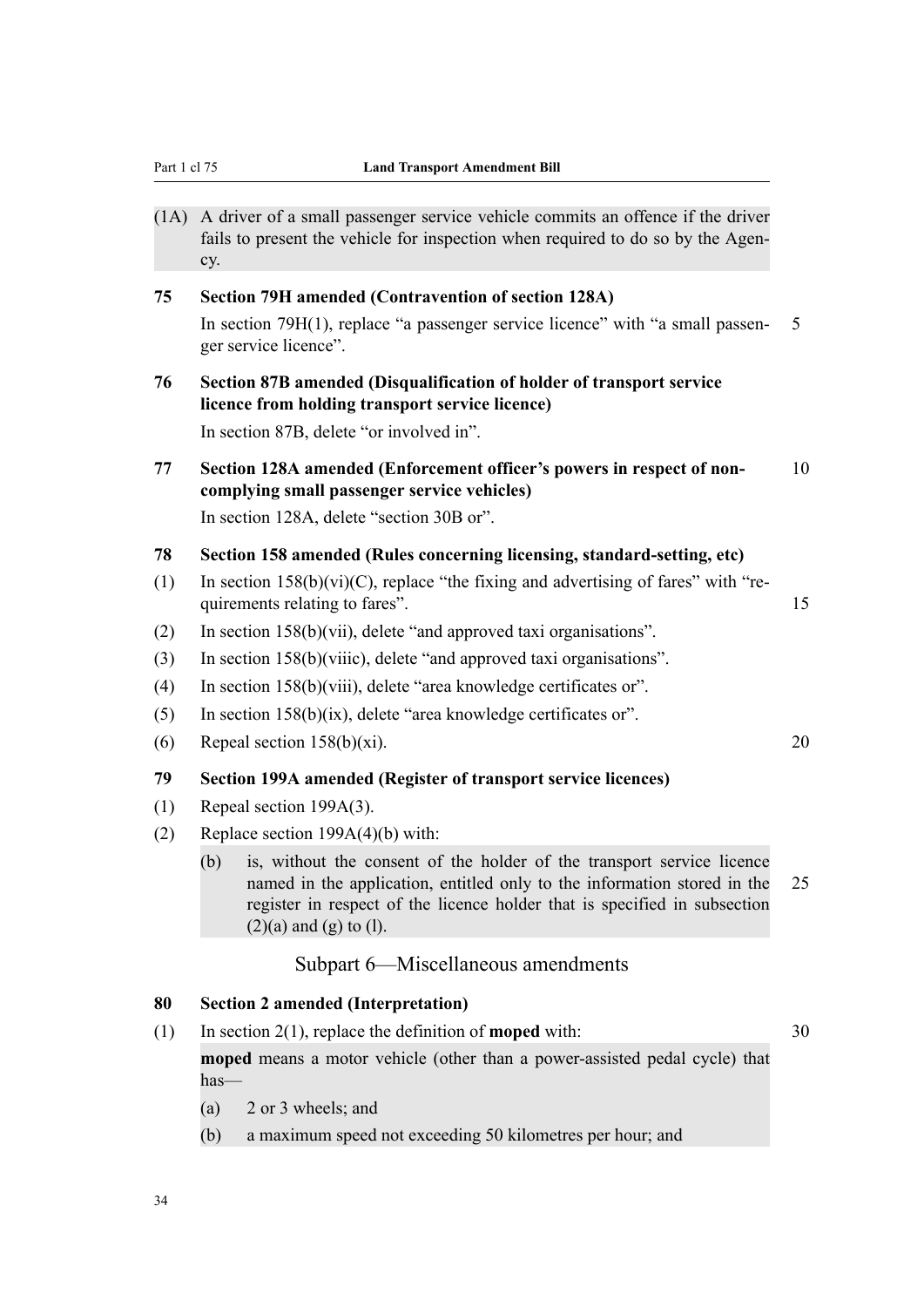(1A) A driver of a small passenger service vehicle commits an offence if the driver fails to present the vehicle for inspection when required to do so by the Agency.

**75 Section 79H amended (Contravention of section 128A)**

In section 79H(1), replace "a passenger service licence" with "a small passenger service licence".

**76 Section 87B amended (Disqualification of holder of transport service licence from holding transport service licence)**

In section 87B, delete "or involved in".

**77 Section 128A amended (Enforcement officer's powers in respect of non-complying small passenger service vehicles)**

In section 128A, delete "section 30B or".

**78 Section 158 amended (Rules concerning licensing, standard-setting, etc)**

(1) In section 158(b)(vi)(C), replace "the fixing and advertising of fares" with "requirements relating to fares".

(2) In section 158(b)(vii), delete "and approved taxi organisations".

(3) In section 158(b)(viiic), delete "and approved taxi organisations".

(4) In section 158(b)(viii), delete "area knowledge certificates or".

(5) In section 158(b)(ix), delete "area knowledge certificates or".

(6) Repeal section 158(b)(xi).

**79 Section 199A amended (Register of transport service licences)**

(1) Repeal section 199A(3).

(2) Replace section 199A(4)(b) with:

(b) is, without the consent of the holder of the transport service licence named in the application, entitled only to the information stored in the register in respect of the licence holder that is specified in subsection (2)(a) and (g) to (l).

## Subpart 6—Miscellaneous amendments

**80 Section 2 amended (Interpretation)**

(1) In section 2(1), replace the definition of **moped** with:

**moped** means a motor vehicle (other than a power-assisted pedal cycle) that has—

(a) 2 or 3 wheels; and

(b) a maximum speed not exceeding 50 kilometres per hour; and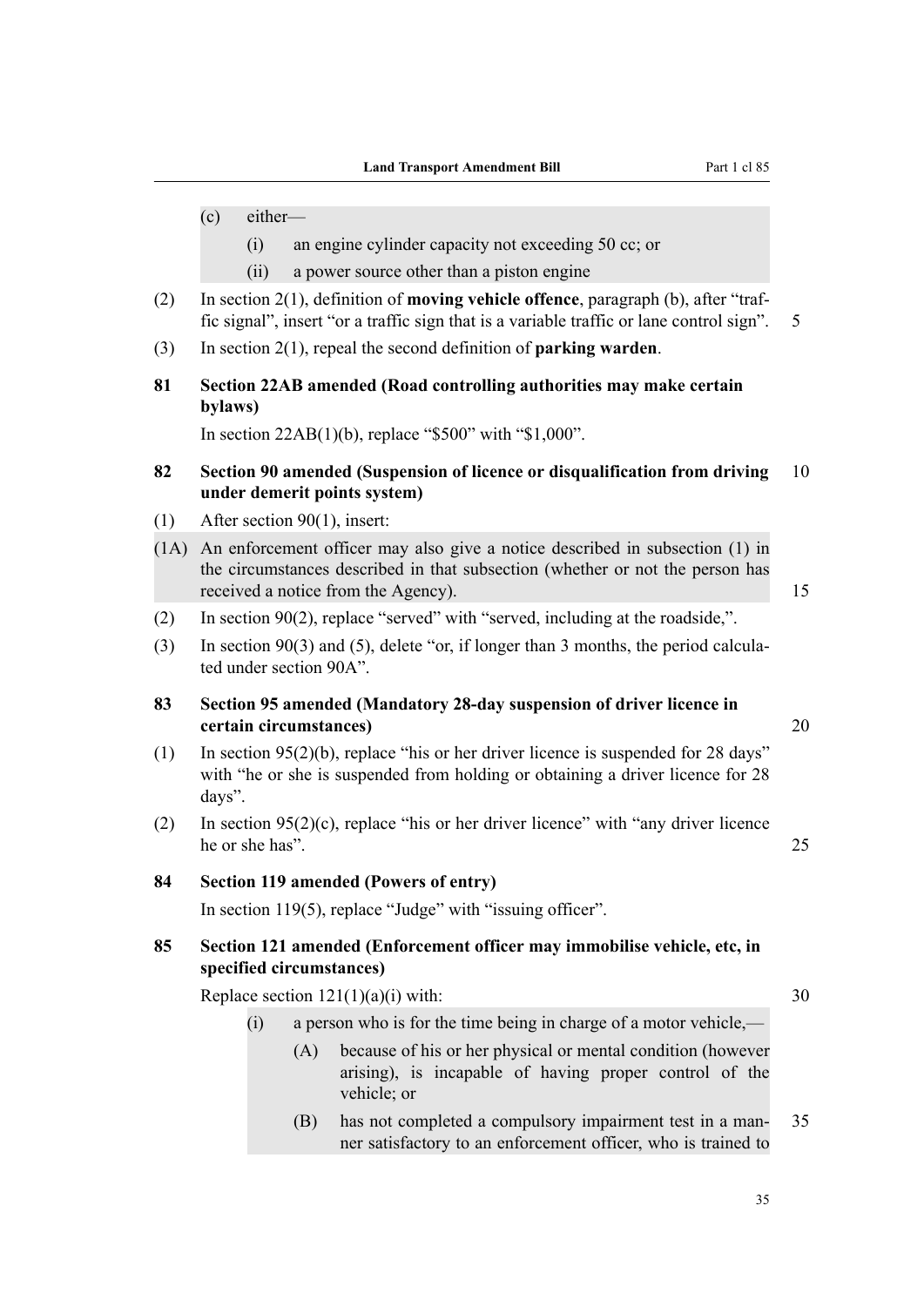(c) either—

(i) an engine cylinder capacity not exceeding 50 cc; or

(ii) a power source other than a piston engine

(2) In section 2(1), definition of **moving vehicle offence**, paragraph (b), after "traffic signal", insert "or a traffic sign that is a variable traffic or lane control sign".

(3) In section 2(1), repeal the second definition of **parking warden**.

### 81 Section 22AB amended (Road controlling authorities may make certain bylaws)

In section 22AB(1)(b), replace "$500" with "$1,000".

### 82 Section 90 amended (Suspension of licence or disqualification from driving under demerit points system)

(1) After section 90(1), insert:

(1A) An enforcement officer may also give a notice described in subsection (1) in the circumstances described in that subsection (whether or not the person has received a notice from the Agency).

(2) In section 90(2), replace "served" with "served, including at the roadside,".

(3) In section 90(3) and (5), delete "or, if longer than 3 months, the period calculated under section 90A".

### 83 Section 95 amended (Mandatory 28-day suspension of driver licence in certain circumstances)

(1) In section 95(2)(b), replace "his or her driver licence is suspended for 28 days" with "he or she is suspended from holding or obtaining a driver licence for 28 days".

(2) In section 95(2)(c), replace "his or her driver licence" with "any driver licence he or she has".

### 84 Section 119 amended (Powers of entry)

In section 119(5), replace "Judge" with "issuing officer".

### 85 Section 121 amended (Enforcement officer may immobilise vehicle, etc, in specified circumstances)

Replace section 121(1)(a)(i) with:

(i) a person who is for the time being in charge of a motor vehicle,—

(A) because of his or her physical or mental condition (however arising), is incapable of having proper control of the vehicle; or

(B) has not completed a compulsory impairment test in a manner satisfactory to an enforcement officer, who is trained to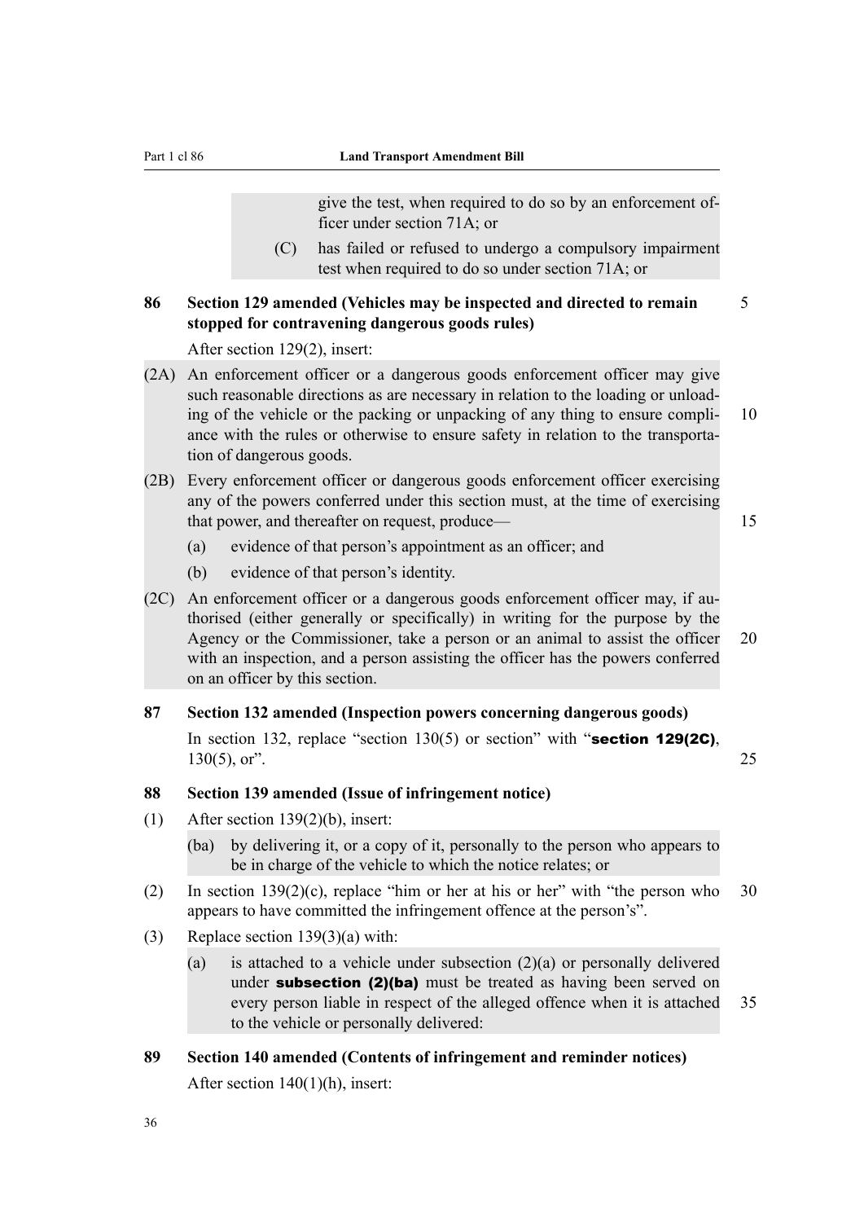give the test, when required to do so by an enforcement officer under section 71A; or

(C) has failed or refused to undergo a compulsory impairment test when required to do so under section 71A; or

**86 Section 129 amended (Vehicles may be inspected and directed to remain stopped for contravening dangerous goods rules)**

After section 129(2), insert:

(2A) An enforcement officer or a dangerous goods enforcement officer may give such reasonable directions as are necessary in relation to the loading or unloading of the vehicle or the packing or unpacking of any thing to ensure compliance with the rules or otherwise to ensure safety in relation to the transportation of dangerous goods.

(2B) Every enforcement officer or dangerous goods enforcement officer exercising any of the powers conferred under this section must, at the time of exercising that power, and thereafter on request, produce—

(a) evidence of that person's appointment as an officer; and

(b) evidence of that person's identity.

(2C) An enforcement officer or a dangerous goods enforcement officer may, if authorised (either generally or specifically) in writing for the purpose by the Agency or the Commissioner, take a person or an animal to assist the officer with an inspection, and a person assisting the officer has the powers conferred on an officer by this section.

**87 Section 132 amended (Inspection powers concerning dangerous goods)**

In section 132, replace "section 130(5) or section" with "**section 129(2C)**, 130(5), or".

**88 Section 139 amended (Issue of infringement notice)**

(1) After section 139(2)(b), insert:

(ba) by delivering it, or a copy of it, personally to the person who appears to be in charge of the vehicle to which the notice relates; or

(2) In section 139(2)(c), replace "him or her at his or her" with "the person who appears to have committed the infringement offence at the person's".

(3) Replace section 139(3)(a) with:

(a) is attached to a vehicle under subsection (2)(a) or personally delivered under **subsection (2)(ba)** must be treated as having been served on every person liable in respect of the alleged offence when it is attached to the vehicle or personally delivered:

**89 Section 140 amended (Contents of infringement and reminder notices)**

After section 140(1)(h), insert: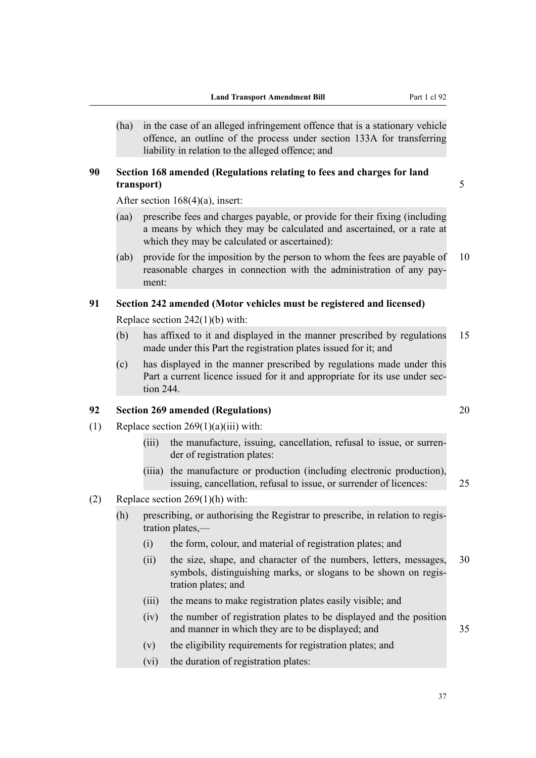(ha) in the case of an alleged infringement offence that is a stationary vehicle offence, an outline of the process under section 133A for transferring liability in relation to the alleged offence; and

**90 Section 168 amended (Regulations relating to fees and charges for land transport)**

After section 168(4)(a), insert:

(aa) prescribe fees and charges payable, or provide for their fixing (including a means by which they may be calculated and ascertained, or a rate at which they may be calculated or ascertained):

(ab) provide for the imposition by the person to whom the fees are payable of reasonable charges in connection with the administration of any payment:

**91 Section 242 amended (Motor vehicles must be registered and licensed)**

Replace section 242(1)(b) with:

(b) has affixed to it and displayed in the manner prescribed by regulations made under this Part the registration plates issued for it; and

(c) has displayed in the manner prescribed by regulations made under this Part a current licence issued for it and appropriate for its use under section 244.

**92 Section 269 amended (Regulations)**

(1) Replace section 269(1)(a)(iii) with:

(iii) the manufacture, issuing, cancellation, refusal to issue, or surrender of registration plates:

(iiia) the manufacture or production (including electronic production), issuing, cancellation, refusal to issue, or surrender of licences:

(2) Replace section 269(1)(h) with:

(h) prescribing, or authorising the Registrar to prescribe, in relation to registration plates,—

(i) the form, colour, and material of registration plates; and

(ii) the size, shape, and character of the numbers, letters, messages, symbols, distinguishing marks, or slogans to be shown on registration plates; and

(iii) the means to make registration plates easily visible; and

(iv) the number of registration plates to be displayed and the position and manner in which they are to be displayed; and

(v) the eligibility requirements for registration plates; and

(vi) the duration of registration plates: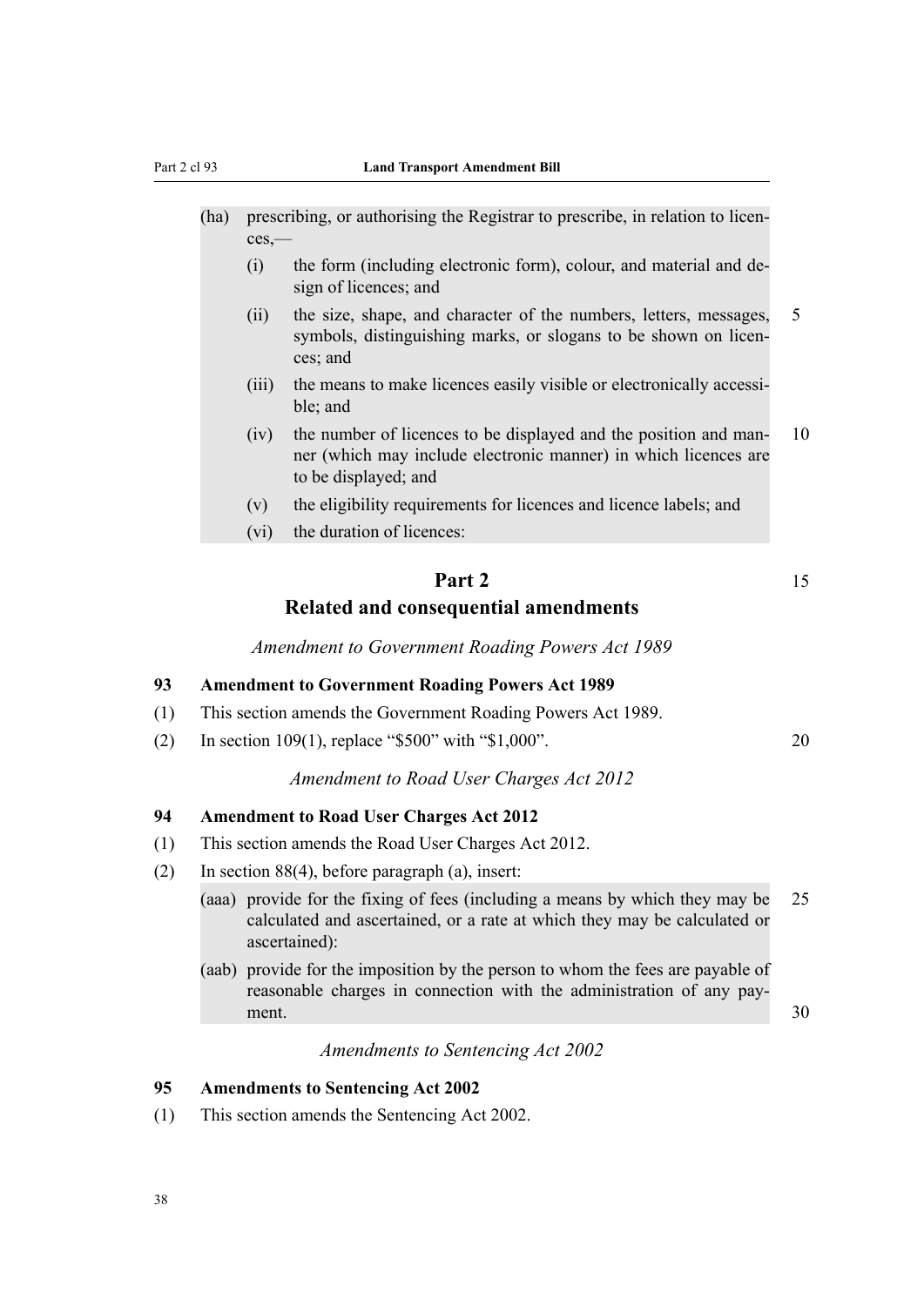(ha) prescribing, or authorising the Registrar to prescribe, in relation to licences,—

  (i) the form (including electronic form), colour, and material and design of licences; and

  (ii) the size, shape, and character of the numbers, letters, messages, symbols, distinguishing marks, or slogans to be shown on licences; and

  (iii) the means to make licences easily visible or electronically accessible; and

  (iv) the number of licences to be displayed and the position and manner (which may include electronic manner) in which licences are to be displayed; and

  (v) the eligibility requirements for licences and licence labels; and

  (vi) the duration of licences:

# Part 2
# Related and consequential amendments

*Amendment to Government Roading Powers Act 1989*

**93 Amendment to Government Roading Powers Act 1989**

(1) This section amends the Government Roading Powers Act 1989.

(2) In section 109(1), replace "$500" with "$1,000".

*Amendment to Road User Charges Act 2012*

**94 Amendment to Road User Charges Act 2012**

(1) This section amends the Road User Charges Act 2012.

(2) In section 88(4), before paragraph (a), insert:

(aaa) provide for the fixing of fees (including a means by which they may be calculated and ascertained, or a rate at which they may be calculated or ascertained):

(aab) provide for the imposition by the person to whom the fees are payable of reasonable charges in connection with the administration of any payment.

*Amendments to Sentencing Act 2002*

**95 Amendments to Sentencing Act 2002**

(1) This section amends the Sentencing Act 2002.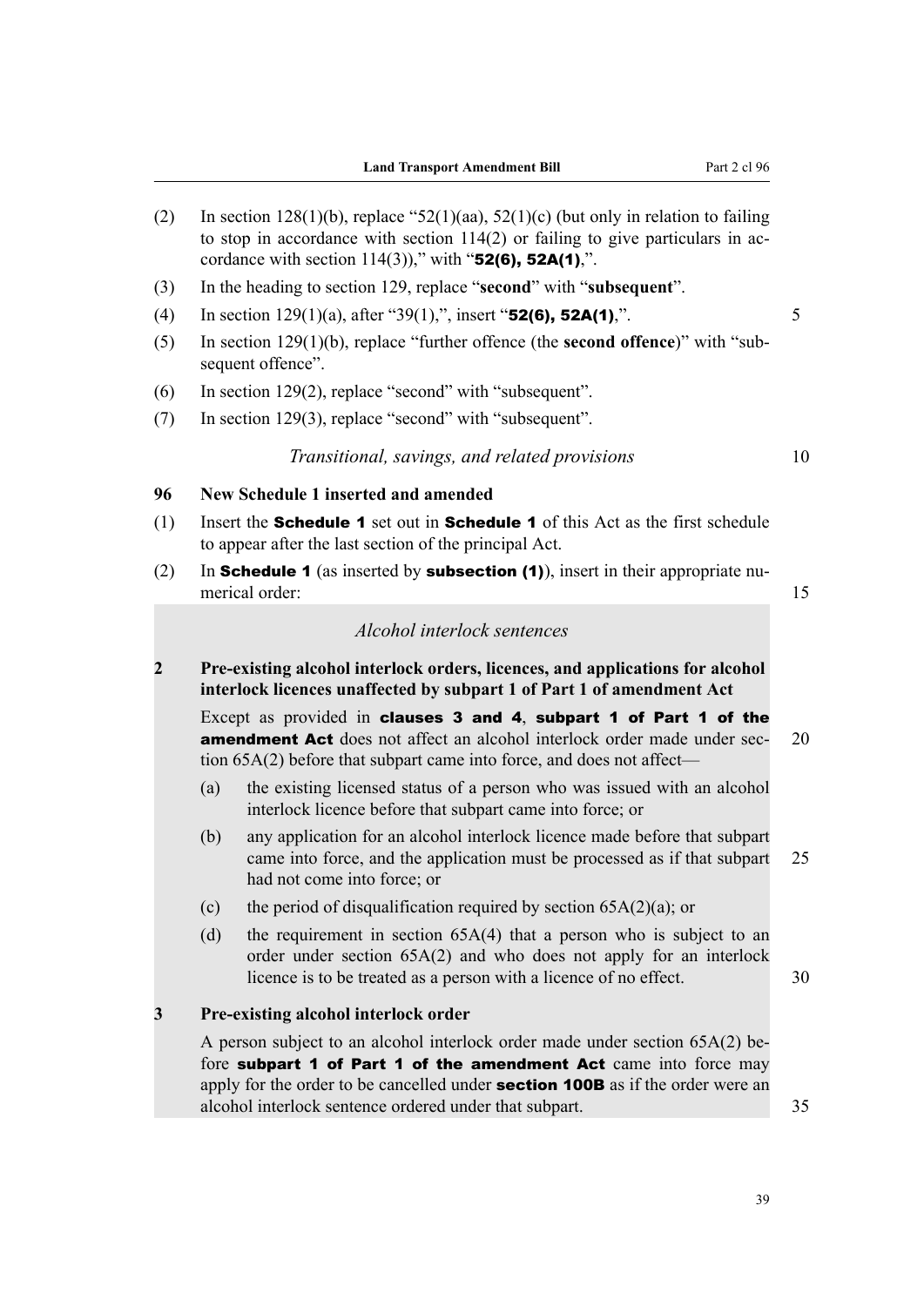(2) In section 128(1)(b), replace "52(1)(aa), 52(1)(c) (but only in relation to failing to stop in accordance with section 114(2) or failing to give particulars in accordance with section 114(3))," with "**52(6), 52A(1)**,".

(3) In the heading to section 129, replace "**second**" with "**subsequent**".

(4) In section 129(1)(a), after "39(1),", insert "**52(6), 52A(1)**,".

(5) In section 129(1)(b), replace "further offence (the **second offence**)" with "subsequent offence".

(6) In section 129(2), replace "second" with "subsequent".

(7) In section 129(3), replace "second" with "subsequent".

*Transitional, savings, and related provisions*

### 96 New Schedule 1 inserted and amended

(1) Insert the **Schedule 1** set out in **Schedule 1** of this Act as the first schedule to appear after the last section of the principal Act.

(2) In **Schedule 1** (as inserted by **subsection (1)**), insert in their appropriate numerical order:

*Alcohol interlock sentences*

**2 Pre-existing alcohol interlock orders, licences, and applications for alcohol interlock licences unaffected by subpart 1 of Part 1 of amendment Act**

Except as provided in **clauses 3 and 4**, **subpart 1 of Part 1 of the amendment Act** does not affect an alcohol interlock order made under section 65A(2) before that subpart came into force, and does not affect—

(a) the existing licensed status of a person who was issued with an alcohol interlock licence before that subpart came into force; or

(b) any application for an alcohol interlock licence made before that subpart came into force, and the application must be processed as if that subpart had not come into force; or

(c) the period of disqualification required by section 65A(2)(a); or

(d) the requirement in section 65A(4) that a person who is subject to an order under section 65A(2) and who does not apply for an interlock licence is to be treated as a person with a licence of no effect.

**3 Pre-existing alcohol interlock order**

A person subject to an alcohol interlock order made under section 65A(2) before **subpart 1 of Part 1 of the amendment Act** came into force may apply for the order to be cancelled under **section 100B** as if the order were an alcohol interlock sentence ordered under that subpart.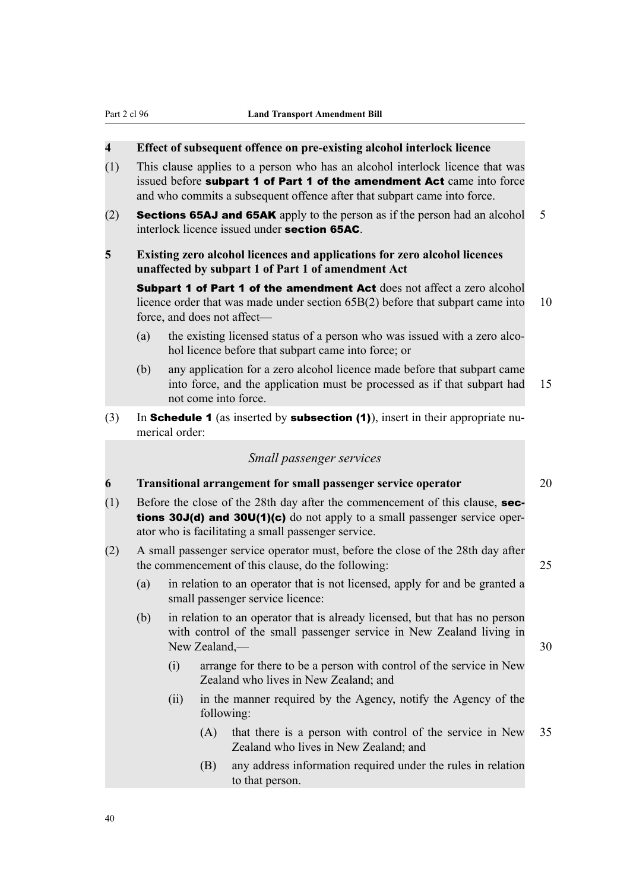**4 Effect of subsequent offence on pre-existing alcohol interlock licence**

(1) This clause applies to a person who has an alcohol interlock licence that was issued before **subpart 1 of Part 1 of the amendment Act** came into force and who commits a subsequent offence after that subpart came into force.

(2) **Sections 65AJ and 65AK** apply to the person as if the person had an alcohol interlock licence issued under **section 65AC**.

**5 Existing zero alcohol licences and applications for zero alcohol licences unaffected by subpart 1 of Part 1 of amendment Act**

**Subpart 1 of Part 1 of the amendment Act** does not affect a zero alcohol licence order that was made under section 65B(2) before that subpart came into force, and does not affect—

(a) the existing licensed status of a person who was issued with a zero alcohol licence before that subpart came into force; or

(b) any application for a zero alcohol licence made before that subpart came into force, and the application must be processed as if that subpart had not come into force.

(3) In **Schedule 1** (as inserted by **subsection (1)**), insert in their appropriate numerical order:

*Small passenger services*

**6 Transitional arrangement for small passenger service operator**

(1) Before the close of the 28th day after the commencement of this clause, **sections 30J(d) and 30U(1)(c)** do not apply to a small passenger service operator who is facilitating a small passenger service.

(2) A small passenger service operator must, before the close of the 28th day after the commencement of this clause, do the following:

(a) in relation to an operator that is not licensed, apply for and be granted a small passenger service licence:

(b) in relation to an operator that is already licensed, but that has no person with control of the small passenger service in New Zealand living in New Zealand,—

(i) arrange for there to be a person with control of the service in New Zealand who lives in New Zealand; and

(ii) in the manner required by the Agency, notify the Agency of the following:

(A) that there is a person with control of the service in New Zealand who lives in New Zealand; and

(B) any address information required under the rules in relation to that person.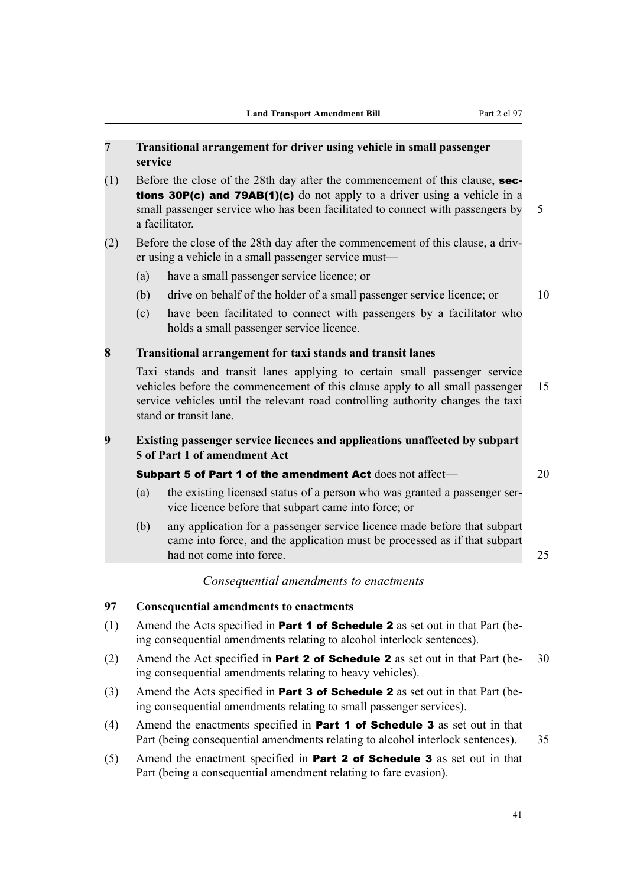### 7 Transitional arrangement for driver using vehicle in small passenger service

(1) Before the close of the 28th day after the commencement of this clause, **sections 30P(c) and 79AB(1)(c)** do not apply to a driver using a vehicle in a small passenger service who has been facilitated to connect with passengers by a facilitator.

(2) Before the close of the 28th day after the commencement of this clause, a driver using a vehicle in a small passenger service must—

(a) have a small passenger service licence; or

(b) drive on behalf of the holder of a small passenger service licence; or

(c) have been facilitated to connect with passengers by a facilitator who holds a small passenger service licence.

### 8 Transitional arrangement for taxi stands and transit lanes

Taxi stands and transit lanes applying to certain small passenger service vehicles before the commencement of this clause apply to all small passenger service vehicles until the relevant road controlling authority changes the taxi stand or transit lane.

### 9 Existing passenger service licences and applications unaffected by subpart 5 of Part 1 of amendment Act

**Subpart 5 of Part 1 of the amendment Act** does not affect—

(a) the existing licensed status of a person who was granted a passenger service licence before that subpart came into force; or

(b) any application for a passenger service licence made before that subpart came into force, and the application must be processed as if that subpart had not come into force.

*Consequential amendments to enactments*

### 97 Consequential amendments to enactments

(1) Amend the Acts specified in **Part 1 of Schedule 2** as set out in that Part (being consequential amendments relating to alcohol interlock sentences).

(2) Amend the Act specified in **Part 2 of Schedule 2** as set out in that Part (being consequential amendments relating to heavy vehicles).

(3) Amend the Acts specified in **Part 3 of Schedule 2** as set out in that Part (being consequential amendments relating to small passenger services).

(4) Amend the enactments specified in **Part 1 of Schedule 3** as set out in that Part (being consequential amendments relating to alcohol interlock sentences).

(5) Amend the enactment specified in **Part 2 of Schedule 3** as set out in that Part (being a consequential amendment relating to fare evasion).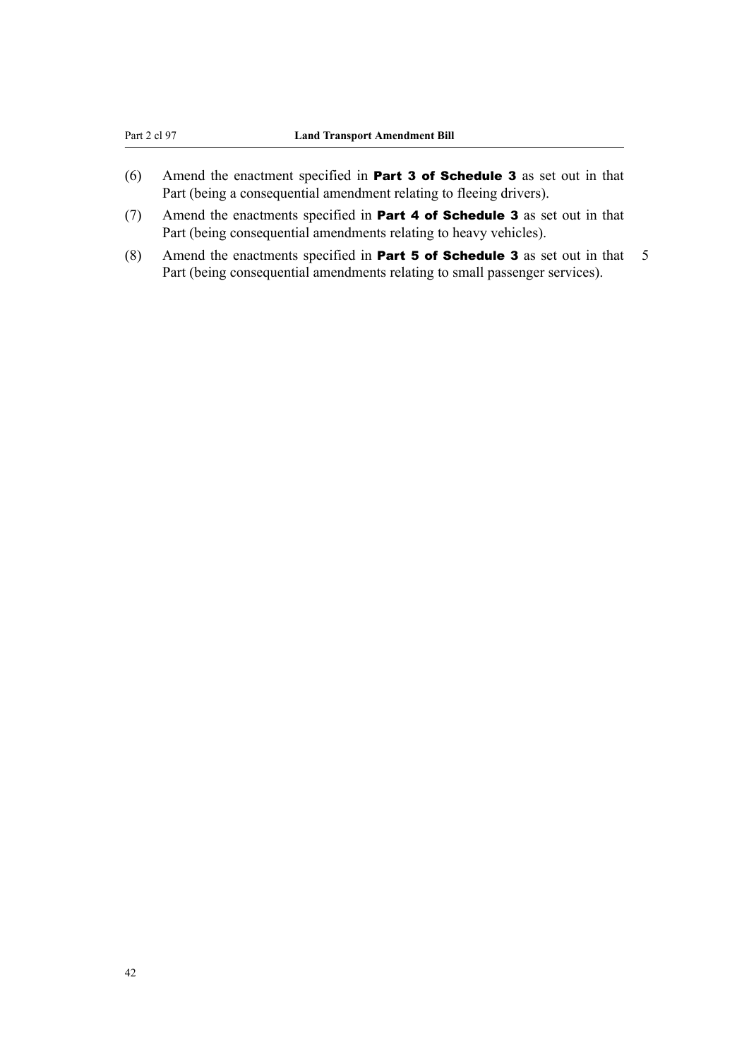(6) Amend the enactment specified in **Part 3 of Schedule 3** as set out in that Part (being a consequential amendment relating to fleeing drivers).

(7) Amend the enactments specified in **Part 4 of Schedule 3** as set out in that Part (being consequential amendments relating to heavy vehicles).

(8) Amend the enactments specified in **Part 5 of Schedule 3** as set out in that Part (being consequential amendments relating to small passenger services).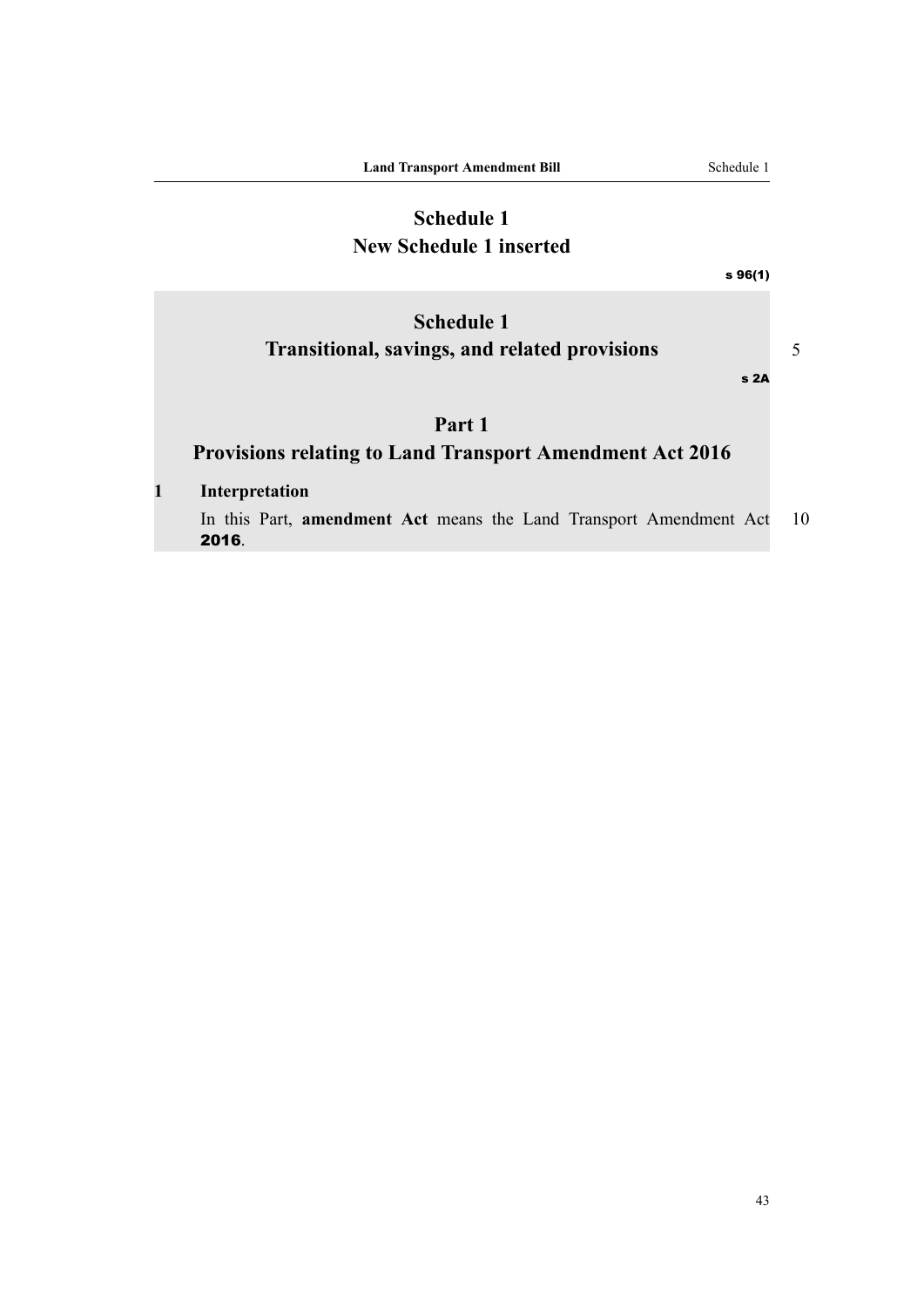# Schedule 1
# New Schedule 1 inserted

s 96(1)

## Schedule 1
## Transitional, savings, and related provisions

s 2A

### Part 1
### Provisions relating to Land Transport Amendment Act 2016

**1 Interpretation**

In this Part, **amendment Act** means the Land Transport Amendment Act **2016**.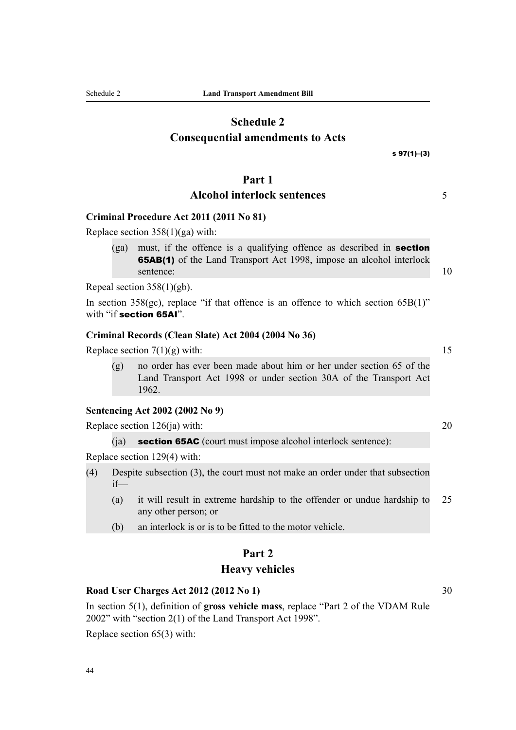# Schedule 2
## Consequential amendments to Acts

s 97(1)–(3)

## Part 1
### Alcohol interlock sentences

**Criminal Procedure Act 2011 (2011 No 81)**

Replace section 358(1)(ga) with:

> (ga) must, if the offence is a qualifying offence as described in **section 65AB(1)** of the Land Transport Act 1998, impose an alcohol interlock sentence:

Repeal section 358(1)(gb).

In section 358(gc), replace "if that offence is an offence to which section 65B(1)" with "if **section 65AI**".

**Criminal Records (Clean Slate) Act 2004 (2004 No 36)**

Replace section 7(1)(g) with:

> (g) no order has ever been made about him or her under section 65 of the Land Transport Act 1998 or under section 30A of the Transport Act 1962.

**Sentencing Act 2002 (2002 No 9)**

Replace section 126(ja) with:

> (ja) **section 65AC** (court must impose alcohol interlock sentence):

Replace section 129(4) with:

> (4) Despite subsection (3), the court must not make an order under that subsection if—
>
> (a) it will result in extreme hardship to the offender or undue hardship to any other person; or
>
> (b) an interlock is or is to be fitted to the motor vehicle.

## Part 2
### Heavy vehicles

**Road User Charges Act 2012 (2012 No 1)**

In section 5(1), definition of **gross vehicle mass**, replace "Part 2 of the VDAM Rule 2002" with "section 2(1) of the Land Transport Act 1998".

Replace section 65(3) with: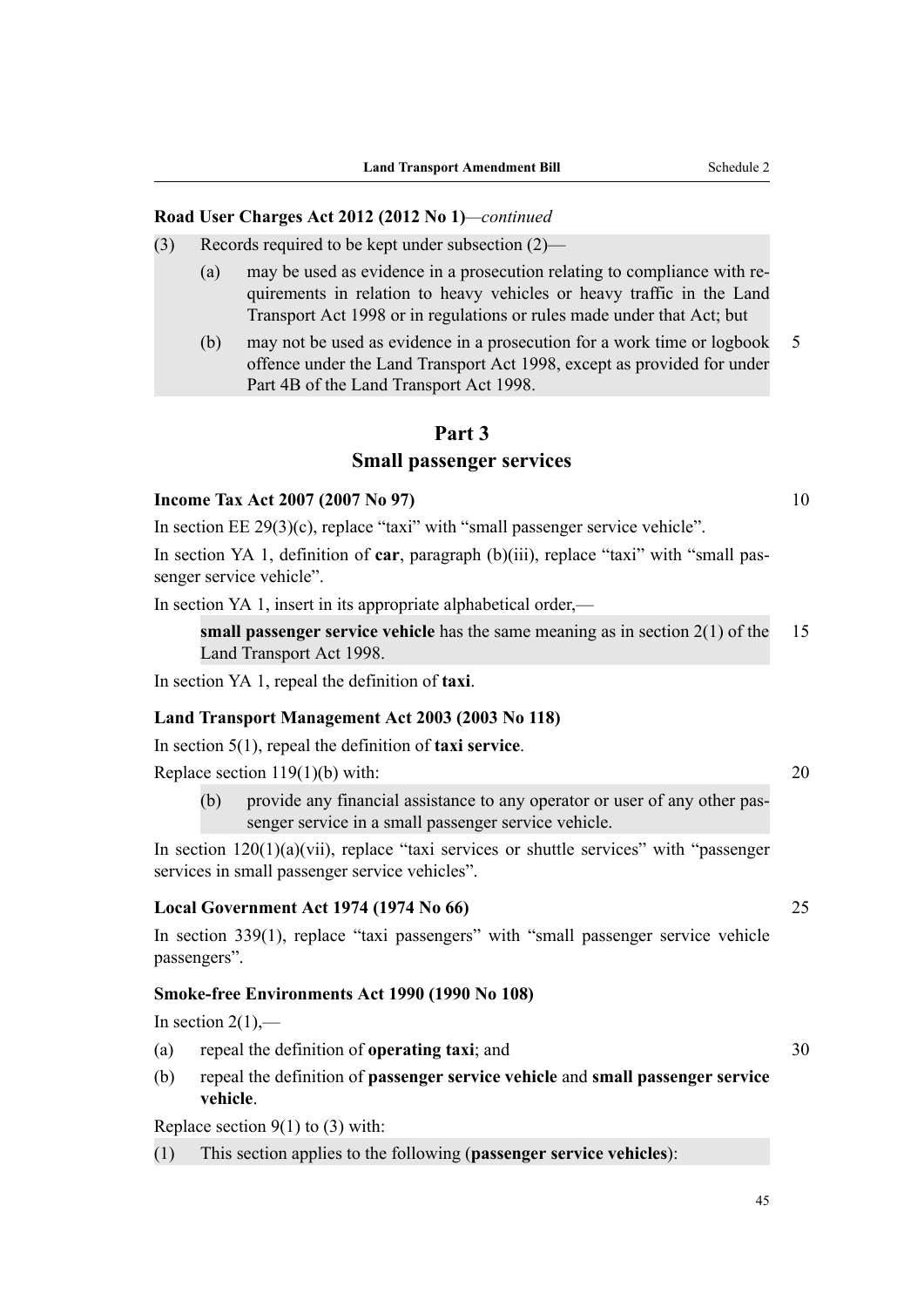**Road User Charges Act 2012 (2012 No 1)**—*continued*

(3) Records required to be kept under subsection (2)—

(a) may be used as evidence in a prosecution relating to compliance with requirements in relation to heavy vehicles or heavy traffic in the Land Transport Act 1998 or in regulations or rules made under that Act; but

(b) may not be used as evidence in a prosecution for a work time or logbook offence under the Land Transport Act 1998, except as provided for under Part 4B of the Land Transport Act 1998.

## Part 3
## Small passenger services

**Income Tax Act 2007 (2007 No 97)**

In section EE 29(3)(c), replace "taxi" with "small passenger service vehicle".

In section YA 1, definition of **car**, paragraph (b)(iii), replace "taxi" with "small passenger service vehicle".

In section YA 1, insert in its appropriate alphabetical order,—

> **small passenger service vehicle** has the same meaning as in section 2(1) of the Land Transport Act 1998.

In section YA 1, repeal the definition of **taxi**.

**Land Transport Management Act 2003 (2003 No 118)**

In section 5(1), repeal the definition of **taxi service**.

Replace section 119(1)(b) with:

> (b) provide any financial assistance to any operator or user of any other passenger service in a small passenger service vehicle.

In section 120(1)(a)(vii), replace "taxi services or shuttle services" with "passenger services in small passenger service vehicles".

**Local Government Act 1974 (1974 No 66)**

In section 339(1), replace "taxi passengers" with "small passenger service vehicle passengers".

**Smoke-free Environments Act 1990 (1990 No 108)**

In section 2(1),—

(a) repeal the definition of **operating taxi**; and

(b) repeal the definition of **passenger service vehicle** and **small passenger service vehicle**.

Replace section 9(1) to (3) with:

> (1) This section applies to the following (**passenger service vehicles**):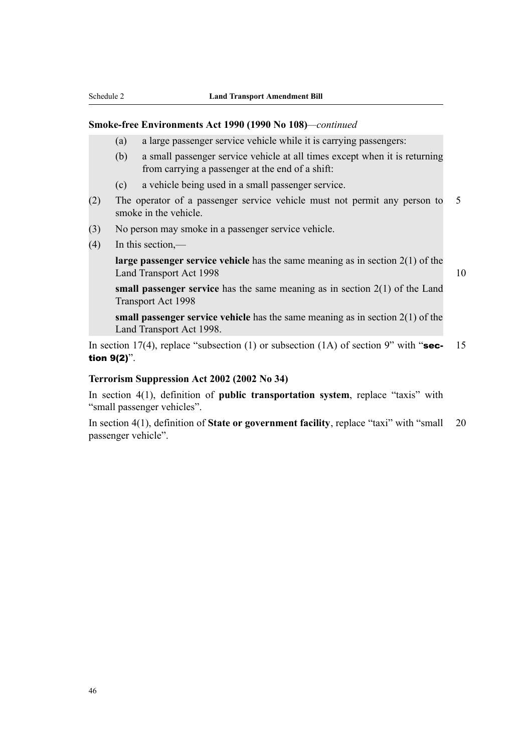**Smoke-free Environments Act 1990 (1990 No 108)**—*continued*

(a) a large passenger service vehicle while it is carrying passengers:

(b) a small passenger service vehicle at all times except when it is returning from carrying a passenger at the end of a shift:

(c) a vehicle being used in a small passenger service.

(2) The operator of a passenger service vehicle must not permit any person to smoke in the vehicle.

(3) No person may smoke in a passenger service vehicle.

(4) In this section,—

**large passenger service vehicle** has the same meaning as in section 2(1) of the Land Transport Act 1998

**small passenger service** has the same meaning as in section 2(1) of the Land Transport Act 1998

**small passenger service vehicle** has the same meaning as in section 2(1) of the Land Transport Act 1998.

In section 17(4), replace "subsection (1) or subsection (1A) of section 9" with "**section 9(2)**".

**Terrorism Suppression Act 2002 (2002 No 34)**

In section 4(1), definition of **public transportation system**, replace "taxis" with "small passenger vehicles".

In section 4(1), definition of **State or government facility**, replace "taxi" with "small passenger vehicle".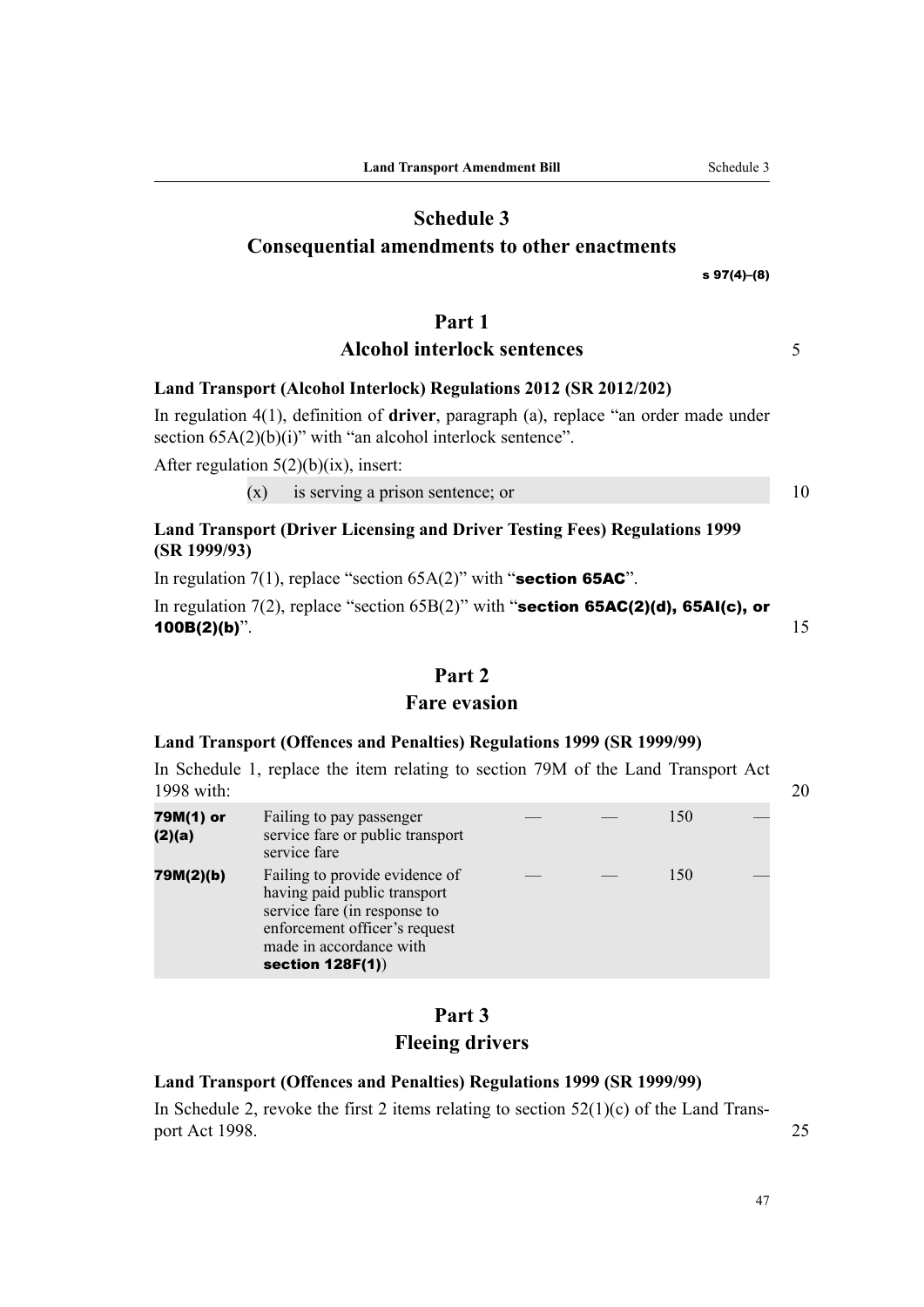# Schedule 3
## Consequential amendments to other enactments

s 97(4)–(8)

# Part 1
## Alcohol interlock sentences

### Land Transport (Alcohol Interlock) Regulations 2012 (SR 2012/202)

In regulation 4(1), definition of **driver**, paragraph (a), replace "an order made under section 65A(2)(b)(i)" with "an alcohol interlock sentence".

After regulation 5(2)(b)(ix), insert:

(x) is serving a prison sentence; or

### Land Transport (Driver Licensing and Driver Testing Fees) Regulations 1999 (SR 1999/93)

In regulation 7(1), replace "section 65A(2)" with "**section 65AC**".

In regulation 7(2), replace "section 65B(2)" with "**section 65AC(2)(d), 65AI(c), or 100B(2)(b)**".

# Part 2
## Fare evasion

### Land Transport (Offences and Penalties) Regulations 1999 (SR 1999/99)

In Schedule 1, replace the item relating to section 79M of the Land Transport Act 1998 with:

| | | | | | |
|---|---|---|---|---|---|
| **79M(1) or (2)(a)** | Failing to pay passenger service fare or public transport service fare | — | — | 150 | — |
| **79M(2)(b)** | Failing to provide evidence of having paid public transport service fare (in response to enforcement officer's request made in accordance with **section 128F(1)**) | — | — | 150 | — |

# Part 3
## Fleeing drivers

### Land Transport (Offences and Penalties) Regulations 1999 (SR 1999/99)

In Schedule 2, revoke the first 2 items relating to section 52(1)(c) of the Land Transport Act 1998.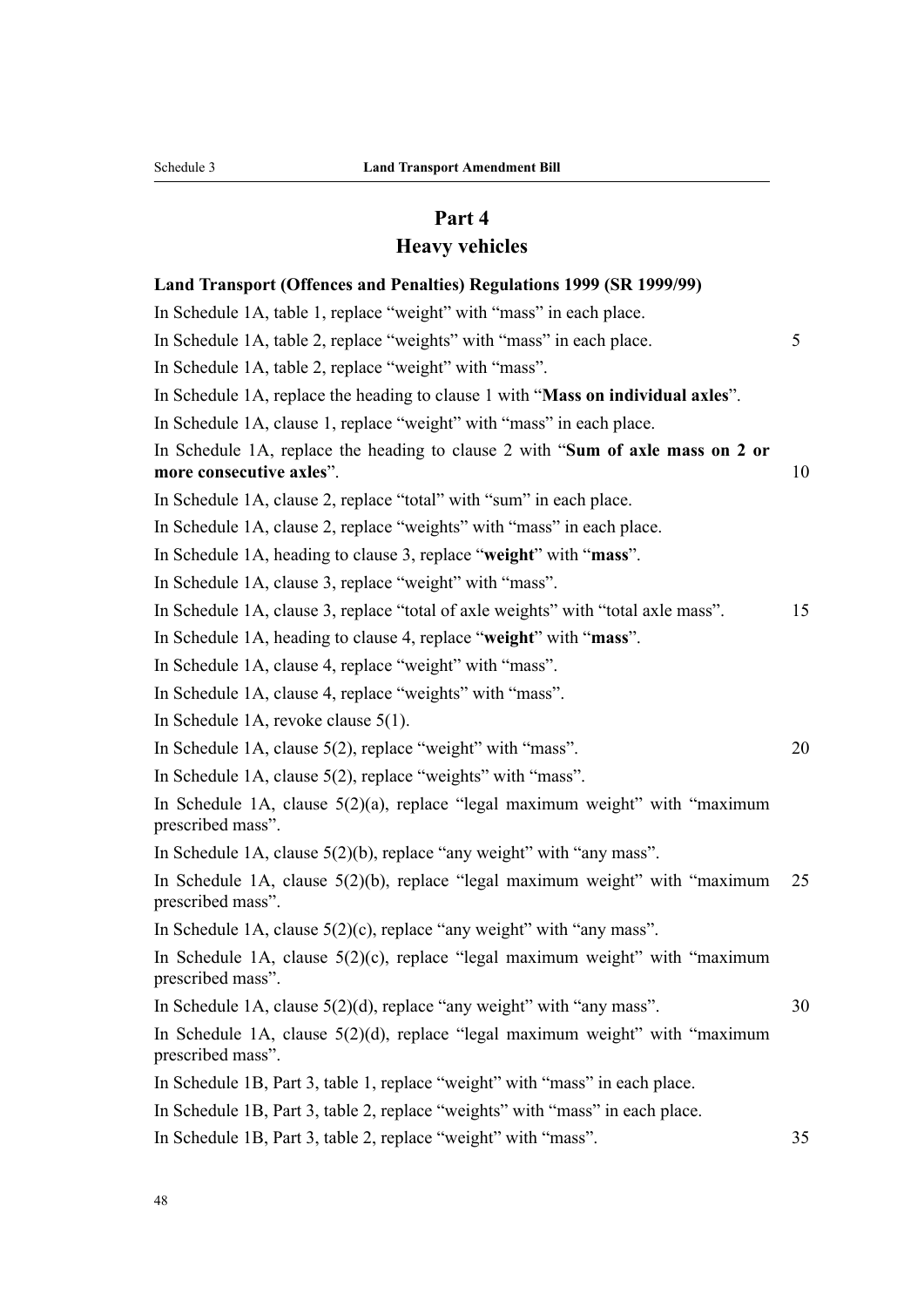## Part 4
## Heavy vehicles

**Land Transport (Offences and Penalties) Regulations 1999 (SR 1999/99)**

In Schedule 1A, table 1, replace "weight" with "mass" in each place.

In Schedule 1A, table 2, replace "weights" with "mass" in each place.

In Schedule 1A, table 2, replace "weight" with "mass".

In Schedule 1A, replace the heading to clause 1 with "**Mass on individual axles**".

In Schedule 1A, clause 1, replace "weight" with "mass" in each place.

In Schedule 1A, replace the heading to clause 2 with "**Sum of axle mass on 2 or more consecutive axles**".

In Schedule 1A, clause 2, replace "total" with "sum" in each place.

In Schedule 1A, clause 2, replace "weights" with "mass" in each place.

In Schedule 1A, heading to clause 3, replace "**weight**" with "**mass**".

In Schedule 1A, clause 3, replace "weight" with "mass".

In Schedule 1A, clause 3, replace "total of axle weights" with "total axle mass".

In Schedule 1A, heading to clause 4, replace "**weight**" with "**mass**".

In Schedule 1A, clause 4, replace "weight" with "mass".

In Schedule 1A, clause 4, replace "weights" with "mass".

In Schedule 1A, revoke clause 5(1).

In Schedule 1A, clause 5(2), replace "weight" with "mass".

In Schedule 1A, clause 5(2), replace "weights" with "mass".

In Schedule 1A, clause 5(2)(a), replace "legal maximum weight" with "maximum prescribed mass".

In Schedule 1A, clause 5(2)(b), replace "any weight" with "any mass".

In Schedule 1A, clause 5(2)(b), replace "legal maximum weight" with "maximum prescribed mass".

In Schedule 1A, clause 5(2)(c), replace "any weight" with "any mass".

In Schedule 1A, clause 5(2)(c), replace "legal maximum weight" with "maximum prescribed mass".

In Schedule 1A, clause 5(2)(d), replace "any weight" with "any mass".

In Schedule 1A, clause 5(2)(d), replace "legal maximum weight" with "maximum prescribed mass".

In Schedule 1B, Part 3, table 1, replace "weight" with "mass" in each place.

In Schedule 1B, Part 3, table 2, replace "weights" with "mass" in each place.

In Schedule 1B, Part 3, table 2, replace "weight" with "mass".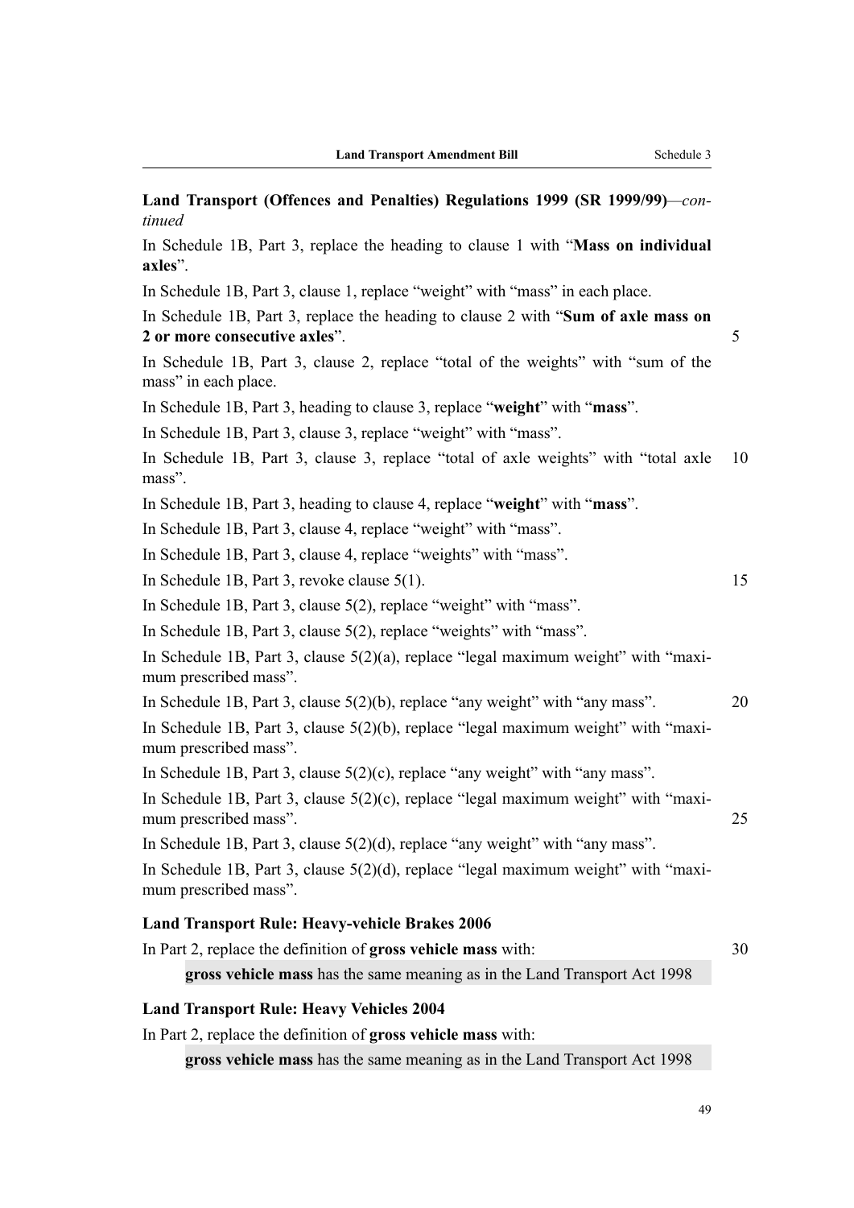**Land Transport (Offences and Penalties) Regulations 1999 (SR 1999/99)**—*continued*

In Schedule 1B, Part 3, replace the heading to clause 1 with "**Mass on individual axles**".

In Schedule 1B, Part 3, clause 1, replace "weight" with "mass" in each place.

In Schedule 1B, Part 3, replace the heading to clause 2 with "**Sum of axle mass on 2 or more consecutive axles**".

In Schedule 1B, Part 3, clause 2, replace "total of the weights" with "sum of the mass" in each place.

In Schedule 1B, Part 3, heading to clause 3, replace "**weight**" with "**mass**".

In Schedule 1B, Part 3, clause 3, replace "weight" with "mass".

In Schedule 1B, Part 3, clause 3, replace "total of axle weights" with "total axle mass".

In Schedule 1B, Part 3, heading to clause 4, replace "**weight**" with "**mass**".

In Schedule 1B, Part 3, clause 4, replace "weight" with "mass".

In Schedule 1B, Part 3, clause 4, replace "weights" with "mass".

In Schedule 1B, Part 3, revoke clause 5(1).

In Schedule 1B, Part 3, clause 5(2), replace "weight" with "mass".

In Schedule 1B, Part 3, clause 5(2), replace "weights" with "mass".

In Schedule 1B, Part 3, clause 5(2)(a), replace "legal maximum weight" with "maximum prescribed mass".

In Schedule 1B, Part 3, clause 5(2)(b), replace "any weight" with "any mass".

In Schedule 1B, Part 3, clause 5(2)(b), replace "legal maximum weight" with "maximum prescribed mass".

In Schedule 1B, Part 3, clause 5(2)(c), replace "any weight" with "any mass".

In Schedule 1B, Part 3, clause 5(2)(c), replace "legal maximum weight" with "maximum prescribed mass".

In Schedule 1B, Part 3, clause 5(2)(d), replace "any weight" with "any mass".

In Schedule 1B, Part 3, clause 5(2)(d), replace "legal maximum weight" with "maximum prescribed mass".

**Land Transport Rule: Heavy-vehicle Brakes 2006**

In Part 2, replace the definition of **gross vehicle mass** with:

> **gross vehicle mass** has the same meaning as in the Land Transport Act 1998

**Land Transport Rule: Heavy Vehicles 2004**

In Part 2, replace the definition of **gross vehicle mass** with:

> **gross vehicle mass** has the same meaning as in the Land Transport Act 1998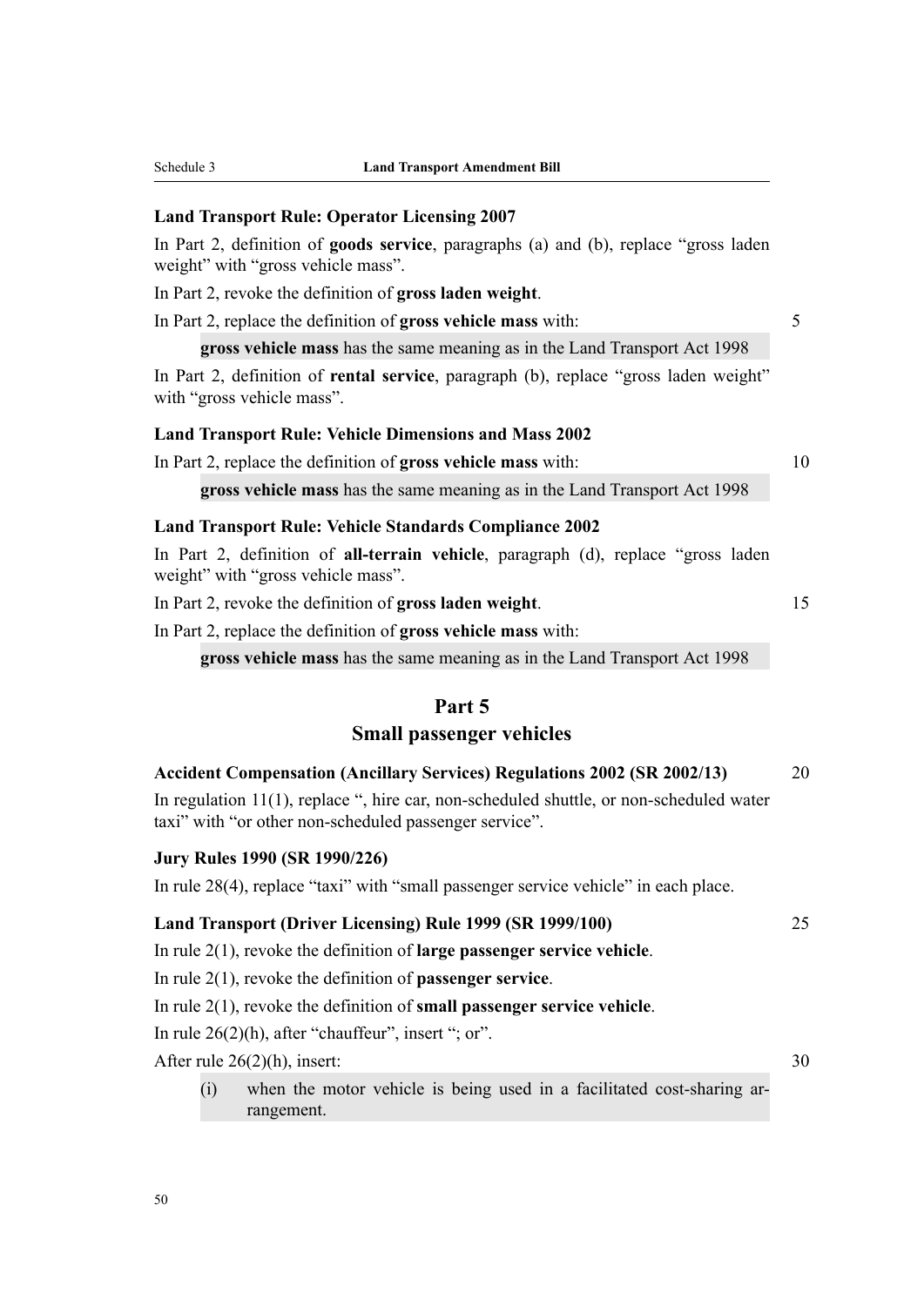**Land Transport Rule: Operator Licensing 2007**

In Part 2, definition of **goods service**, paragraphs (a) and (b), replace "gross laden weight" with "gross vehicle mass".

In Part 2, revoke the definition of **gross laden weight**.

In Part 2, replace the definition of **gross vehicle mass** with:

> **gross vehicle mass** has the same meaning as in the Land Transport Act 1998

In Part 2, definition of **rental service**, paragraph (b), replace "gross laden weight" with "gross vehicle mass".

**Land Transport Rule: Vehicle Dimensions and Mass 2002**

In Part 2, replace the definition of **gross vehicle mass** with:

> **gross vehicle mass** has the same meaning as in the Land Transport Act 1998

**Land Transport Rule: Vehicle Standards Compliance 2002**

In Part 2, definition of **all-terrain vehicle**, paragraph (d), replace "gross laden weight" with "gross vehicle mass".

In Part 2, revoke the definition of **gross laden weight**.

In Part 2, replace the definition of **gross vehicle mass** with:

> **gross vehicle mass** has the same meaning as in the Land Transport Act 1998

## Part 5
## Small passenger vehicles

**Accident Compensation (Ancillary Services) Regulations 2002 (SR 2002/13)**

In regulation 11(1), replace ", hire car, non-scheduled shuttle, or non-scheduled water taxi" with "or other non-scheduled passenger service".

**Jury Rules 1990 (SR 1990/226)**

In rule 28(4), replace "taxi" with "small passenger service vehicle" in each place.

**Land Transport (Driver Licensing) Rule 1999 (SR 1999/100)**

In rule 2(1), revoke the definition of **large passenger service vehicle**.

In rule 2(1), revoke the definition of **passenger service**.

In rule 2(1), revoke the definition of **small passenger service vehicle**.

In rule 26(2)(h), after "chauffeur", insert "; or".

After rule 26(2)(h), insert:

> (i) when the motor vehicle is being used in a facilitated cost-sharing arrangement.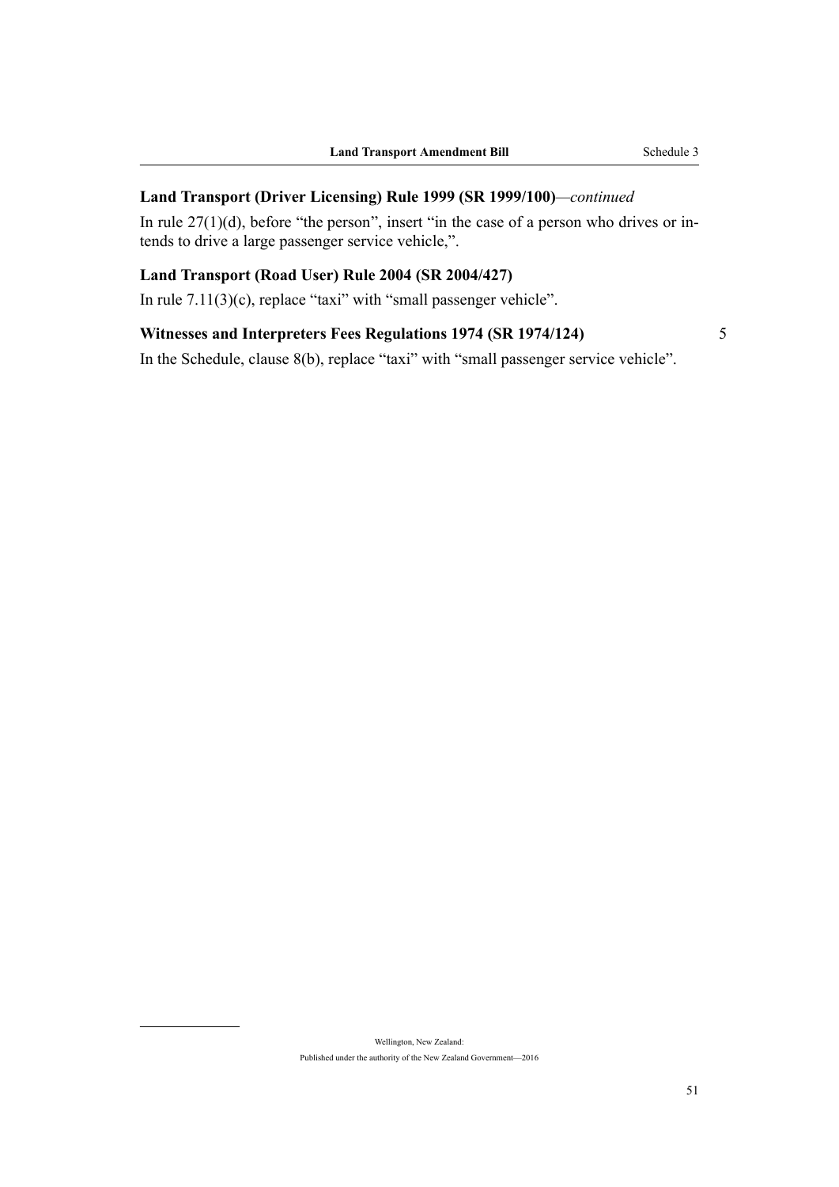**Land Transport (Driver Licensing) Rule 1999 (SR 1999/100)**—*continued*

In rule 27(1)(d), before "the person", insert "in the case of a person who drives or intends to drive a large passenger service vehicle,".

**Land Transport (Road User) Rule 2004 (SR 2004/427)**

In rule 7.11(3)(c), replace "taxi" with "small passenger vehicle".

**Witnesses and Interpreters Fees Regulations 1974 (SR 1974/124)**

In the Schedule, clause 8(b), replace "taxi" with "small passenger service vehicle".

Wellington, New Zealand:
Published under the authority of the New Zealand Government—2016